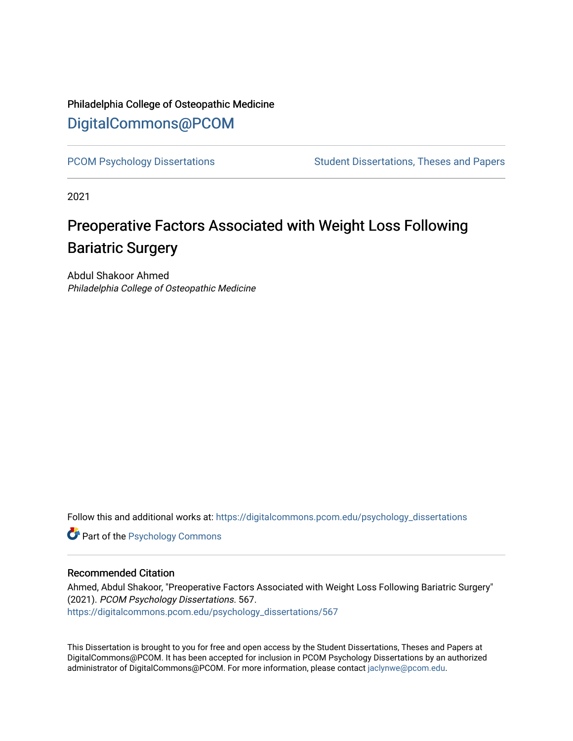Philadelphia College of Osteopathic Medicine

# DigitalCommons@PCOM

PCOM Psychology Dissertations | Student Dissertations, Theses and Papers

2021

# Preoperative Factors Associated with Weight Loss Following Bariatric Surgery

Abdul Shakoor Ahmed

*Philadelphia College of Osteopathic Medicine*

Follow this and additional works at: https://digitalcommons.pcom.edu/psychology_dissertations

Part of the Psychology Commons

## Recommended Citation

Ahmed, Abdul Shakoor, "Preoperative Factors Associated with Weight Loss Following Bariatric Surgery" (2021). *PCOM Psychology Dissertations*. 567.
https://digitalcommons.pcom.edu/psychology_dissertations/567

This Dissertation is brought to you for free and open access by the Student Dissertations, Theses and Papers at DigitalCommons@PCOM. It has been accepted for inclusion in PCOM Psychology Dissertations by an authorized administrator of DigitalCommons@PCOM. For more information, please contact jaclynwe@pcom.edu.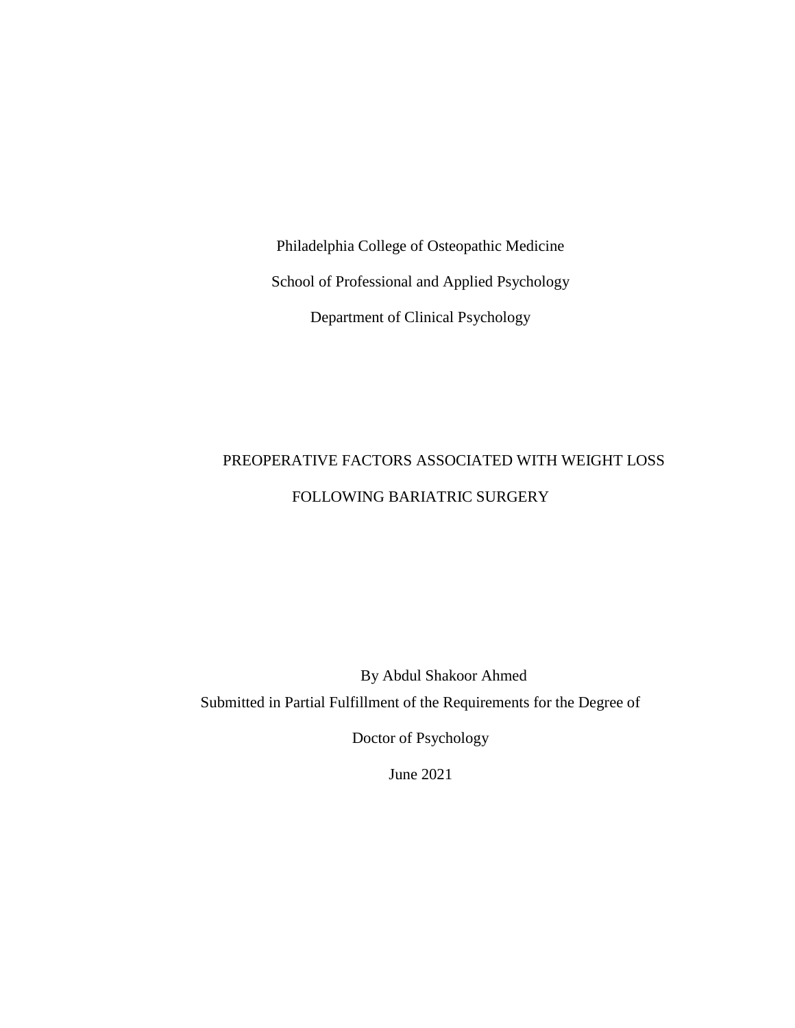Philadelphia College of Osteopathic Medicine

School of Professional and Applied Psychology

Department of Clinical Psychology

# PREOPERATIVE FACTORS ASSOCIATED WITH WEIGHT LOSS FOLLOWING BARIATRIC SURGERY

By Abdul Shakoor Ahmed

Submitted in Partial Fulfillment of the Requirements for the Degree of

Doctor of Psychology

June 2021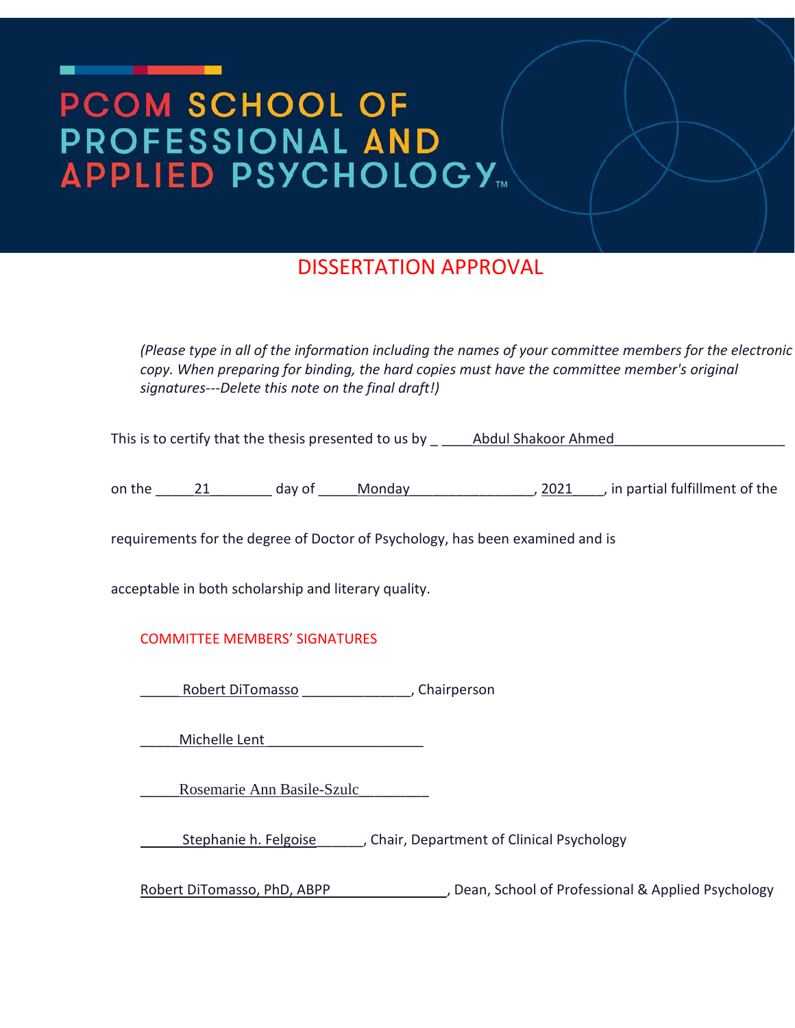# PCOM SCHOOL OF PROFESSIONAL AND APPLIED PSYCHOLOGY™

## DISSERTATION APPROVAL

*(Please type in all of the information including the names of your committee members for the electronic copy. When preparing for binding, the hard copies must have the committee member's original signatures---Delete this note on the final draft!)*

This is to certify that the thesis presented to us by _ _____Abdul Shakoor Ahmed______________________

on the _____21________ day of _____Monday________________, 2021____, in partial fulfillment of the

requirements for the degree of Doctor of Psychology, has been examined and is

acceptable in both scholarship and literary quality.

COMMITTEE MEMBERS' SIGNATURES

_____ Robert DiTomasso ______________, Chairperson

_____Michelle Lent____________________

_____Rosemarie Ann Basile-Szulc_________

______Stephanie h. Felgoise______, Chair, Department of Clinical Psychology

Robert DiTomasso, PhD, ABPP_______________, Dean, School of Professional & Applied Psychology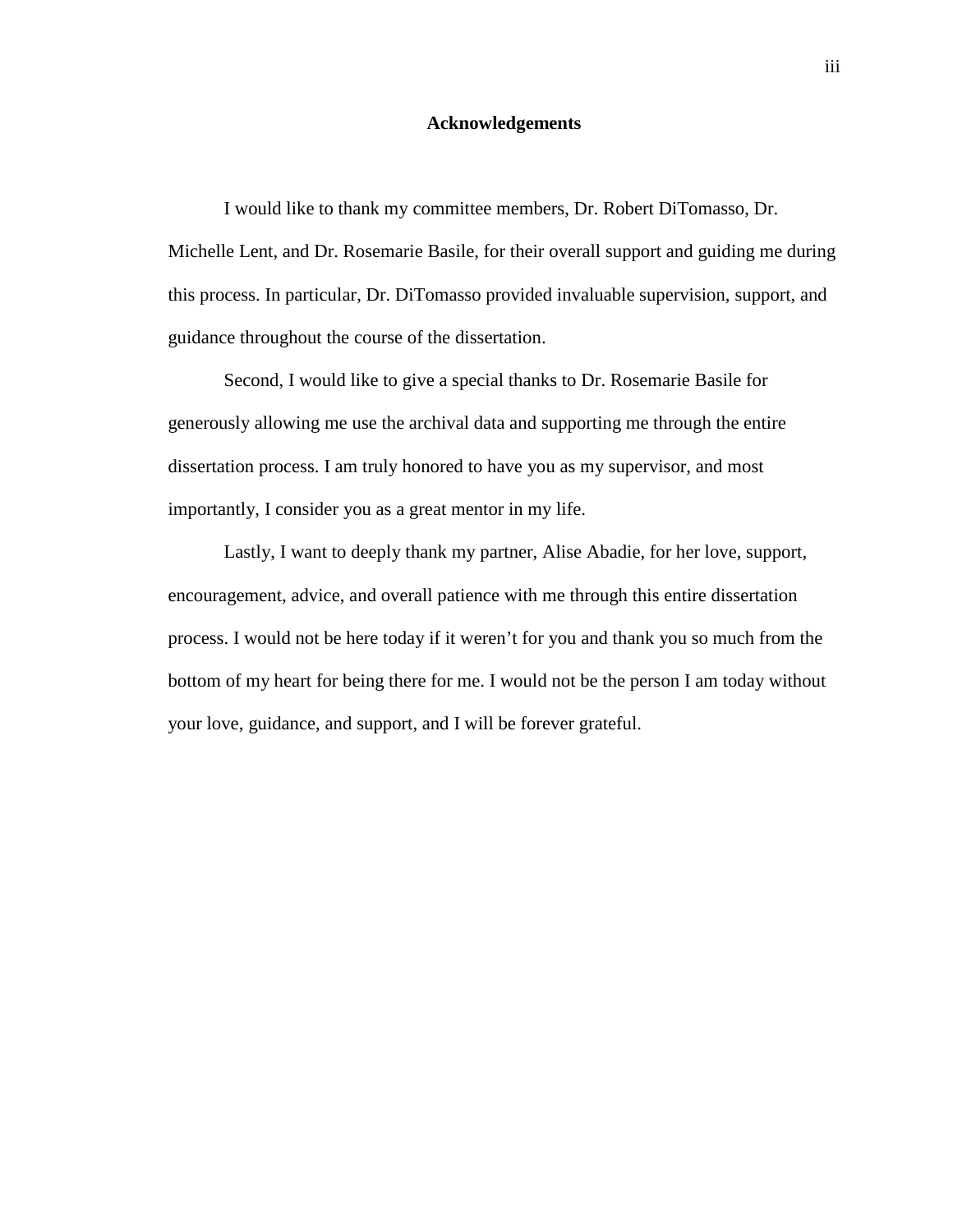# Acknowledgements

I would like to thank my committee members, Dr. Robert DiTomasso, Dr. Michelle Lent, and Dr. Rosemarie Basile, for their overall support and guiding me during this process. In particular, Dr. DiTomasso provided invaluable supervision, support, and guidance throughout the course of the dissertation.

Second, I would like to give a special thanks to Dr. Rosemarie Basile for generously allowing me use the archival data and supporting me through the entire dissertation process. I am truly honored to have you as my supervisor, and most importantly, I consider you as a great mentor in my life.

Lastly, I want to deeply thank my partner, Alise Abadie, for her love, support, encouragement, advice, and overall patience with me through this entire dissertation process. I would not be here today if it weren't for you and thank you so much from the bottom of my heart for being there for me. I would not be the person I am today without your love, guidance, and support, and I will be forever grateful.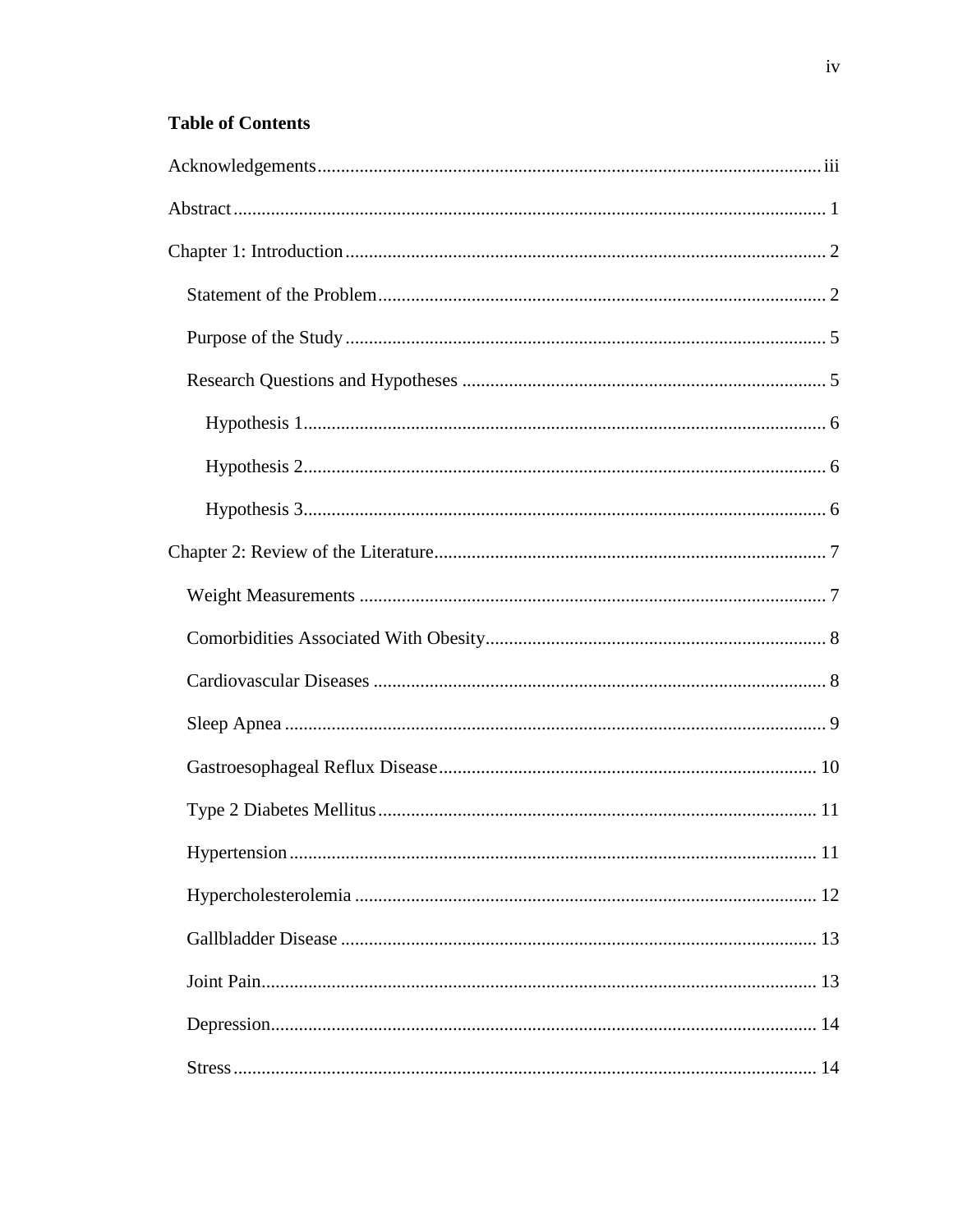**Table of Contents**

Acknowledgements .......... iii

Abstract .......... 1

Chapter 1: Introduction .......... 2

- Statement of the Problem .......... 2
- Purpose of the Study .......... 5
- Research Questions and Hypotheses .......... 5
  - Hypothesis 1 .......... 6
  - Hypothesis 2 .......... 6
  - Hypothesis 3 .......... 6

Chapter 2: Review of the Literature .......... 7

- Weight Measurements .......... 7
- Comorbidities Associated With Obesity .......... 8
- Cardiovascular Diseases .......... 8
- Sleep Apnea .......... 9
- Gastroesophageal Reflux Disease .......... 10
- Type 2 Diabetes Mellitus .......... 11
- Hypertension .......... 11
- Hypercholesterolemia .......... 12
- Gallbladder Disease .......... 13
- Joint Pain .......... 13
- Depression .......... 14
- Stress .......... 14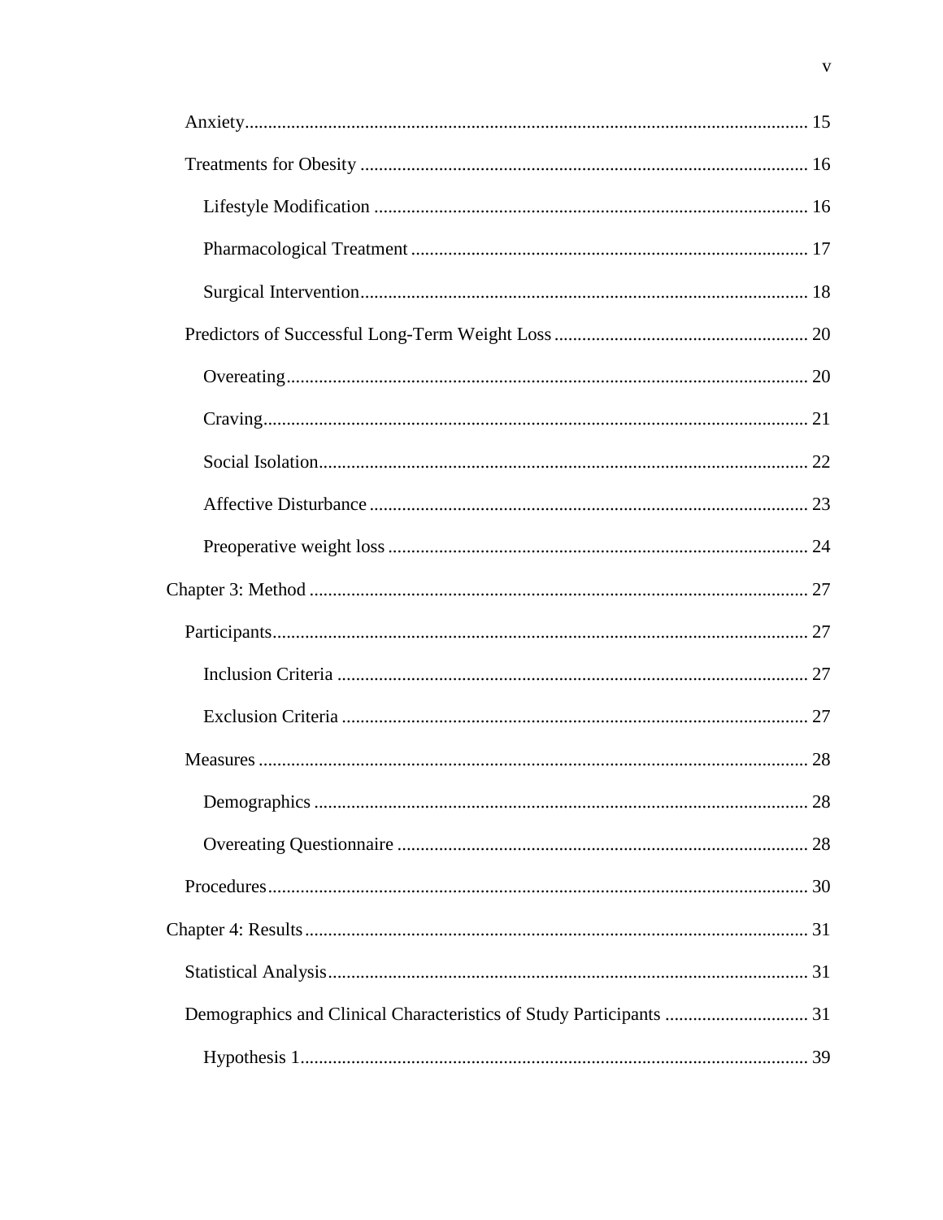- Anxiety ........ 15
- Treatments for Obesity ........ 16
  - Lifestyle Modification ........ 16
  - Pharmacological Treatment ........ 17
  - Surgical Intervention ........ 18
- Predictors of Successful Long-Term Weight Loss ........ 20
  - Overeating ........ 20
  - Craving ........ 21
  - Social Isolation ........ 22
  - Affective Disturbance ........ 23
  - Preoperative weight loss ........ 24

Chapter 3: Method ........ 27

- Participants ........ 27
  - Inclusion Criteria ........ 27
  - Exclusion Criteria ........ 27
- Measures ........ 28
  - Demographics ........ 28
  - Overeating Questionnaire ........ 28
- Procedures ........ 30

Chapter 4: Results ........ 31

- Statistical Analysis ........ 31
- Demographics and Clinical Characteristics of Study Participants ........ 31
  - Hypothesis 1 ........ 39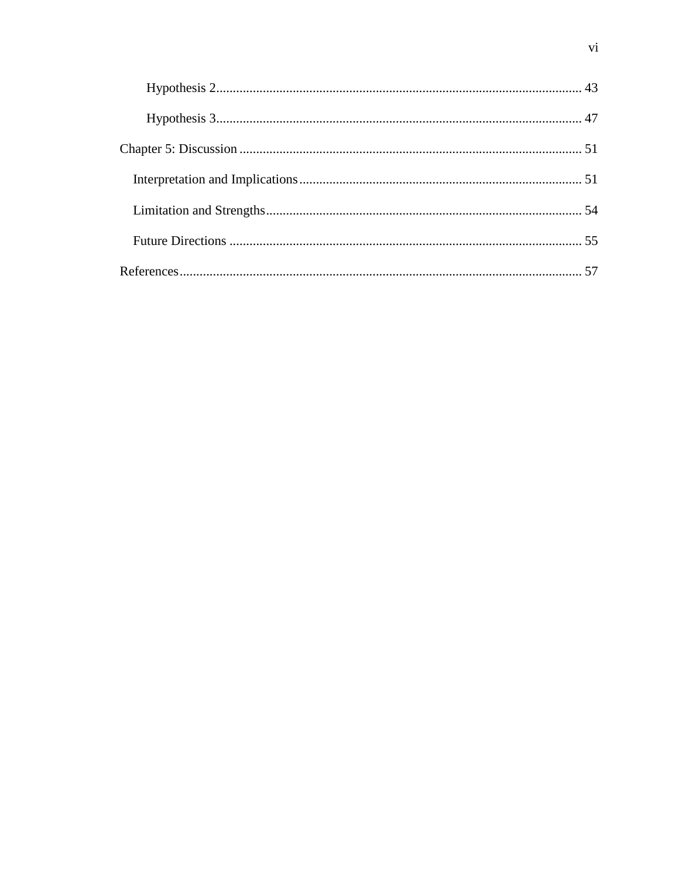Hypothesis 2 ............................................................................................................ 43

Hypothesis 3 ............................................................................................................ 47

Chapter 5: Discussion ..................................................................................................... 51

Interpretation and Implications ................................................................................... 51

Limitation and Strengths ............................................................................................. 54

Future Directions ......................................................................................................... 55

References ...................................................................................................................... 57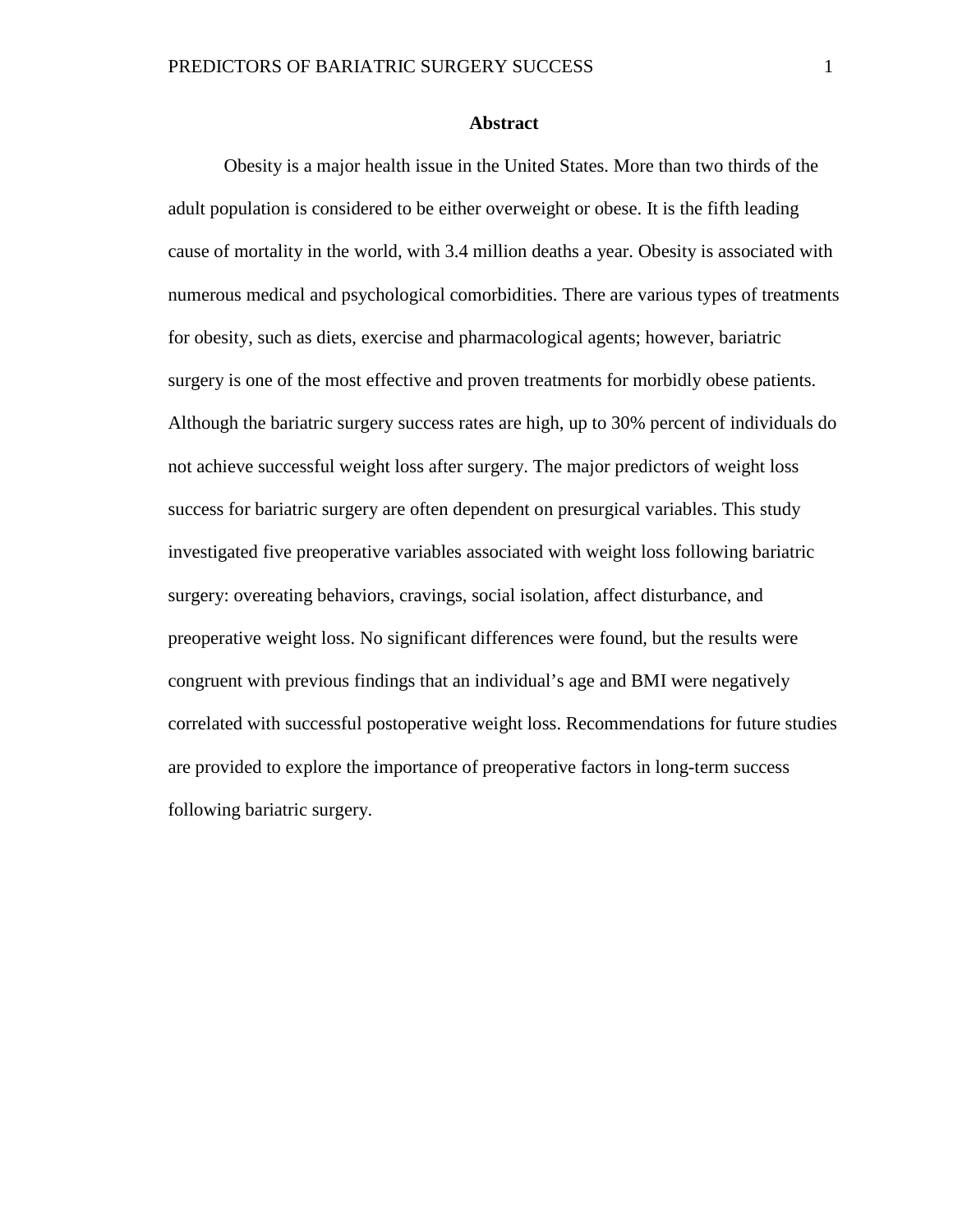## Abstract

Obesity is a major health issue in the United States. More than two thirds of the adult population is considered to be either overweight or obese. It is the fifth leading cause of mortality in the world, with 3.4 million deaths a year. Obesity is associated with numerous medical and psychological comorbidities. There are various types of treatments for obesity, such as diets, exercise and pharmacological agents; however, bariatric surgery is one of the most effective and proven treatments for morbidly obese patients. Although the bariatric surgery success rates are high, up to 30% percent of individuals do not achieve successful weight loss after surgery. The major predictors of weight loss success for bariatric surgery are often dependent on presurgical variables. This study investigated five preoperative variables associated with weight loss following bariatric surgery: overeating behaviors, cravings, social isolation, affect disturbance, and preoperative weight loss. No significant differences were found, but the results were congruent with previous findings that an individual's age and BMI were negatively correlated with successful postoperative weight loss. Recommendations for future studies are provided to explore the importance of preoperative factors in long-term success following bariatric surgery.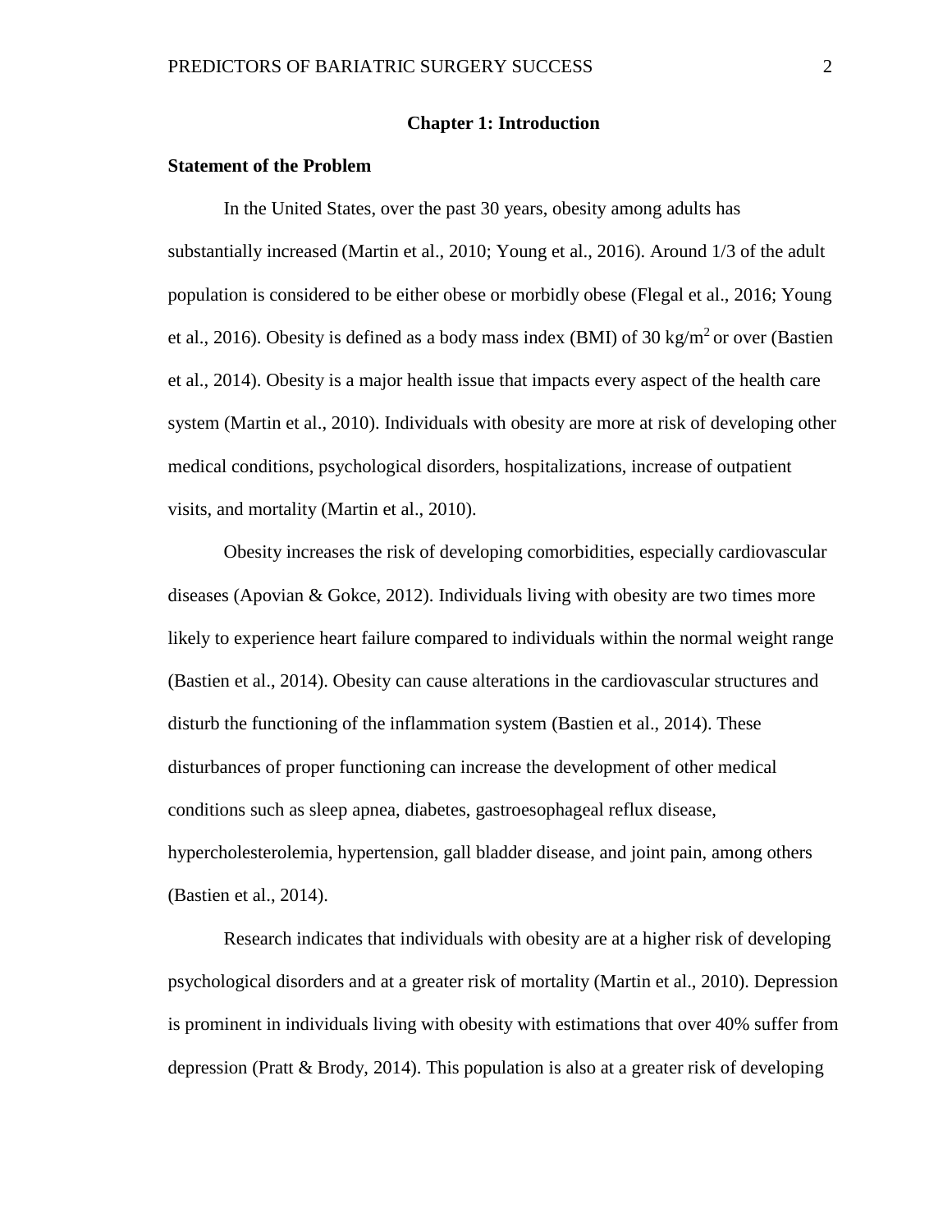# Chapter 1: Introduction

## Statement of the Problem

In the United States, over the past 30 years, obesity among adults has substantially increased (Martin et al., 2010; Young et al., 2016). Around 1/3 of the adult population is considered to be either obese or morbidly obese (Flegal et al., 2016; Young et al., 2016). Obesity is defined as a body mass index (BMI) of 30 $kg/m^2$ or over (Bastien et al., 2014). Obesity is a major health issue that impacts every aspect of the health care system (Martin et al., 2010). Individuals with obesity are more at risk of developing other medical conditions, psychological disorders, hospitalizations, increase of outpatient visits, and mortality (Martin et al., 2010).

Obesity increases the risk of developing comorbidities, especially cardiovascular diseases (Apovian & Gokce, 2012). Individuals living with obesity are two times more likely to experience heart failure compared to individuals within the normal weight range (Bastien et al., 2014). Obesity can cause alterations in the cardiovascular structures and disturb the functioning of the inflammation system (Bastien et al., 2014). These disturbances of proper functioning can increase the development of other medical conditions such as sleep apnea, diabetes, gastroesophageal reflux disease, hypercholesterolemia, hypertension, gall bladder disease, and joint pain, among others (Bastien et al., 2014).

Research indicates that individuals with obesity are at a higher risk of developing psychological disorders and at a greater risk of mortality (Martin et al., 2010). Depression is prominent in individuals living with obesity with estimations that over 40% suffer from depression (Pratt & Brody, 2014). This population is also at a greater risk of developing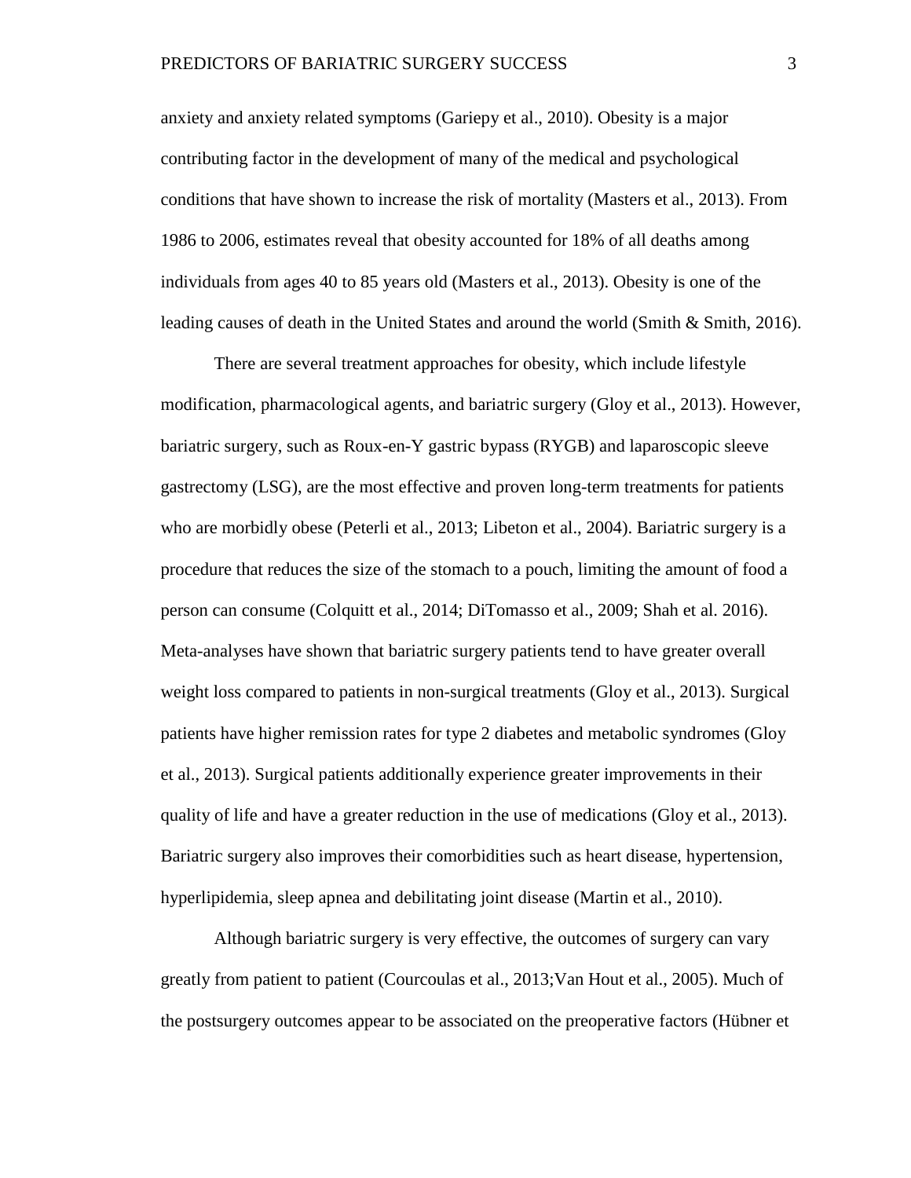anxiety and anxiety related symptoms (Gariepy et al., 2010). Obesity is a major contributing factor in the development of many of the medical and psychological conditions that have shown to increase the risk of mortality (Masters et al., 2013). From 1986 to 2006, estimates reveal that obesity accounted for 18% of all deaths among individuals from ages 40 to 85 years old (Masters et al., 2013). Obesity is one of the leading causes of death in the United States and around the world (Smith & Smith, 2016).

There are several treatment approaches for obesity, which include lifestyle modification, pharmacological agents, and bariatric surgery (Gloy et al., 2013). However, bariatric surgery, such as Roux-en-Y gastric bypass (RYGB) and laparoscopic sleeve gastrectomy (LSG), are the most effective and proven long-term treatments for patients who are morbidly obese (Peterli et al., 2013; Libeton et al., 2004). Bariatric surgery is a procedure that reduces the size of the stomach to a pouch, limiting the amount of food a person can consume (Colquitt et al., 2014; DiTomasso et al., 2009; Shah et al. 2016). Meta-analyses have shown that bariatric surgery patients tend to have greater overall weight loss compared to patients in non-surgical treatments (Gloy et al., 2013). Surgical patients have higher remission rates for type 2 diabetes and metabolic syndromes (Gloy et al., 2013). Surgical patients additionally experience greater improvements in their quality of life and have a greater reduction in the use of medications (Gloy et al., 2013). Bariatric surgery also improves their comorbidities such as heart disease, hypertension, hyperlipidemia, sleep apnea and debilitating joint disease (Martin et al., 2010).

Although bariatric surgery is very effective, the outcomes of surgery can vary greatly from patient to patient (Courcoulas et al., 2013;Van Hout et al., 2005). Much of the postsurgery outcomes appear to be associated on the preoperative factors (Hübner et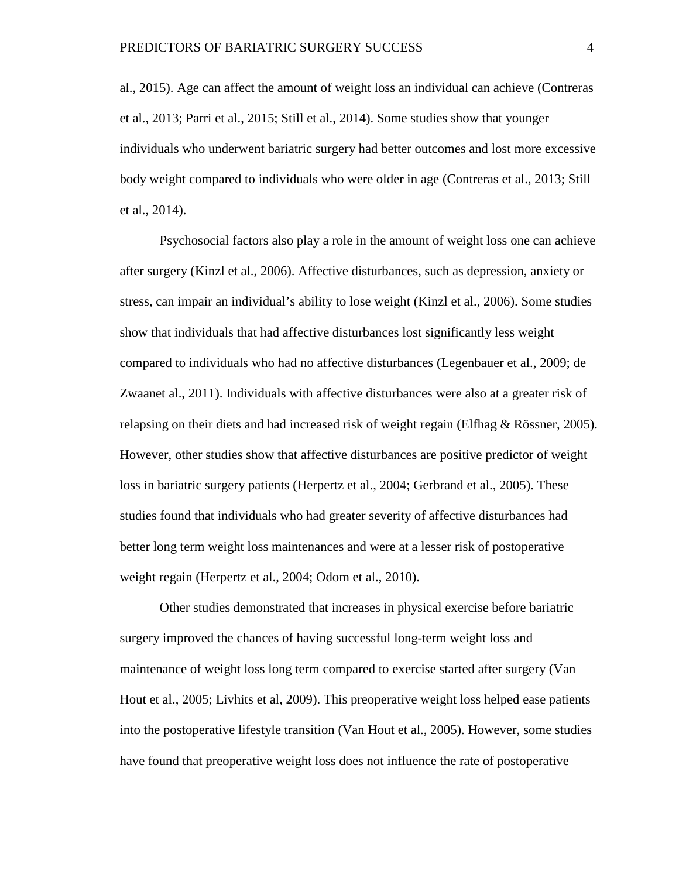al., 2015). Age can affect the amount of weight loss an individual can achieve (Contreras et al., 2013; Parri et al., 2015; Still et al., 2014). Some studies show that younger individuals who underwent bariatric surgery had better outcomes and lost more excessive body weight compared to individuals who were older in age (Contreras et al., 2013; Still et al., 2014).

Psychosocial factors also play a role in the amount of weight loss one can achieve after surgery (Kinzl et al., 2006). Affective disturbances, such as depression, anxiety or stress, can impair an individual's ability to lose weight (Kinzl et al., 2006). Some studies show that individuals that had affective disturbances lost significantly less weight compared to individuals who had no affective disturbances (Legenbauer et al., 2009; de Zwaanet al., 2011). Individuals with affective disturbances were also at a greater risk of relapsing on their diets and had increased risk of weight regain (Elfhag & Rössner, 2005). However, other studies show that affective disturbances are positive predictor of weight loss in bariatric surgery patients (Herpertz et al., 2004; Gerbrand et al., 2005). These studies found that individuals who had greater severity of affective disturbances had better long term weight loss maintenances and were at a lesser risk of postoperative weight regain (Herpertz et al., 2004; Odom et al., 2010).

Other studies demonstrated that increases in physical exercise before bariatric surgery improved the chances of having successful long-term weight loss and maintenance of weight loss long term compared to exercise started after surgery (Van Hout et al., 2005; Livhits et al, 2009). This preoperative weight loss helped ease patients into the postoperative lifestyle transition (Van Hout et al., 2005). However, some studies have found that preoperative weight loss does not influence the rate of postoperative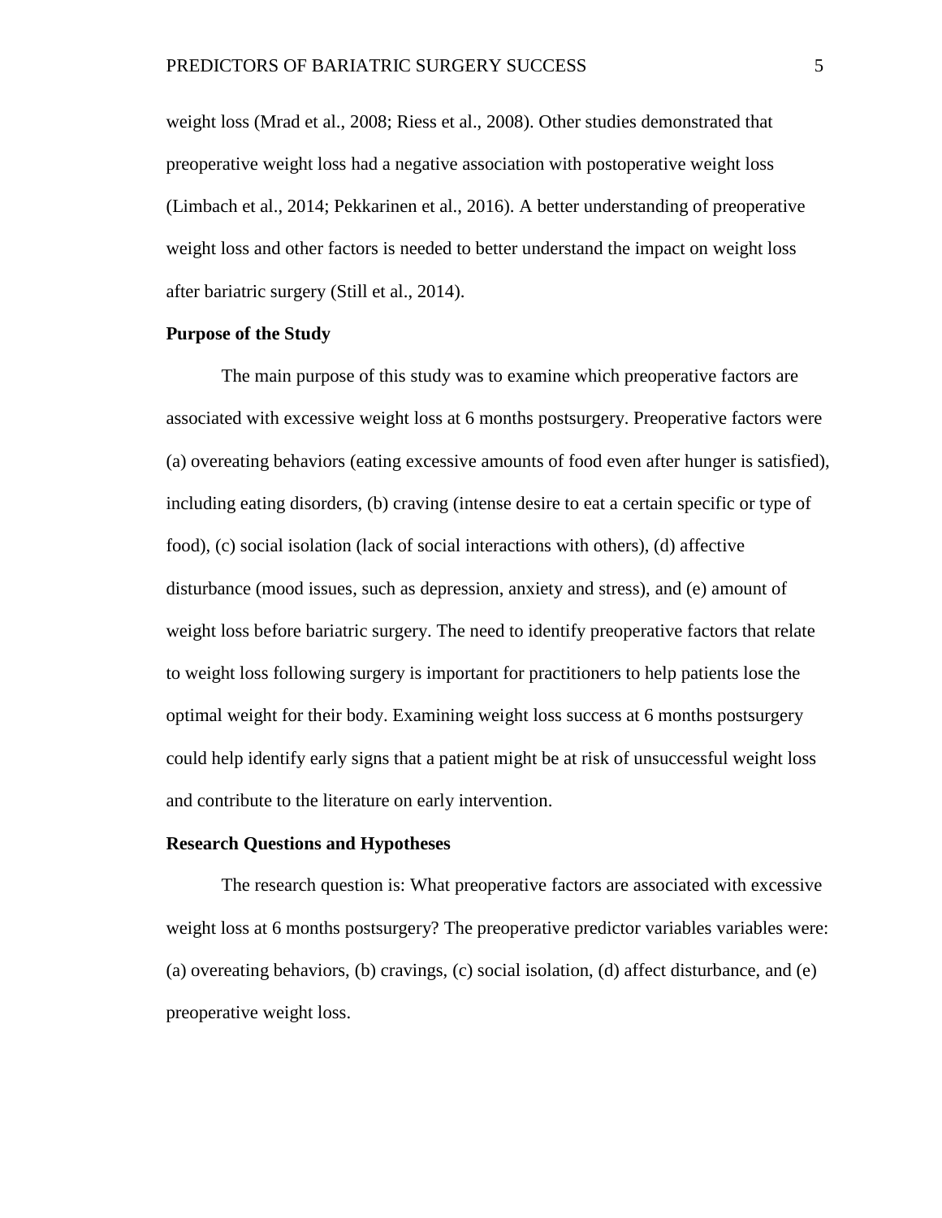weight loss (Mrad et al., 2008; Riess et al., 2008). Other studies demonstrated that preoperative weight loss had a negative association with postoperative weight loss (Limbach et al., 2014; Pekkarinen et al., 2016). A better understanding of preoperative weight loss and other factors is needed to better understand the impact on weight loss after bariatric surgery (Still et al., 2014).

**Purpose of the Study**

The main purpose of this study was to examine which preoperative factors are associated with excessive weight loss at 6 months postsurgery. Preoperative factors were (a) overeating behaviors (eating excessive amounts of food even after hunger is satisfied), including eating disorders, (b) craving (intense desire to eat a certain specific or type of food), (c) social isolation (lack of social interactions with others), (d) affective disturbance (mood issues, such as depression, anxiety and stress), and (e) amount of weight loss before bariatric surgery. The need to identify preoperative factors that relate to weight loss following surgery is important for practitioners to help patients lose the optimal weight for their body. Examining weight loss success at 6 months postsurgery could help identify early signs that a patient might be at risk of unsuccessful weight loss and contribute to the literature on early intervention.

**Research Questions and Hypotheses**

The research question is: What preoperative factors are associated with excessive weight loss at 6 months postsurgery? The preoperative predictor variables variables were: (a) overeating behaviors, (b) cravings, (c) social isolation, (d) affect disturbance, and (e) preoperative weight loss.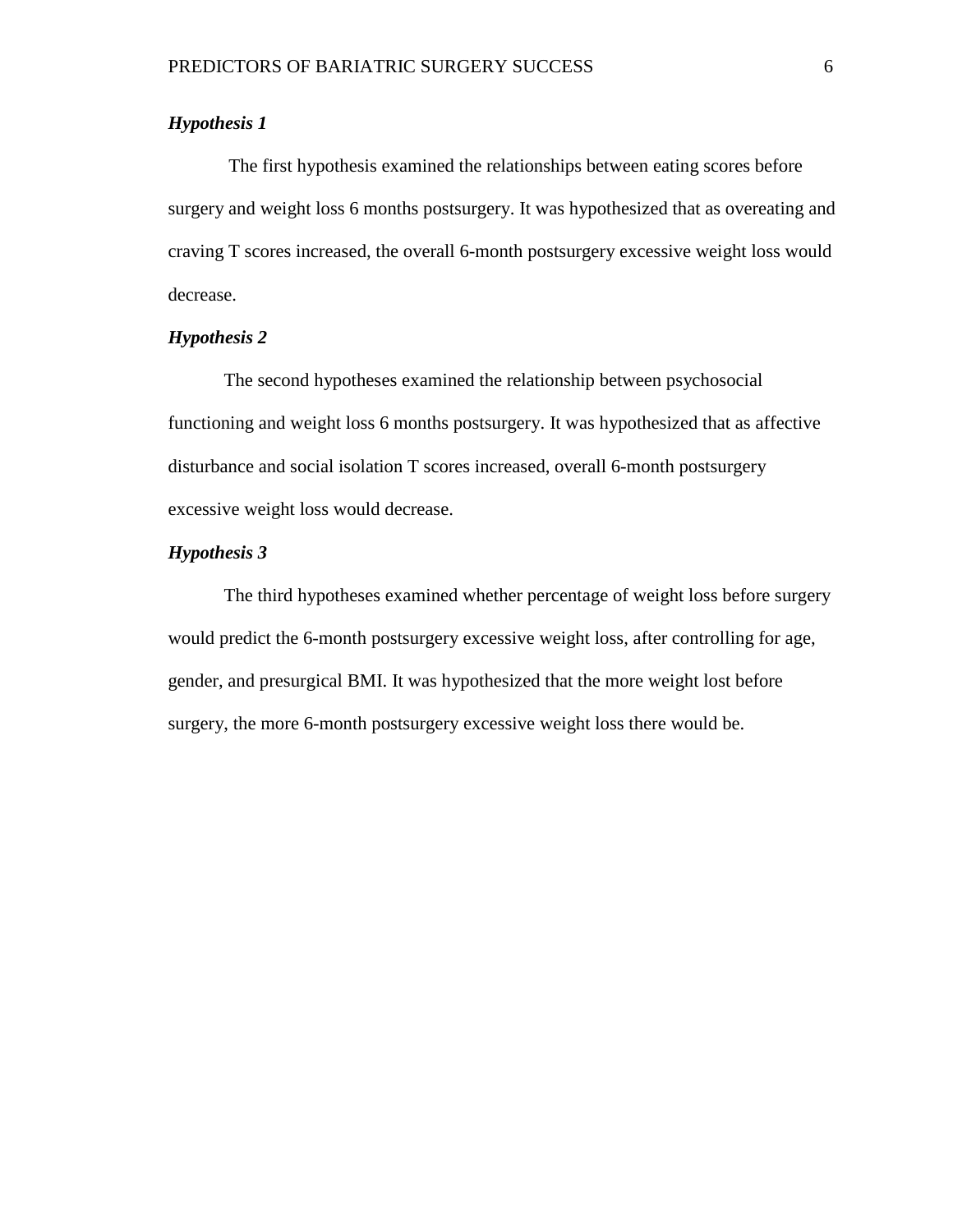### *Hypothesis 1*

The first hypothesis examined the relationships between eating scores before surgery and weight loss 6 months postsurgery. It was hypothesized that as overeating and craving T scores increased, the overall 6-month postsurgery excessive weight loss would decrease.

### *Hypothesis 2*

The second hypotheses examined the relationship between psychosocial functioning and weight loss 6 months postsurgery. It was hypothesized that as affective disturbance and social isolation T scores increased, overall 6-month postsurgery excessive weight loss would decrease.

### *Hypothesis 3*

The third hypotheses examined whether percentage of weight loss before surgery would predict the 6-month postsurgery excessive weight loss, after controlling for age, gender, and presurgical BMI. It was hypothesized that the more weight lost before surgery, the more 6-month postsurgery excessive weight loss there would be.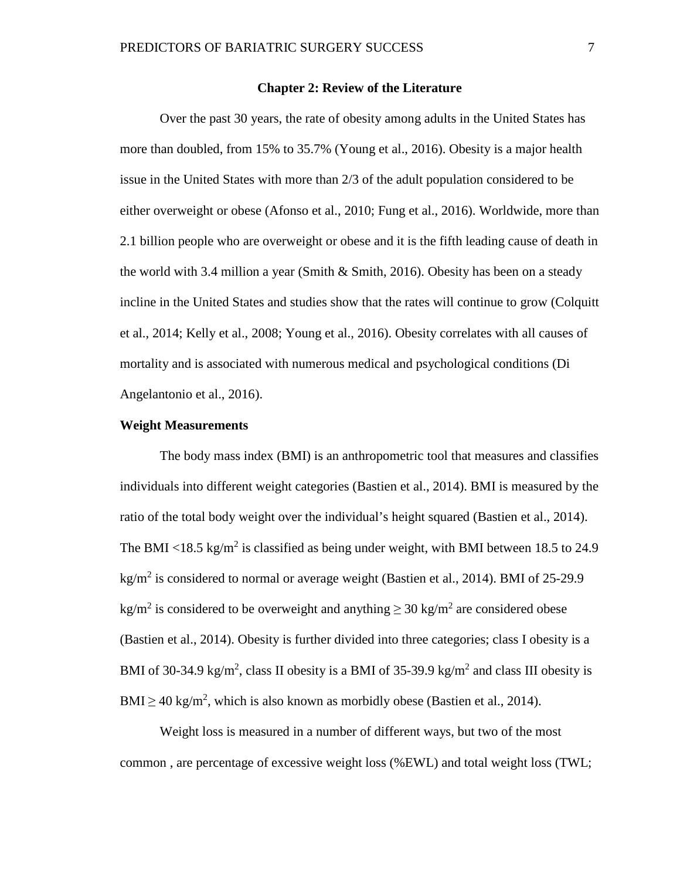## Chapter 2: Review of the Literature

Over the past 30 years, the rate of obesity among adults in the United States has more than doubled, from 15% to 35.7% (Young et al., 2016). Obesity is a major health issue in the United States with more than 2/3 of the adult population considered to be either overweight or obese (Afonso et al., 2010; Fung et al., 2016). Worldwide, more than 2.1 billion people who are overweight or obese and it is the fifth leading cause of death in the world with 3.4 million a year (Smith & Smith, 2016). Obesity has been on a steady incline in the United States and studies show that the rates will continue to grow (Colquitt et al., 2014; Kelly et al., 2008; Young et al., 2016). Obesity correlates with all causes of mortality and is associated with numerous medical and psychological conditions (Di Angelantonio et al., 2016).

### Weight Measurements

The body mass index (BMI) is an anthropometric tool that measures and classifies individuals into different weight categories (Bastien et al., 2014). BMI is measured by the ratio of the total body weight over the individual's height squared (Bastien et al., 2014). The BMI <18.5 $kg/m^2$ is classified as being under weight, with BMI between 18.5 to 24.9 $kg/m^2$ is considered to normal or average weight (Bastien et al., 2014). BMI of 25-29.9 $kg/m^2$ is considered to be overweight and anything $\geq 30$ $kg/m^2$ are considered obese (Bastien et al., 2014). Obesity is further divided into three categories; class I obesity is a BMI of 30-34.9 $kg/m^2$, class II obesity is a BMI of 35-39.9 $kg/m^2$ and class III obesity is BMI $\geq 40$ $kg/m^2$, which is also known as morbidly obese (Bastien et al., 2014).

Weight loss is measured in a number of different ways, but two of the most common , are percentage of excessive weight loss (%EWL) and total weight loss (TWL;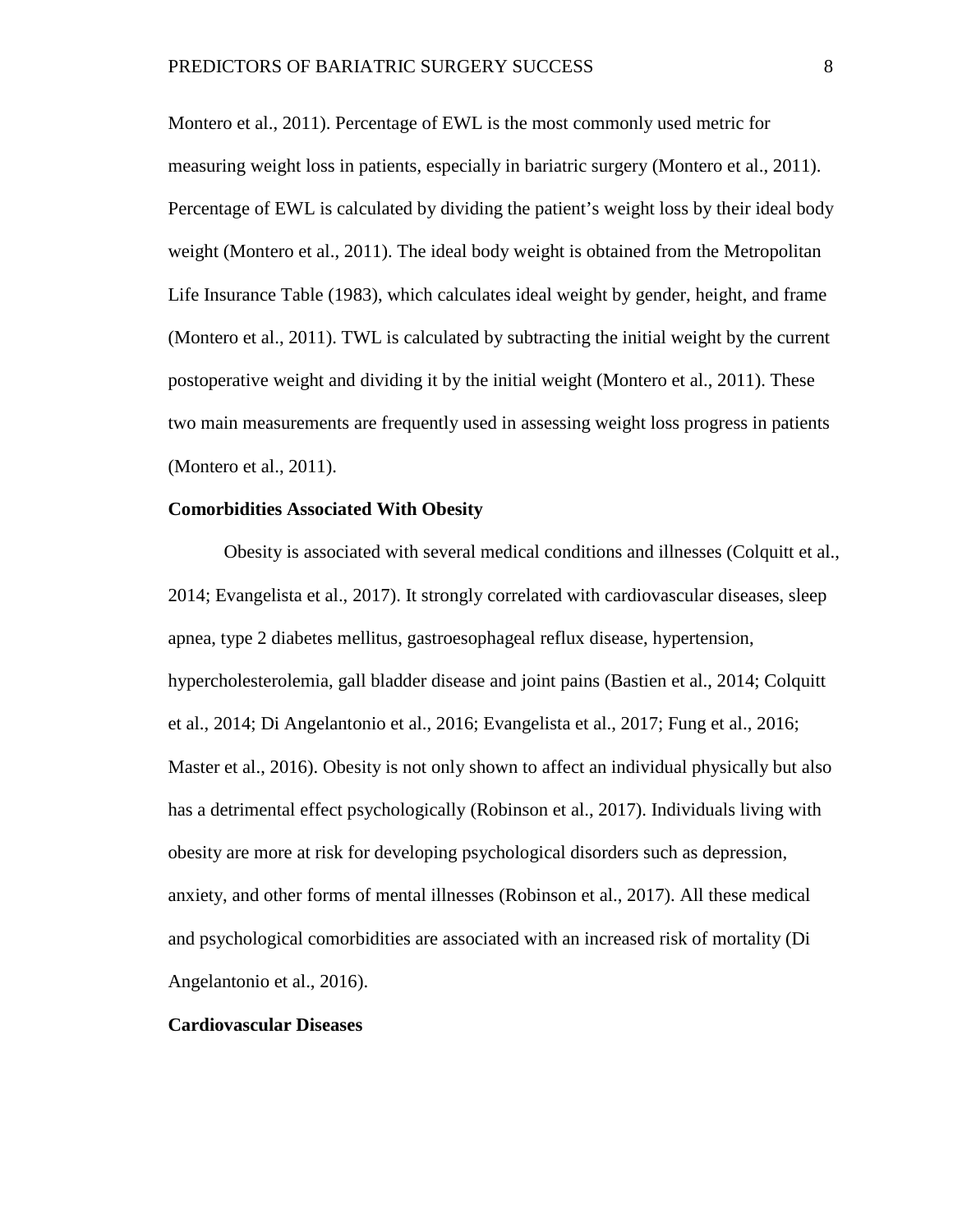Montero et al., 2011). Percentage of EWL is the most commonly used metric for measuring weight loss in patients, especially in bariatric surgery (Montero et al., 2011). Percentage of EWL is calculated by dividing the patient's weight loss by their ideal body weight (Montero et al., 2011). The ideal body weight is obtained from the Metropolitan Life Insurance Table (1983), which calculates ideal weight by gender, height, and frame (Montero et al., 2011). TWL is calculated by subtracting the initial weight by the current postoperative weight and dividing it by the initial weight (Montero et al., 2011). These two main measurements are frequently used in assessing weight loss progress in patients (Montero et al., 2011).

**Comorbidities Associated With Obesity**

Obesity is associated with several medical conditions and illnesses (Colquitt et al., 2014; Evangelista et al., 2017). It strongly correlated with cardiovascular diseases, sleep apnea, type 2 diabetes mellitus, gastroesophageal reflux disease, hypertension, hypercholesterolemia, gall bladder disease and joint pains (Bastien et al., 2014; Colquitt et al., 2014; Di Angelantonio et al., 2016; Evangelista et al., 2017; Fung et al., 2016; Master et al., 2016). Obesity is not only shown to affect an individual physically but also has a detrimental effect psychologically (Robinson et al., 2017). Individuals living with obesity are more at risk for developing psychological disorders such as depression, anxiety, and other forms of mental illnesses (Robinson et al., 2017). All these medical and psychological comorbidities are associated with an increased risk of mortality (Di Angelantonio et al., 2016).

**Cardiovascular Diseases**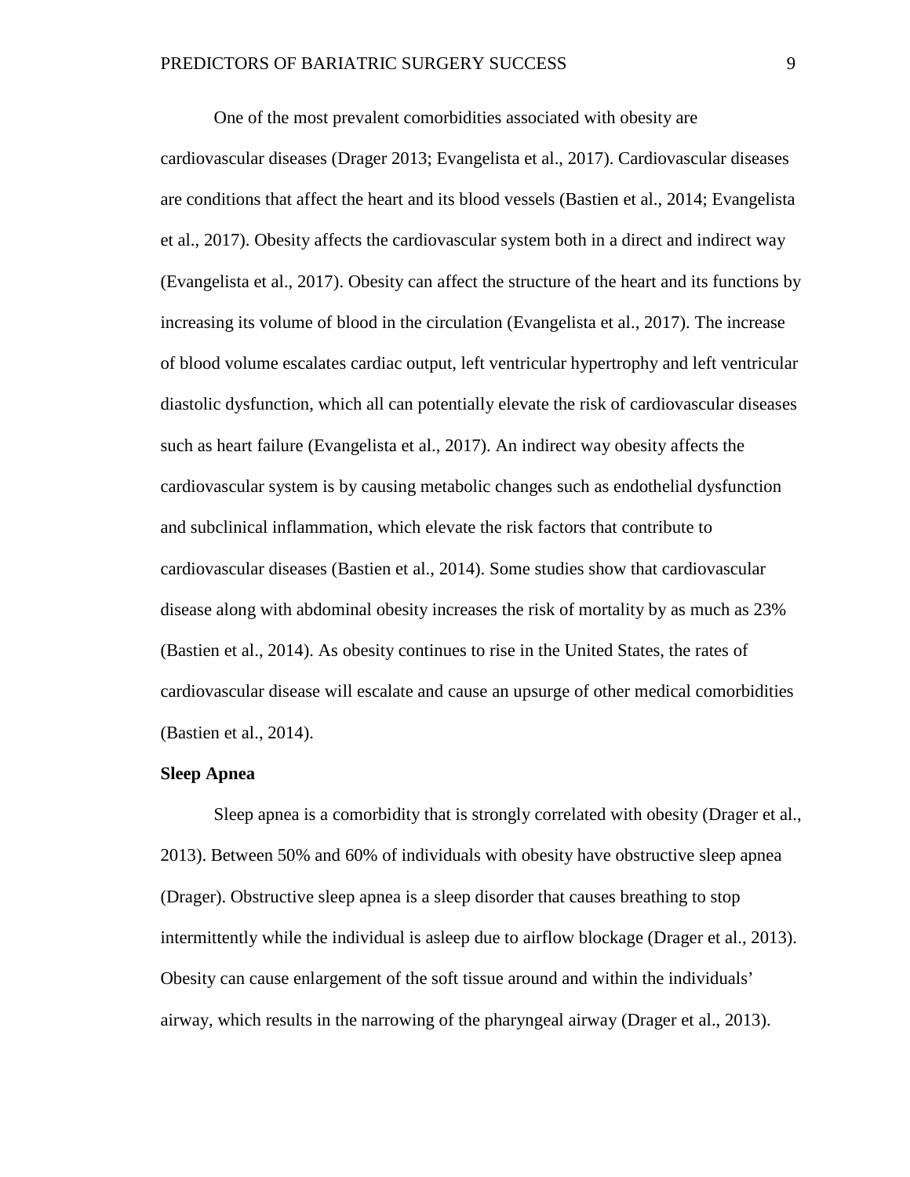One of the most prevalent comorbidities associated with obesity are cardiovascular diseases (Drager 2013; Evangelista et al., 2017). Cardiovascular diseases are conditions that affect the heart and its blood vessels (Bastien et al., 2014; Evangelista et al., 2017). Obesity affects the cardiovascular system both in a direct and indirect way (Evangelista et al., 2017). Obesity can affect the structure of the heart and its functions by increasing its volume of blood in the circulation (Evangelista et al., 2017). The increase of blood volume escalates cardiac output, left ventricular hypertrophy and left ventricular diastolic dysfunction, which all can potentially elevate the risk of cardiovascular diseases such as heart failure (Evangelista et al., 2017). An indirect way obesity affects the cardiovascular system is by causing metabolic changes such as endothelial dysfunction and subclinical inflammation, which elevate the risk factors that contribute to cardiovascular diseases (Bastien et al., 2014). Some studies show that cardiovascular disease along with abdominal obesity increases the risk of mortality by as much as 23% (Bastien et al., 2014). As obesity continues to rise in the United States, the rates of cardiovascular disease will escalate and cause an upsurge of other medical comorbidities (Bastien et al., 2014).

### Sleep Apnea

Sleep apnea is a comorbidity that is strongly correlated with obesity (Drager et al., 2013). Between 50% and 60% of individuals with obesity have obstructive sleep apnea (Drager). Obstructive sleep apnea is a sleep disorder that causes breathing to stop intermittently while the individual is asleep due to airflow blockage (Drager et al., 2013). Obesity can cause enlargement of the soft tissue around and within the individuals' airway, which results in the narrowing of the pharyngeal airway (Drager et al., 2013).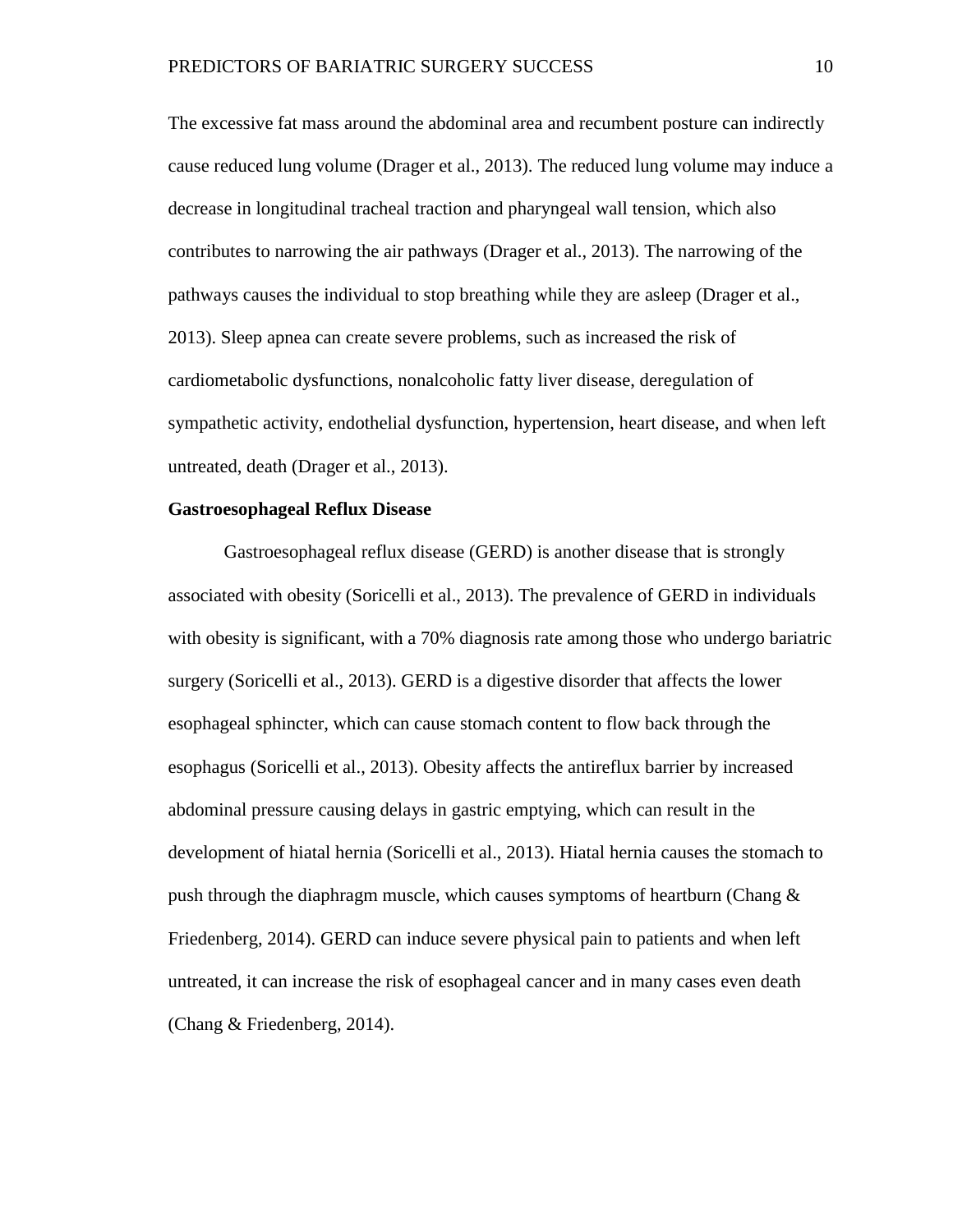The excessive fat mass around the abdominal area and recumbent posture can indirectly cause reduced lung volume (Drager et al., 2013). The reduced lung volume may induce a decrease in longitudinal tracheal traction and pharyngeal wall tension, which also contributes to narrowing the air pathways (Drager et al., 2013). The narrowing of the pathways causes the individual to stop breathing while they are asleep (Drager et al., 2013). Sleep apnea can create severe problems, such as increased the risk of cardiometabolic dysfunctions, nonalcoholic fatty liver disease, deregulation of sympathetic activity, endothelial dysfunction, hypertension, heart disease, and when left untreated, death (Drager et al., 2013).

**Gastroesophageal Reflux Disease**

Gastroesophageal reflux disease (GERD) is another disease that is strongly associated with obesity (Soricelli et al., 2013). The prevalence of GERD in individuals with obesity is significant, with a 70% diagnosis rate among those who undergo bariatric surgery (Soricelli et al., 2013). GERD is a digestive disorder that affects the lower esophageal sphincter, which can cause stomach content to flow back through the esophagus (Soricelli et al., 2013). Obesity affects the antireflux barrier by increased abdominal pressure causing delays in gastric emptying, which can result in the development of hiatal hernia (Soricelli et al., 2013). Hiatal hernia causes the stomach to push through the diaphragm muscle, which causes symptoms of heartburn (Chang & Friedenberg, 2014). GERD can induce severe physical pain to patients and when left untreated, it can increase the risk of esophageal cancer and in many cases even death (Chang & Friedenberg, 2014).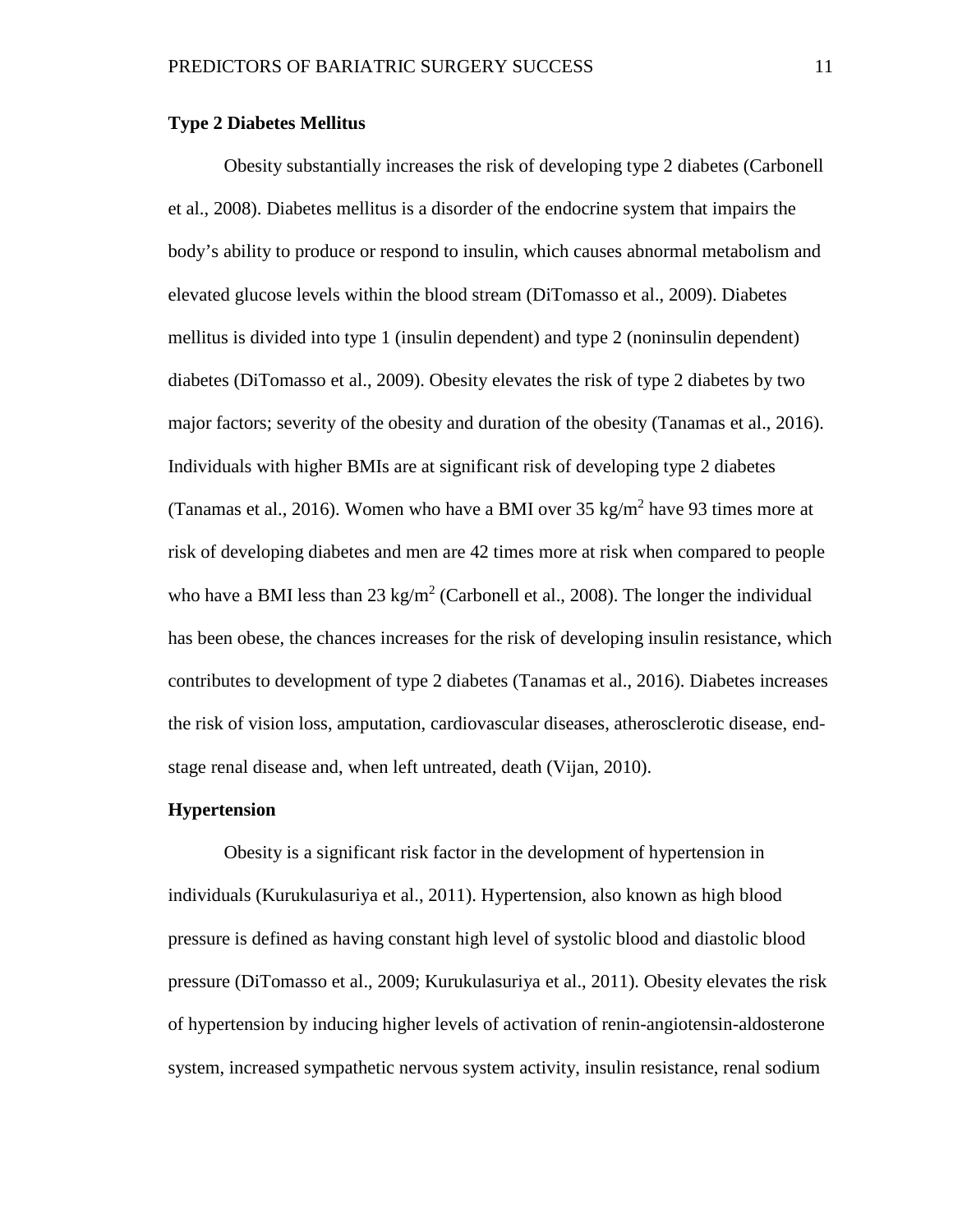**Type 2 Diabetes Mellitus**

Obesity substantially increases the risk of developing type 2 diabetes (Carbonell et al., 2008). Diabetes mellitus is a disorder of the endocrine system that impairs the body's ability to produce or respond to insulin, which causes abnormal metabolism and elevated glucose levels within the blood stream (DiTomasso et al., 2009). Diabetes mellitus is divided into type 1 (insulin dependent) and type 2 (noninsulin dependent) diabetes (DiTomasso et al., 2009). Obesity elevates the risk of type 2 diabetes by two major factors; severity of the obesity and duration of the obesity (Tanamas et al., 2016). Individuals with higher BMIs are at significant risk of developing type 2 diabetes (Tanamas et al., 2016). Women who have a BMI over 35 $kg/m^2$ have 93 times more at risk of developing diabetes and men are 42 times more at risk when compared to people who have a BMI less than 23 $kg/m^2$ (Carbonell et al., 2008). The longer the individual has been obese, the chances increases for the risk of developing insulin resistance, which contributes to development of type 2 diabetes (Tanamas et al., 2016). Diabetes increases the risk of vision loss, amputation, cardiovascular diseases, atherosclerotic disease, end-stage renal disease and, when left untreated, death (Vijan, 2010).

**Hypertension**

Obesity is a significant risk factor in the development of hypertension in individuals (Kurukulasuriya et al., 2011). Hypertension, also known as high blood pressure is defined as having constant high level of systolic blood and diastolic blood pressure (DiTomasso et al., 2009; Kurukulasuriya et al., 2011). Obesity elevates the risk of hypertension by inducing higher levels of activation of renin-angiotensin-aldosterone system, increased sympathetic nervous system activity, insulin resistance, renal sodium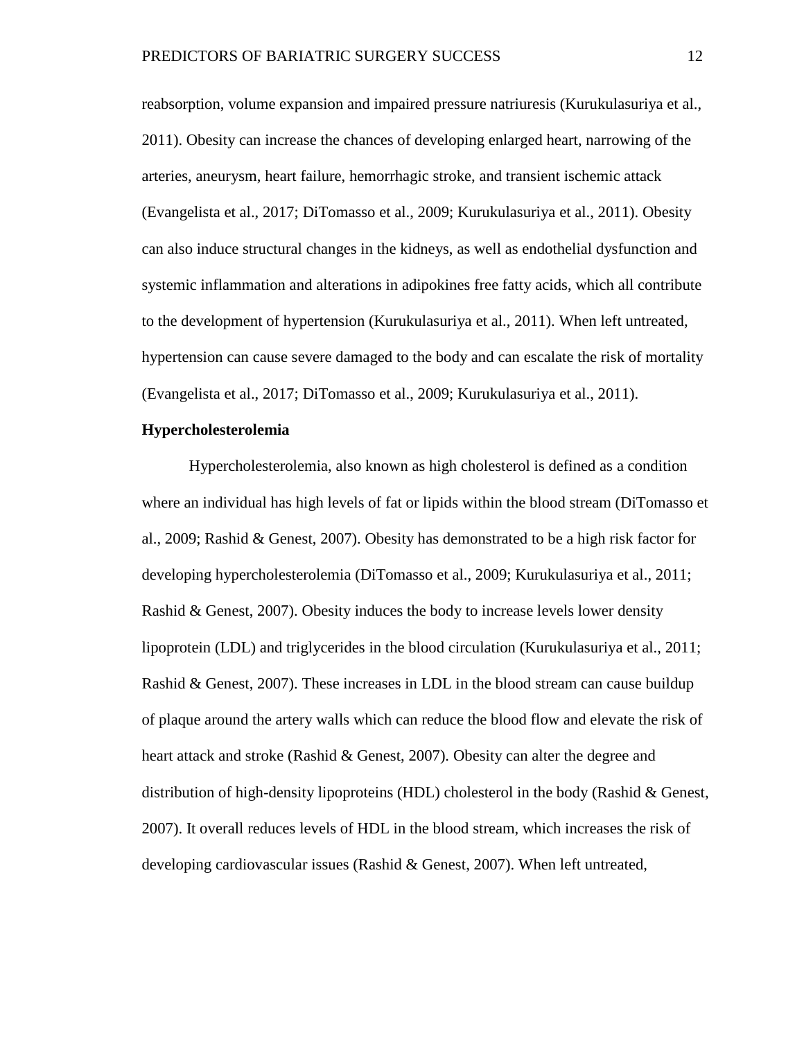reabsorption, volume expansion and impaired pressure natriuresis (Kurukulasuriya et al., 2011). Obesity can increase the chances of developing enlarged heart, narrowing of the arteries, aneurysm, heart failure, hemorrhagic stroke, and transient ischemic attack (Evangelista et al., 2017; DiTomasso et al., 2009; Kurukulasuriya et al., 2011). Obesity can also induce structural changes in the kidneys, as well as endothelial dysfunction and systemic inflammation and alterations in adipokines free fatty acids, which all contribute to the development of hypertension (Kurukulasuriya et al., 2011). When left untreated, hypertension can cause severe damaged to the body and can escalate the risk of mortality (Evangelista et al., 2017; DiTomasso et al., 2009; Kurukulasuriya et al., 2011).

**Hypercholesterolemia**

Hypercholesterolemia, also known as high cholesterol is defined as a condition where an individual has high levels of fat or lipids within the blood stream (DiTomasso et al., 2009; Rashid & Genest, 2007). Obesity has demonstrated to be a high risk factor for developing hypercholesterolemia (DiTomasso et al., 2009; Kurukulasuriya et al., 2011; Rashid & Genest, 2007). Obesity induces the body to increase levels lower density lipoprotein (LDL) and triglycerides in the blood circulation (Kurukulasuriya et al., 2011; Rashid & Genest, 2007). These increases in LDL in the blood stream can cause buildup of plaque around the artery walls which can reduce the blood flow and elevate the risk of heart attack and stroke (Rashid & Genest, 2007). Obesity can alter the degree and distribution of high-density lipoproteins (HDL) cholesterol in the body (Rashid & Genest, 2007). It overall reduces levels of HDL in the blood stream, which increases the risk of developing cardiovascular issues (Rashid & Genest, 2007). When left untreated,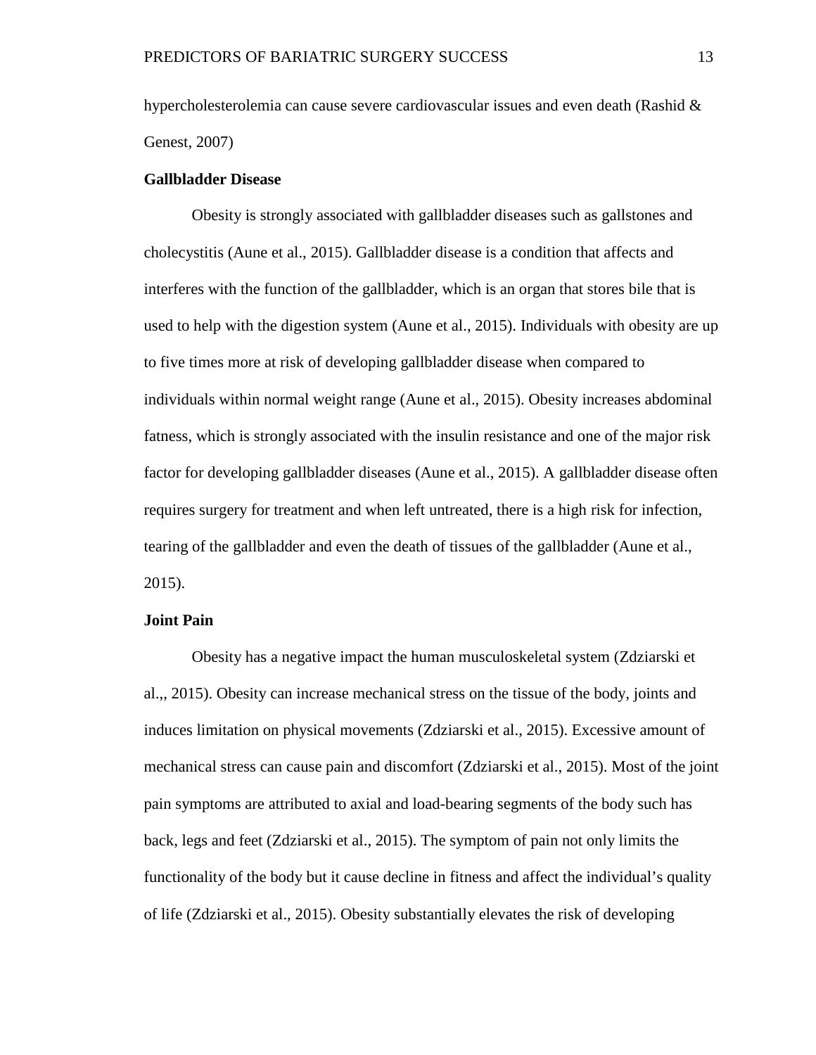hypercholesterolemia can cause severe cardiovascular issues and even death (Rashid & Genest, 2007)

### Gallbladder Disease

Obesity is strongly associated with gallbladder diseases such as gallstones and cholecystitis (Aune et al., 2015). Gallbladder disease is a condition that affects and interferes with the function of the gallbladder, which is an organ that stores bile that is used to help with the digestion system (Aune et al., 2015). Individuals with obesity are up to five times more at risk of developing gallbladder disease when compared to individuals within normal weight range (Aune et al., 2015). Obesity increases abdominal fatness, which is strongly associated with the insulin resistance and one of the major risk factor for developing gallbladder diseases (Aune et al., 2015). A gallbladder disease often requires surgery for treatment and when left untreated, there is a high risk for infection, tearing of the gallbladder and even the death of tissues of the gallbladder (Aune et al., 2015).

### Joint Pain

Obesity has a negative impact the human musculoskeletal system (Zdziarski et al.,, 2015). Obesity can increase mechanical stress on the tissue of the body, joints and induces limitation on physical movements (Zdziarski et al., 2015). Excessive amount of mechanical stress can cause pain and discomfort (Zdziarski et al., 2015). Most of the joint pain symptoms are attributed to axial and load-bearing segments of the body such has back, legs and feet (Zdziarski et al., 2015). The symptom of pain not only limits the functionality of the body but it cause decline in fitness and affect the individual's quality of life (Zdziarski et al., 2015). Obesity substantially elevates the risk of developing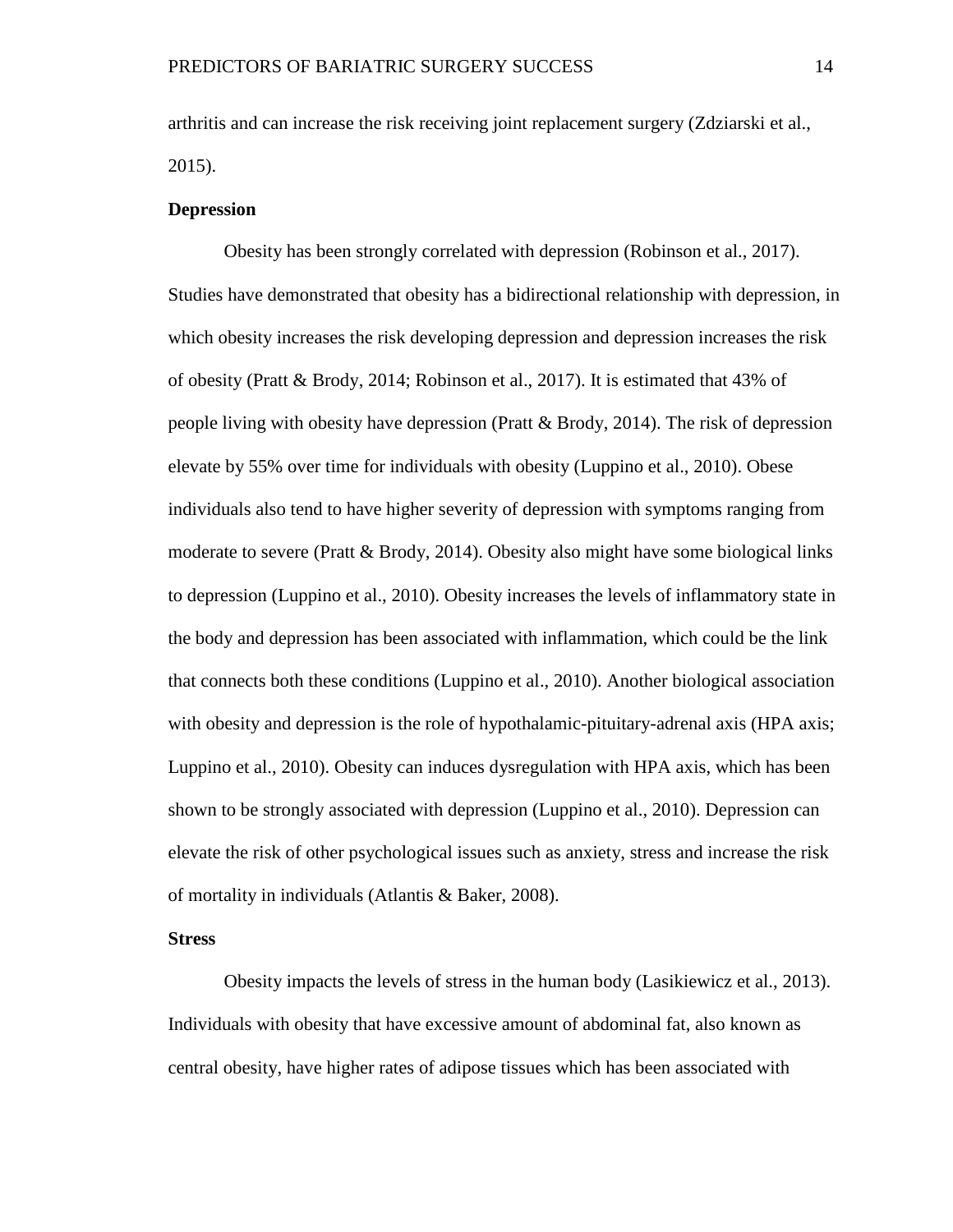arthritis and can increase the risk receiving joint replacement surgery (Zdziarski et al., 2015).

### Depression

Obesity has been strongly correlated with depression (Robinson et al., 2017). Studies have demonstrated that obesity has a bidirectional relationship with depression, in which obesity increases the risk developing depression and depression increases the risk of obesity (Pratt & Brody, 2014; Robinson et al., 2017). It is estimated that 43% of people living with obesity have depression (Pratt & Brody, 2014). The risk of depression elevate by 55% over time for individuals with obesity (Luppino et al., 2010). Obese individuals also tend to have higher severity of depression with symptoms ranging from moderate to severe (Pratt & Brody, 2014). Obesity also might have some biological links to depression (Luppino et al., 2010). Obesity increases the levels of inflammatory state in the body and depression has been associated with inflammation, which could be the link that connects both these conditions (Luppino et al., 2010). Another biological association with obesity and depression is the role of hypothalamic-pituitary-adrenal axis (HPA axis; Luppino et al., 2010). Obesity can induces dysregulation with HPA axis, which has been shown to be strongly associated with depression (Luppino et al., 2010). Depression can elevate the risk of other psychological issues such as anxiety, stress and increase the risk of mortality in individuals (Atlantis & Baker, 2008).

### Stress

Obesity impacts the levels of stress in the human body (Lasikiewicz et al., 2013). Individuals with obesity that have excessive amount of abdominal fat, also known as central obesity, have higher rates of adipose tissues which has been associated with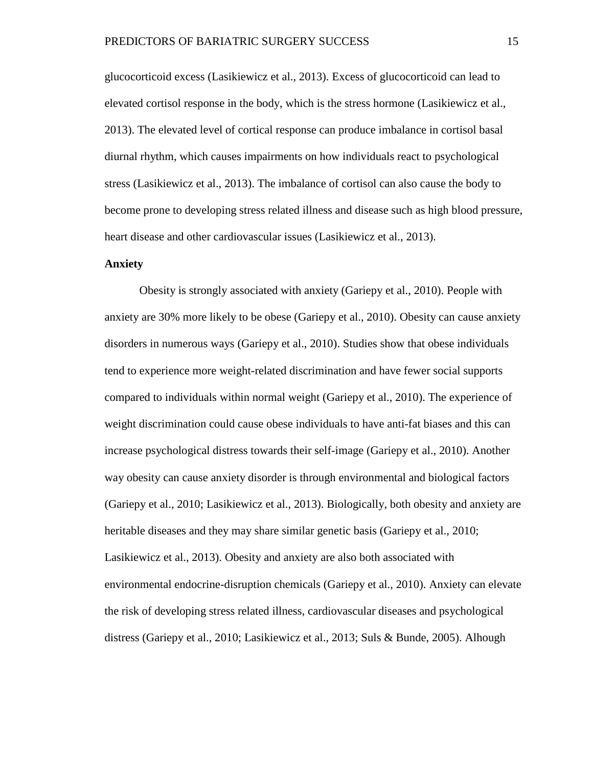glucocorticoid excess (Lasikiewicz et al., 2013). Excess of glucocorticoid can lead to elevated cortisol response in the body, which is the stress hormone (Lasikiewicz et al., 2013). The elevated level of cortical response can produce imbalance in cortisol basal diurnal rhythm, which causes impairments on how individuals react to psychological stress (Lasikiewicz et al., 2013). The imbalance of cortisol can also cause the body to become prone to developing stress related illness and disease such as high blood pressure, heart disease and other cardiovascular issues (Lasikiewicz et al., 2013).

**Anxiety**

Obesity is strongly associated with anxiety (Gariepy et al., 2010). People with anxiety are 30% more likely to be obese (Gariepy et al., 2010). Obesity can cause anxiety disorders in numerous ways (Gariepy et al., 2010). Studies show that obese individuals tend to experience more weight-related discrimination and have fewer social supports compared to individuals within normal weight (Gariepy et al., 2010). The experience of weight discrimination could cause obese individuals to have anti-fat biases and this can increase psychological distress towards their self-image (Gariepy et al., 2010). Another way obesity can cause anxiety disorder is through environmental and biological factors (Gariepy et al., 2010; Lasikiewicz et al., 2013). Biologically, both obesity and anxiety are heritable diseases and they may share similar genetic basis (Gariepy et al., 2010; Lasikiewicz et al., 2013). Obesity and anxiety are also both associated with environmental endocrine-disruption chemicals (Gariepy et al., 2010). Anxiety can elevate the risk of developing stress related illness, cardiovascular diseases and psychological distress (Gariepy et al., 2010; Lasikiewicz et al., 2013; Suls & Bunde, 2005). Alhough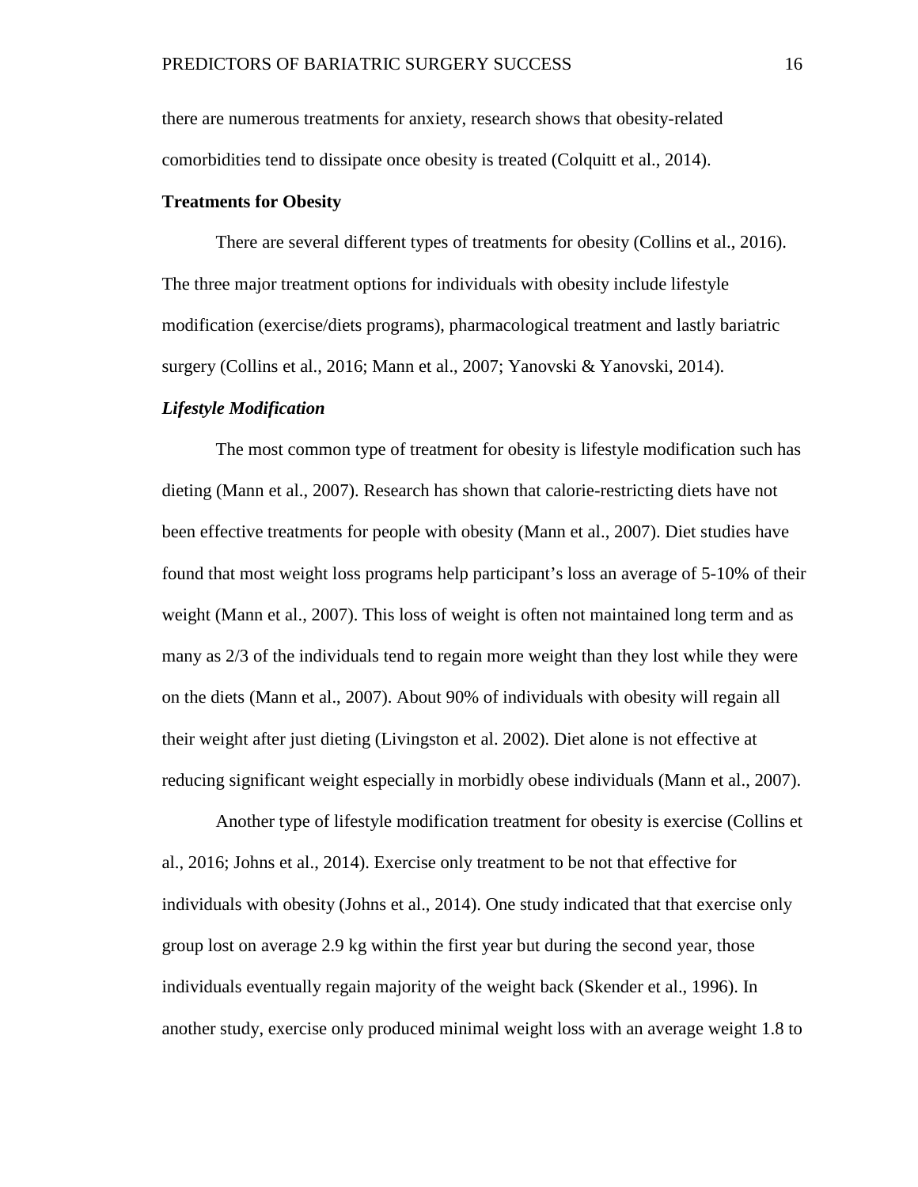there are numerous treatments for anxiety, research shows that obesity-related comorbidities tend to dissipate once obesity is treated (Colquitt et al., 2014).

**Treatments for Obesity**

There are several different types of treatments for obesity (Collins et al., 2016). The three major treatment options for individuals with obesity include lifestyle modification (exercise/diets programs), pharmacological treatment and lastly bariatric surgery (Collins et al., 2016; Mann et al., 2007; Yanovski & Yanovski, 2014).

***Lifestyle Modification***

The most common type of treatment for obesity is lifestyle modification such has dieting (Mann et al., 2007). Research has shown that calorie-restricting diets have not been effective treatments for people with obesity (Mann et al., 2007). Diet studies have found that most weight loss programs help participant's loss an average of 5-10% of their weight (Mann et al., 2007). This loss of weight is often not maintained long term and as many as 2/3 of the individuals tend to regain more weight than they lost while they were on the diets (Mann et al., 2007). About 90% of individuals with obesity will regain all their weight after just dieting (Livingston et al. 2002). Diet alone is not effective at reducing significant weight especially in morbidly obese individuals (Mann et al., 2007).

Another type of lifestyle modification treatment for obesity is exercise (Collins et al., 2016; Johns et al., 2014). Exercise only treatment to be not that effective for individuals with obesity (Johns et al., 2014). One study indicated that that exercise only group lost on average 2.9 kg within the first year but during the second year, those individuals eventually regain majority of the weight back (Skender et al., 1996). In another study, exercise only produced minimal weight loss with an average weight 1.8 to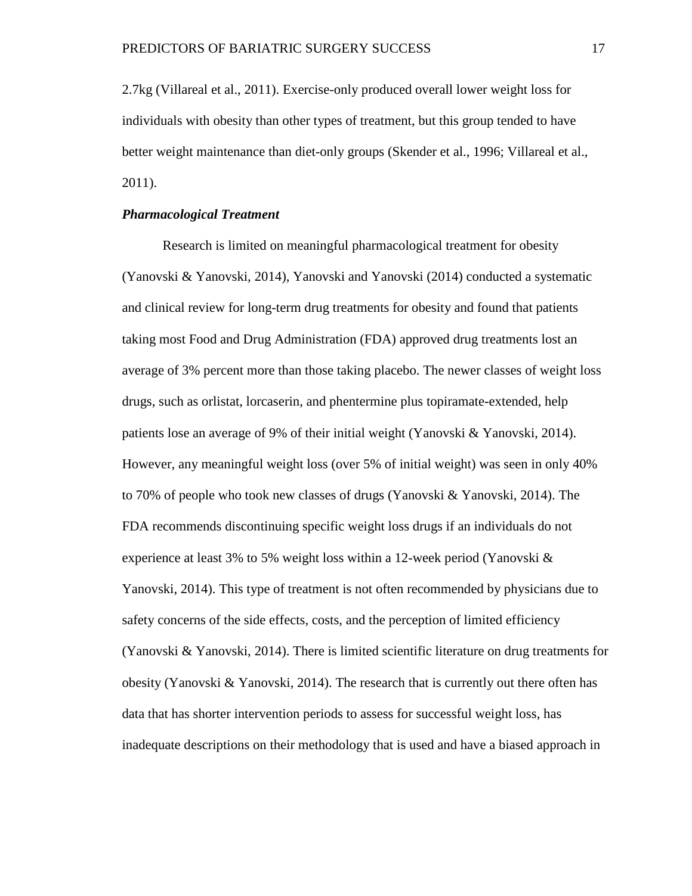2.7kg (Villareal et al., 2011). Exercise-only produced overall lower weight loss for individuals with obesity than other types of treatment, but this group tended to have better weight maintenance than diet-only groups (Skender et al., 1996; Villareal et al., 2011).

***Pharmacological Treatment***

Research is limited on meaningful pharmacological treatment for obesity (Yanovski & Yanovski, 2014), Yanovski and Yanovski (2014) conducted a systematic and clinical review for long-term drug treatments for obesity and found that patients taking most Food and Drug Administration (FDA) approved drug treatments lost an average of 3% percent more than those taking placebo. The newer classes of weight loss drugs, such as orlistat, lorcaserin, and phentermine plus topiramate-extended, help patients lose an average of 9% of their initial weight (Yanovski & Yanovski, 2014). However, any meaningful weight loss (over 5% of initial weight) was seen in only 40% to 70% of people who took new classes of drugs (Yanovski & Yanovski, 2014). The FDA recommends discontinuing specific weight loss drugs if an individuals do not experience at least 3% to 5% weight loss within a 12-week period (Yanovski & Yanovski, 2014). This type of treatment is not often recommended by physicians due to safety concerns of the side effects, costs, and the perception of limited efficiency (Yanovski & Yanovski, 2014). There is limited scientific literature on drug treatments for obesity (Yanovski & Yanovski, 2014). The research that is currently out there often has data that has shorter intervention periods to assess for successful weight loss, has inadequate descriptions on their methodology that is used and have a biased approach in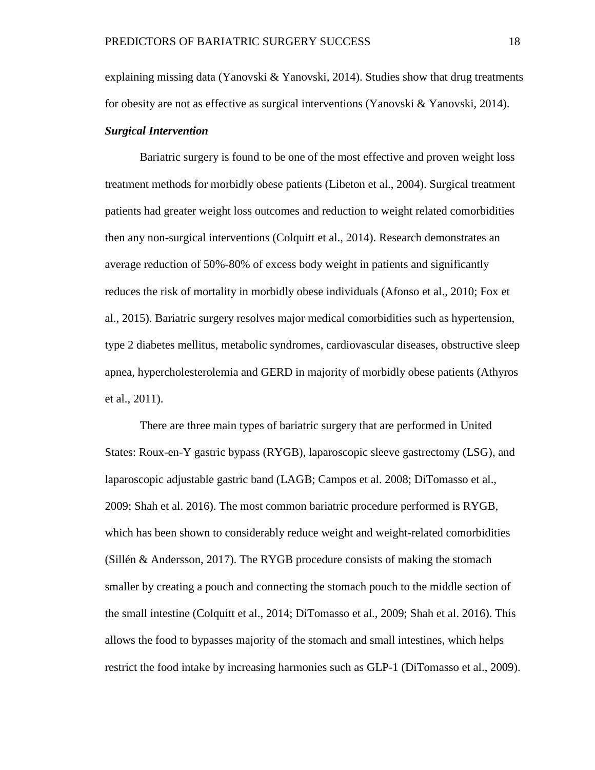explaining missing data (Yanovski & Yanovski, 2014). Studies show that drug treatments for obesity are not as effective as surgical interventions (Yanovski & Yanovski, 2014).

### *Surgical Intervention*

Bariatric surgery is found to be one of the most effective and proven weight loss treatment methods for morbidly obese patients (Libeton et al., 2004). Surgical treatment patients had greater weight loss outcomes and reduction to weight related comorbidities then any non-surgical interventions (Colquitt et al., 2014). Research demonstrates an average reduction of 50%-80% of excess body weight in patients and significantly reduces the risk of mortality in morbidly obese individuals (Afonso et al., 2010; Fox et al., 2015). Bariatric surgery resolves major medical comorbidities such as hypertension, type 2 diabetes mellitus, metabolic syndromes, cardiovascular diseases, obstructive sleep apnea, hypercholesterolemia and GERD in majority of morbidly obese patients (Athyros et al., 2011).

There are three main types of bariatric surgery that are performed in United States: Roux-en-Y gastric bypass (RYGB), laparoscopic sleeve gastrectomy (LSG), and laparoscopic adjustable gastric band (LAGB; Campos et al. 2008; DiTomasso et al., 2009; Shah et al. 2016). The most common bariatric procedure performed is RYGB, which has been shown to considerably reduce weight and weight-related comorbidities (Sillén & Andersson, 2017). The RYGB procedure consists of making the stomach smaller by creating a pouch and connecting the stomach pouch to the middle section of the small intestine (Colquitt et al., 2014; DiTomasso et al., 2009; Shah et al. 2016). This allows the food to bypasses majority of the stomach and small intestines, which helps restrict the food intake by increasing harmonies such as GLP-1 (DiTomasso et al., 2009).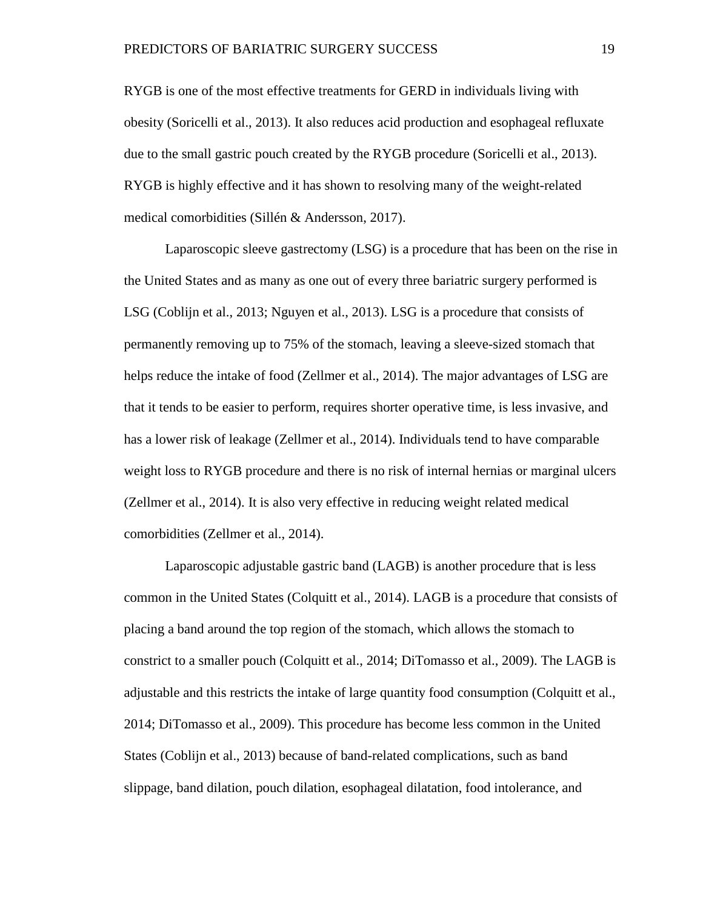RYGB is one of the most effective treatments for GERD in individuals living with obesity (Soricelli et al., 2013). It also reduces acid production and esophageal refluxate due to the small gastric pouch created by the RYGB procedure (Soricelli et al., 2013). RYGB is highly effective and it has shown to resolving many of the weight-related medical comorbidities (Sillén & Andersson, 2017).

Laparoscopic sleeve gastrectomy (LSG) is a procedure that has been on the rise in the United States and as many as one out of every three bariatric surgery performed is LSG (Coblijn et al., 2013; Nguyen et al., 2013). LSG is a procedure that consists of permanently removing up to 75% of the stomach, leaving a sleeve-sized stomach that helps reduce the intake of food (Zellmer et al., 2014). The major advantages of LSG are that it tends to be easier to perform, requires shorter operative time, is less invasive, and has a lower risk of leakage (Zellmer et al., 2014). Individuals tend to have comparable weight loss to RYGB procedure and there is no risk of internal hernias or marginal ulcers (Zellmer et al., 2014). It is also very effective in reducing weight related medical comorbidities (Zellmer et al., 2014).

Laparoscopic adjustable gastric band (LAGB) is another procedure that is less common in the United States (Colquitt et al., 2014). LAGB is a procedure that consists of placing a band around the top region of the stomach, which allows the stomach to constrict to a smaller pouch (Colquitt et al., 2014; DiTomasso et al., 2009). The LAGB is adjustable and this restricts the intake of large quantity food consumption (Colquitt et al., 2014; DiTomasso et al., 2009). This procedure has become less common in the United States (Coblijn et al., 2013) because of band-related complications, such as band slippage, band dilation, pouch dilation, esophageal dilatation, food intolerance, and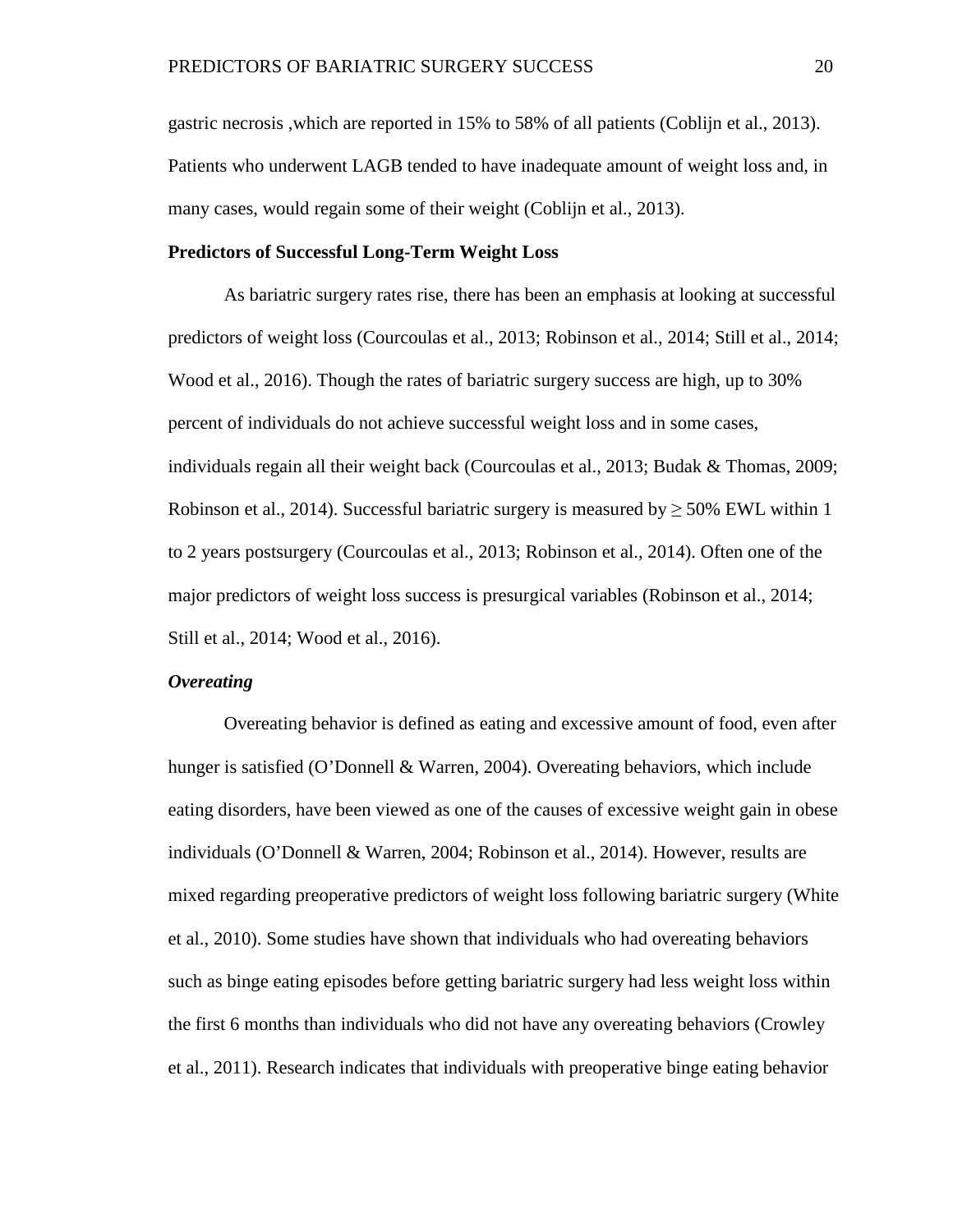gastric necrosis ,which are reported in 15% to 58% of all patients (Coblijn et al., 2013). Patients who underwent LAGB tended to have inadequate amount of weight loss and, in many cases, would regain some of their weight (Coblijn et al., 2013).

**Predictors of Successful Long-Term Weight Loss**

As bariatric surgery rates rise, there has been an emphasis at looking at successful predictors of weight loss (Courcoulas et al., 2013; Robinson et al., 2014; Still et al., 2014; Wood et al., 2016). Though the rates of bariatric surgery success are high, up to 30% percent of individuals do not achieve successful weight loss and in some cases, individuals regain all their weight back (Courcoulas et al., 2013; Budak & Thomas, 2009; Robinson et al., 2014). Successful bariatric surgery is measured by ≥ 50% EWL within 1 to 2 years postsurgery (Courcoulas et al., 2013; Robinson et al., 2014). Often one of the major predictors of weight loss success is presurgical variables (Robinson et al., 2014; Still et al., 2014; Wood et al., 2016).

***Overeating***

Overeating behavior is defined as eating and excessive amount of food, even after hunger is satisfied (O'Donnell & Warren, 2004). Overeating behaviors, which include eating disorders, have been viewed as one of the causes of excessive weight gain in obese individuals (O'Donnell & Warren, 2004; Robinson et al., 2014). However, results are mixed regarding preoperative predictors of weight loss following bariatric surgery (White et al., 2010). Some studies have shown that individuals who had overeating behaviors such as binge eating episodes before getting bariatric surgery had less weight loss within the first 6 months than individuals who did not have any overeating behaviors (Crowley et al., 2011). Research indicates that individuals with preoperative binge eating behavior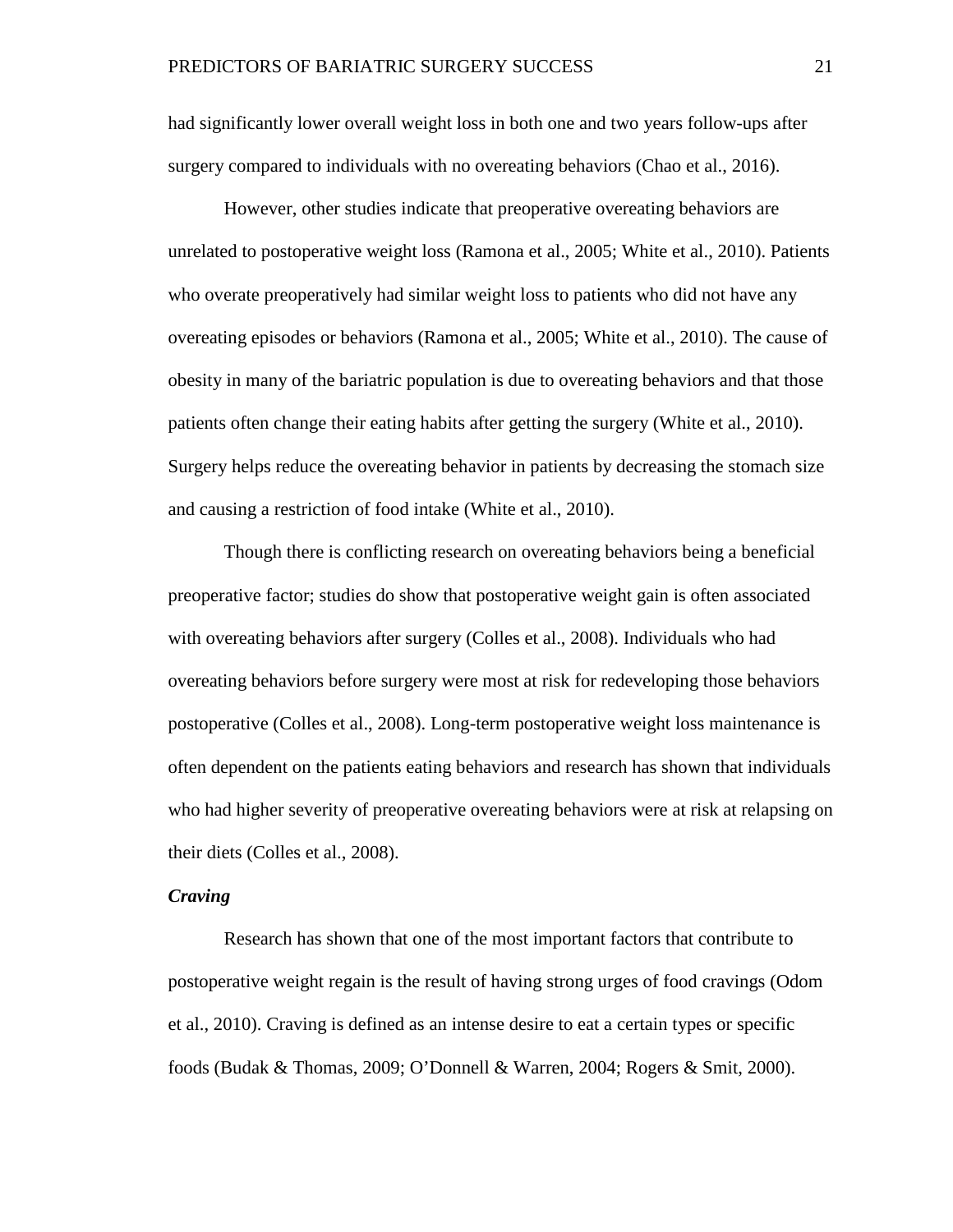had significantly lower overall weight loss in both one and two years follow-ups after surgery compared to individuals with no overeating behaviors (Chao et al., 2016).

However, other studies indicate that preoperative overeating behaviors are unrelated to postoperative weight loss (Ramona et al., 2005; White et al., 2010). Patients who overate preoperatively had similar weight loss to patients who did not have any overeating episodes or behaviors (Ramona et al., 2005; White et al., 2010). The cause of obesity in many of the bariatric population is due to overeating behaviors and that those patients often change their eating habits after getting the surgery (White et al., 2010). Surgery helps reduce the overeating behavior in patients by decreasing the stomach size and causing a restriction of food intake (White et al., 2010).

Though there is conflicting research on overeating behaviors being a beneficial preoperative factor; studies do show that postoperative weight gain is often associated with overeating behaviors after surgery (Colles et al., 2008). Individuals who had overeating behaviors before surgery were most at risk for redeveloping those behaviors postoperative (Colles et al., 2008). Long-term postoperative weight loss maintenance is often dependent on the patients eating behaviors and research has shown that individuals who had higher severity of preoperative overeating behaviors were at risk at relapsing on their diets (Colles et al., 2008).

### ***Craving***

Research has shown that one of the most important factors that contribute to postoperative weight regain is the result of having strong urges of food cravings (Odom et al., 2010). Craving is defined as an intense desire to eat a certain types or specific foods (Budak & Thomas, 2009; O'Donnell & Warren, 2004; Rogers & Smit, 2000).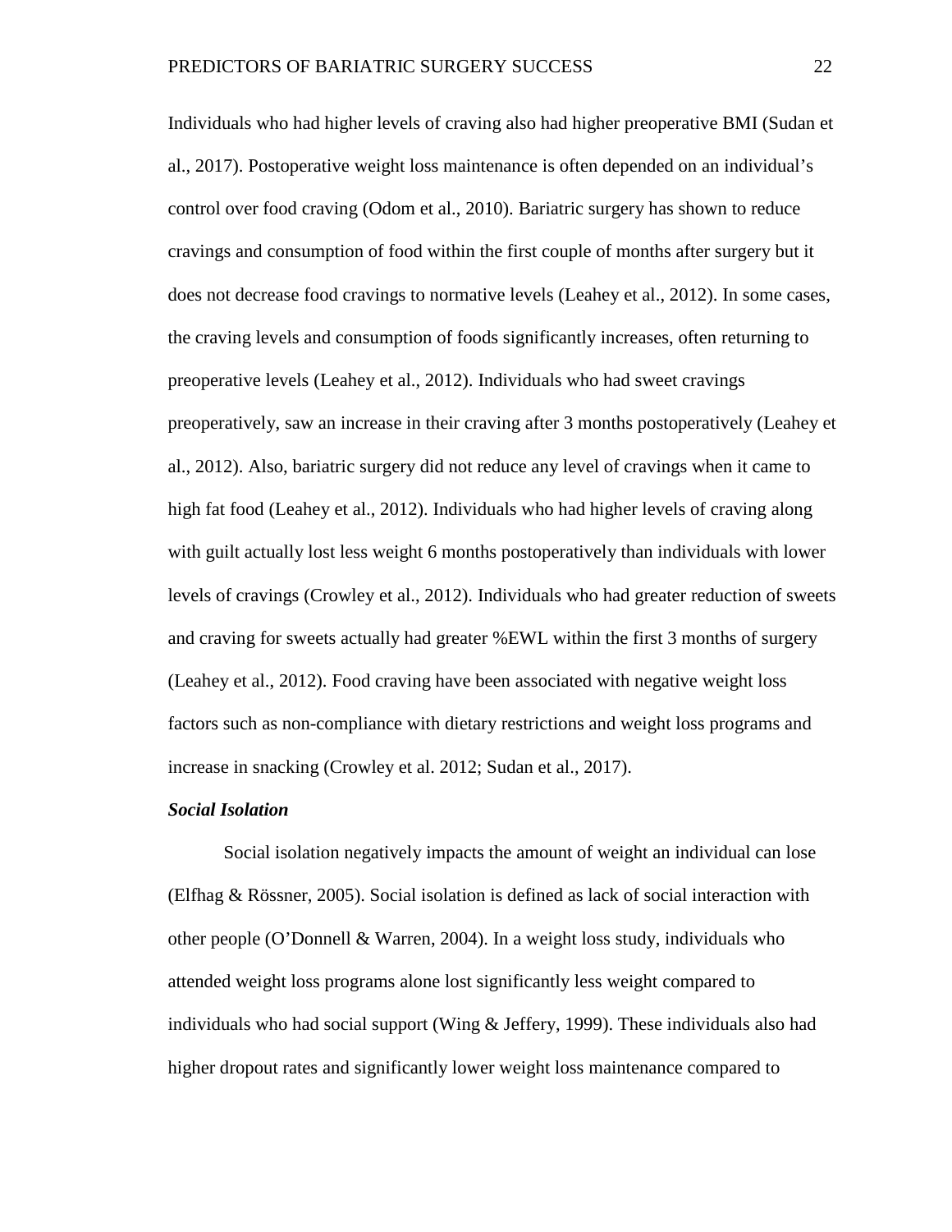Individuals who had higher levels of craving also had higher preoperative BMI (Sudan et al., 2017). Postoperative weight loss maintenance is often depended on an individual's control over food craving (Odom et al., 2010). Bariatric surgery has shown to reduce cravings and consumption of food within the first couple of months after surgery but it does not decrease food cravings to normative levels (Leahey et al., 2012). In some cases, the craving levels and consumption of foods significantly increases, often returning to preoperative levels (Leahey et al., 2012). Individuals who had sweet cravings preoperatively, saw an increase in their craving after 3 months postoperatively (Leahey et al., 2012). Also, bariatric surgery did not reduce any level of cravings when it came to high fat food (Leahey et al., 2012). Individuals who had higher levels of craving along with guilt actually lost less weight 6 months postoperatively than individuals with lower levels of cravings (Crowley et al., 2012). Individuals who had greater reduction of sweets and craving for sweets actually had greater %EWL within the first 3 months of surgery (Leahey et al., 2012). Food craving have been associated with negative weight loss factors such as non-compliance with dietary restrictions and weight loss programs and increase in snacking (Crowley et al. 2012; Sudan et al., 2017).

***Social Isolation***

Social isolation negatively impacts the amount of weight an individual can lose (Elfhag & Rössner, 2005). Social isolation is defined as lack of social interaction with other people (O'Donnell & Warren, 2004). In a weight loss study, individuals who attended weight loss programs alone lost significantly less weight compared to individuals who had social support (Wing & Jeffery, 1999). These individuals also had higher dropout rates and significantly lower weight loss maintenance compared to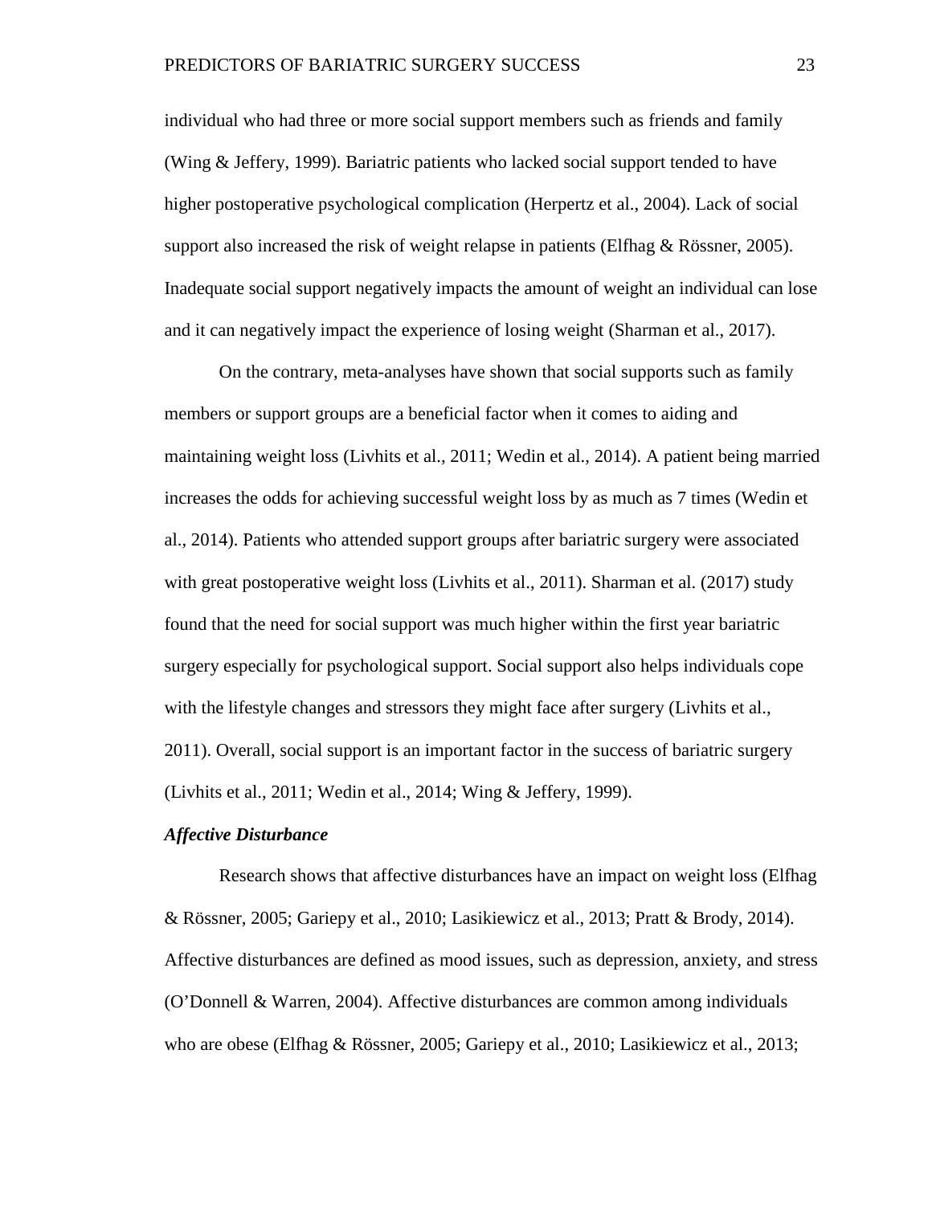individual who had three or more social support members such as friends and family (Wing & Jeffery, 1999). Bariatric patients who lacked social support tended to have higher postoperative psychological complication (Herpertz et al., 2004). Lack of social support also increased the risk of weight relapse in patients (Elfhag & Rössner, 2005). Inadequate social support negatively impacts the amount of weight an individual can lose and it can negatively impact the experience of losing weight (Sharman et al., 2017).

On the contrary, meta-analyses have shown that social supports such as family members or support groups are a beneficial factor when it comes to aiding and maintaining weight loss (Livhits et al., 2011; Wedin et al., 2014). A patient being married increases the odds for achieving successful weight loss by as much as 7 times (Wedin et al., 2014). Patients who attended support groups after bariatric surgery were associated with great postoperative weight loss (Livhits et al., 2011). Sharman et al. (2017) study found that the need for social support was much higher within the first year bariatric surgery especially for psychological support. Social support also helps individuals cope with the lifestyle changes and stressors they might face after surgery (Livhits et al., 2011). Overall, social support is an important factor in the success of bariatric surgery (Livhits et al., 2011; Wedin et al., 2014; Wing & Jeffery, 1999).

### *Affective Disturbance*

Research shows that affective disturbances have an impact on weight loss (Elfhag & Rössner, 2005; Gariepy et al., 2010; Lasikiewicz et al., 2013; Pratt & Brody, 2014). Affective disturbances are defined as mood issues, such as depression, anxiety, and stress (O'Donnell & Warren, 2004). Affective disturbances are common among individuals who are obese (Elfhag & Rössner, 2005; Gariepy et al., 2010; Lasikiewicz et al., 2013;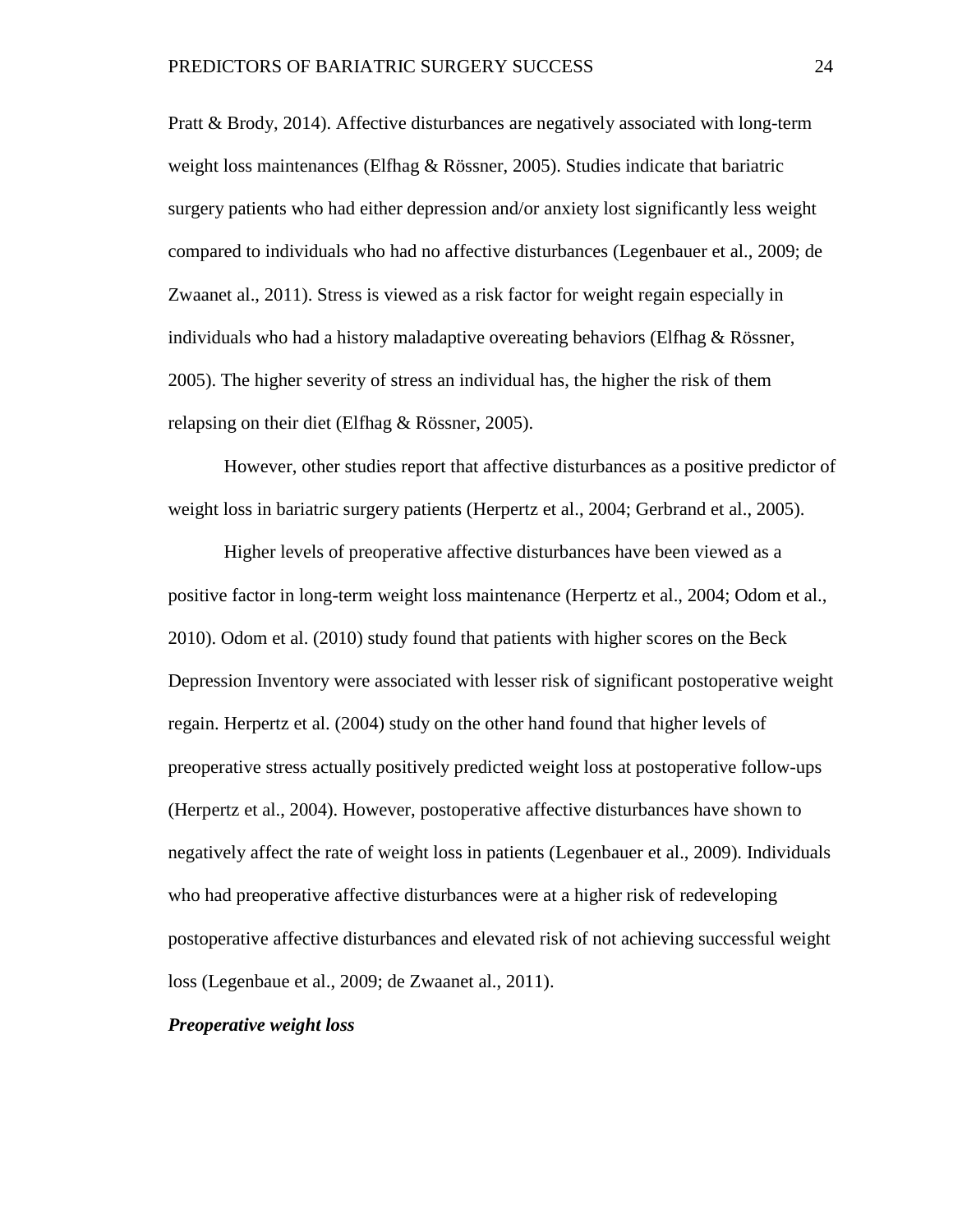Pratt & Brody, 2014). Affective disturbances are negatively associated with long-term weight loss maintenances (Elfhag & Rössner, 2005). Studies indicate that bariatric surgery patients who had either depression and/or anxiety lost significantly less weight compared to individuals who had no affective disturbances (Legenbauer et al., 2009; de Zwaanet al., 2011). Stress is viewed as a risk factor for weight regain especially in individuals who had a history maladaptive overeating behaviors (Elfhag & Rössner, 2005). The higher severity of stress an individual has, the higher the risk of them relapsing on their diet (Elfhag & Rössner, 2005).

However, other studies report that affective disturbances as a positive predictor of weight loss in bariatric surgery patients (Herpertz et al., 2004; Gerbrand et al., 2005).

Higher levels of preoperative affective disturbances have been viewed as a positive factor in long-term weight loss maintenance (Herpertz et al., 2004; Odom et al., 2010). Odom et al. (2010) study found that patients with higher scores on the Beck Depression Inventory were associated with lesser risk of significant postoperative weight regain. Herpertz et al. (2004) study on the other hand found that higher levels of preoperative stress actually positively predicted weight loss at postoperative follow-ups (Herpertz et al., 2004). However, postoperative affective disturbances have shown to negatively affect the rate of weight loss in patients (Legenbauer et al., 2009). Individuals who had preoperative affective disturbances were at a higher risk of redeveloping postoperative affective disturbances and elevated risk of not achieving successful weight loss (Legenbaue et al., 2009; de Zwaanet al., 2011).

***Preoperative weight loss***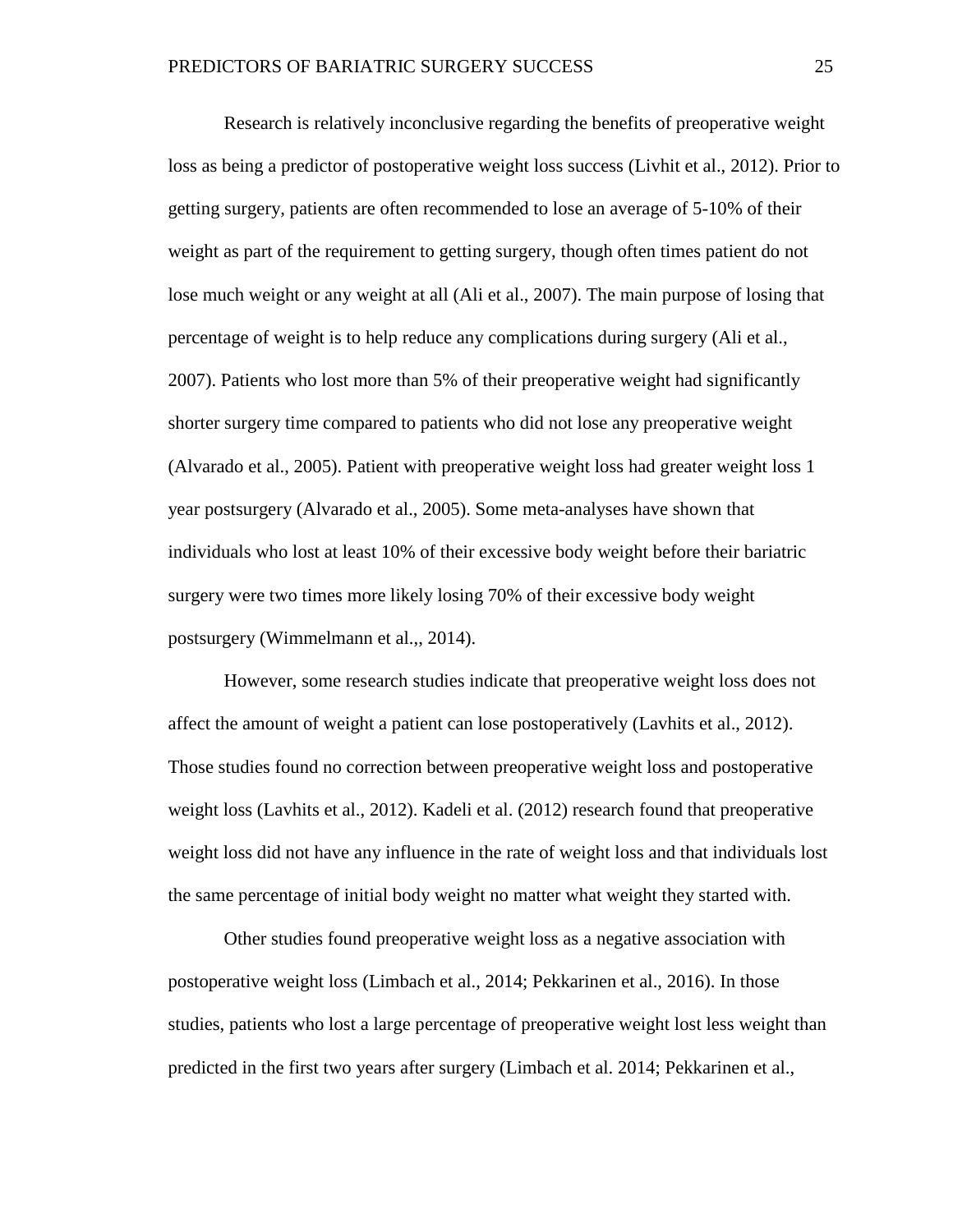Research is relatively inconclusive regarding the benefits of preoperative weight loss as being a predictor of postoperative weight loss success (Livhit et al., 2012). Prior to getting surgery, patients are often recommended to lose an average of 5-10% of their weight as part of the requirement to getting surgery, though often times patient do not lose much weight or any weight at all (Ali et al., 2007). The main purpose of losing that percentage of weight is to help reduce any complications during surgery (Ali et al., 2007). Patients who lost more than 5% of their preoperative weight had significantly shorter surgery time compared to patients who did not lose any preoperative weight (Alvarado et al., 2005). Patient with preoperative weight loss had greater weight loss 1 year postsurgery (Alvarado et al., 2005). Some meta-analyses have shown that individuals who lost at least 10% of their excessive body weight before their bariatric surgery were two times more likely losing 70% of their excessive body weight postsurgery (Wimmelmann et al.,, 2014).

However, some research studies indicate that preoperative weight loss does not affect the amount of weight a patient can lose postoperatively (Lavhits et al., 2012). Those studies found no correction between preoperative weight loss and postoperative weight loss (Lavhits et al., 2012). Kadeli et al. (2012) research found that preoperative weight loss did not have any influence in the rate of weight loss and that individuals lost the same percentage of initial body weight no matter what weight they started with.

Other studies found preoperative weight loss as a negative association with postoperative weight loss (Limbach et al., 2014; Pekkarinen et al., 2016). In those studies, patients who lost a large percentage of preoperative weight lost less weight than predicted in the first two years after surgery (Limbach et al. 2014; Pekkarinen et al.,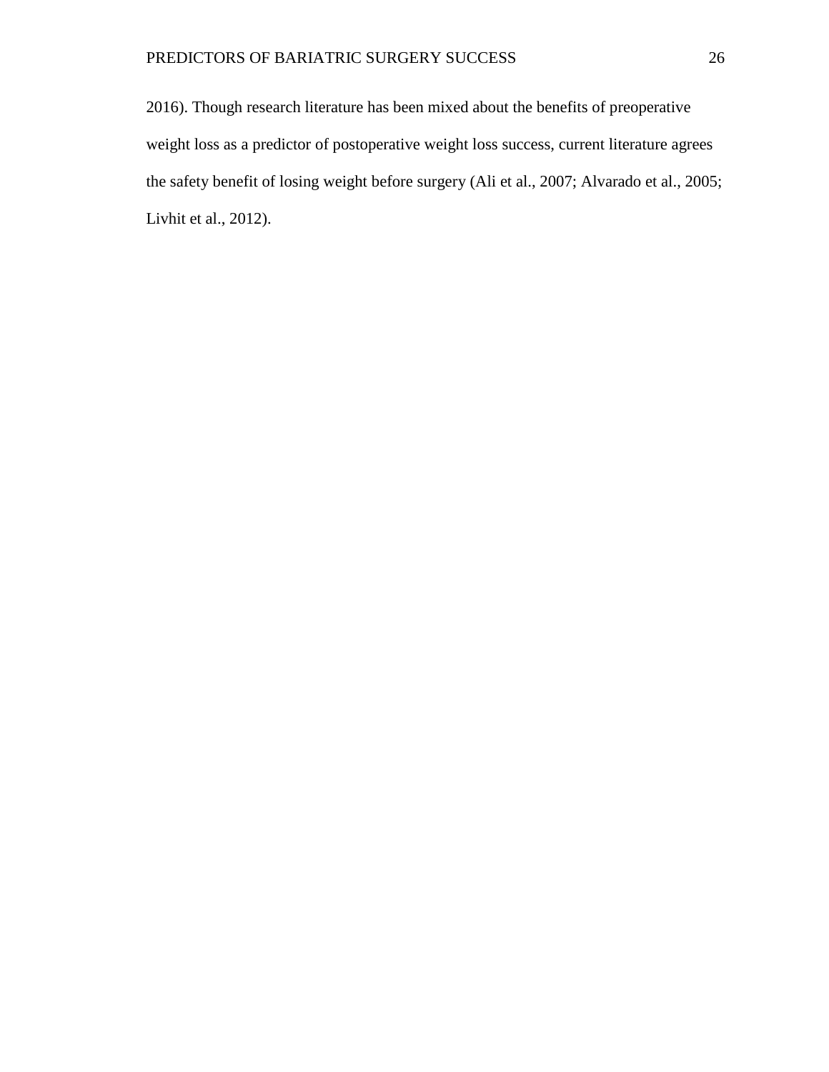2016). Though research literature has been mixed about the benefits of preoperative weight loss as a predictor of postoperative weight loss success, current literature agrees the safety benefit of losing weight before surgery (Ali et al., 2007; Alvarado et al., 2005; Livhit et al., 2012).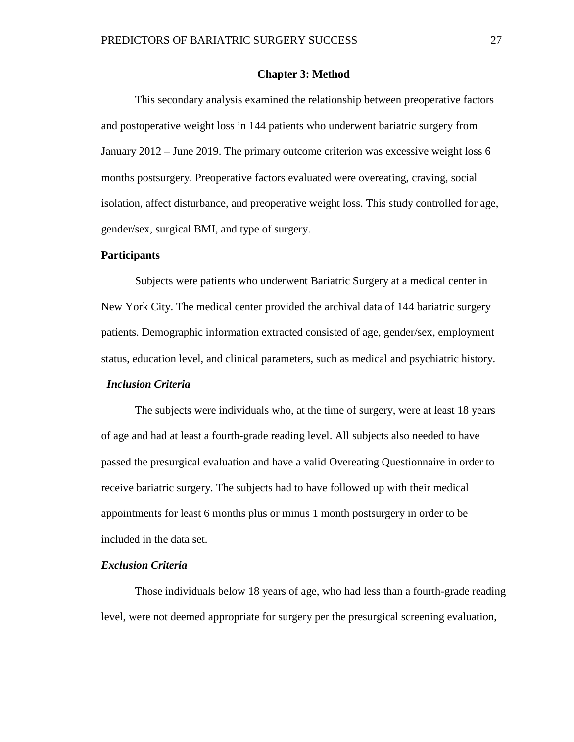# Chapter 3: Method

This secondary analysis examined the relationship between preoperative factors and postoperative weight loss in 144 patients who underwent bariatric surgery from January 2012 – June 2019. The primary outcome criterion was excessive weight loss 6 months postsurgery. Preoperative factors evaluated were overeating, craving, social isolation, affect disturbance, and preoperative weight loss. This study controlled for age, gender/sex, surgical BMI, and type of surgery.

## Participants

Subjects were patients who underwent Bariatric Surgery at a medical center in New York City. The medical center provided the archival data of 144 bariatric surgery patients. Demographic information extracted consisted of age, gender/sex, employment status, education level, and clinical parameters, such as medical and psychiatric history.

### *Inclusion Criteria*

The subjects were individuals who, at the time of surgery, were at least 18 years of age and had at least a fourth-grade reading level. All subjects also needed to have passed the presurgical evaluation and have a valid Overeating Questionnaire in order to receive bariatric surgery. The subjects had to have followed up with their medical appointments for least 6 months plus or minus 1 month postsurgery in order to be included in the data set.

### *Exclusion Criteria*

Those individuals below 18 years of age, who had less than a fourth-grade reading level, were not deemed appropriate for surgery per the presurgical screening evaluation,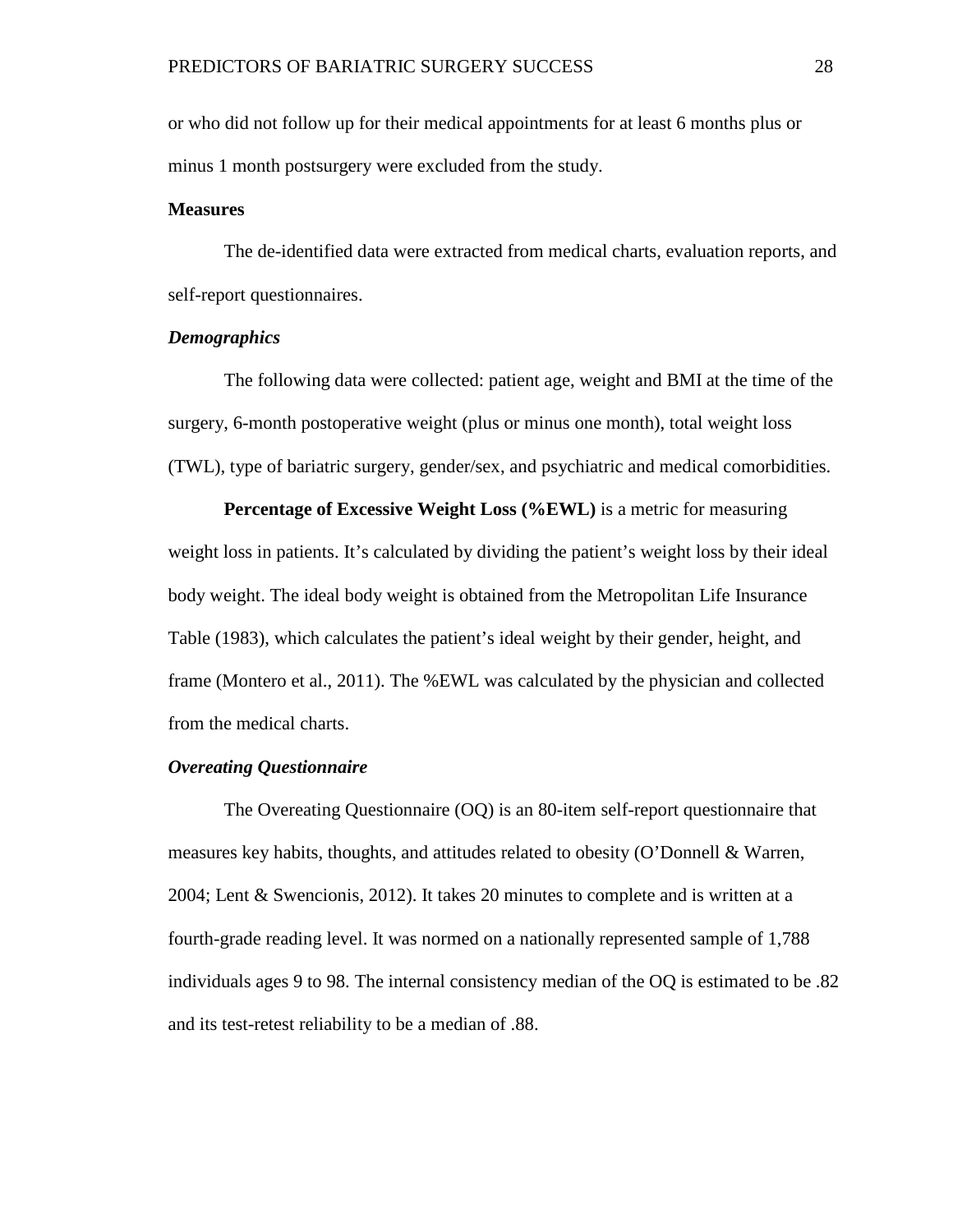or who did not follow up for their medical appointments for at least 6 months plus or minus 1 month postsurgery were excluded from the study.

## Measures

The de-identified data were extracted from medical charts, evaluation reports, and self-report questionnaires.

### *Demographics*

The following data were collected: patient age, weight and BMI at the time of the surgery, 6-month postoperative weight (plus or minus one month), total weight loss (TWL), type of bariatric surgery, gender/sex, and psychiatric and medical comorbidities.

**Percentage of Excessive Weight Loss (%EWL)** is a metric for measuring weight loss in patients. It's calculated by dividing the patient's weight loss by their ideal body weight. The ideal body weight is obtained from the Metropolitan Life Insurance Table (1983), which calculates the patient's ideal weight by their gender, height, and frame (Montero et al., 2011). The %EWL was calculated by the physician and collected from the medical charts.

### *Overeating Questionnaire*

The Overeating Questionnaire (OQ) is an 80-item self-report questionnaire that measures key habits, thoughts, and attitudes related to obesity (O'Donnell & Warren, 2004; Lent & Swencionis, 2012). It takes 20 minutes to complete and is written at a fourth-grade reading level. It was normed on a nationally represented sample of 1,788 individuals ages 9 to 98. The internal consistency median of the OQ is estimated to be .82 and its test-retest reliability to be a median of .88.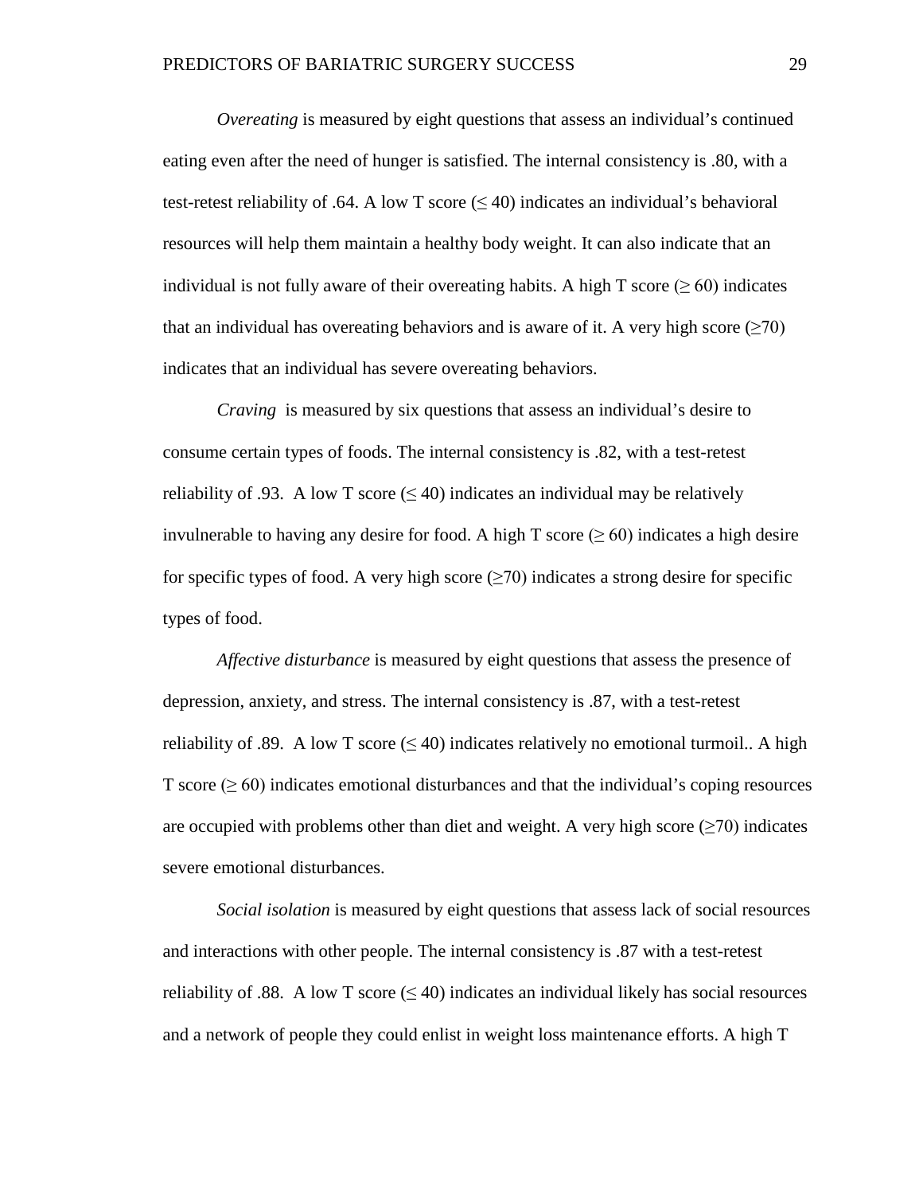*Overeating* is measured by eight questions that assess an individual's continued eating even after the need of hunger is satisfied. The internal consistency is .80, with a test-retest reliability of .64. A low T score ($\leq 40$) indicates an individual's behavioral resources will help them maintain a healthy body weight. It can also indicate that an individual is not fully aware of their overeating habits. A high T score ($\geq 60$) indicates that an individual has overeating behaviors and is aware of it. A very high score ($\geq 70$) indicates that an individual has severe overeating behaviors.

*Craving* is measured by six questions that assess an individual's desire to consume certain types of foods. The internal consistency is .82, with a test-retest reliability of .93. A low T score ($\leq 40$) indicates an individual may be relatively invulnerable to having any desire for food. A high T score ($\geq 60$) indicates a high desire for specific types of food. A very high score ($\geq 70$) indicates a strong desire for specific types of food.

*Affective disturbance* is measured by eight questions that assess the presence of depression, anxiety, and stress. The internal consistency is .87, with a test-retest reliability of .89. A low T score ($\leq 40$) indicates relatively no emotional turmoil.. A high T score ($\geq 60$) indicates emotional disturbances and that the individual's coping resources are occupied with problems other than diet and weight. A very high score ($\geq 70$) indicates severe emotional disturbances.

*Social isolation* is measured by eight questions that assess lack of social resources and interactions with other people. The internal consistency is .87 with a test-retest reliability of .88. A low T score ($\leq 40$) indicates an individual likely has social resources and a network of people they could enlist in weight loss maintenance efforts. A high T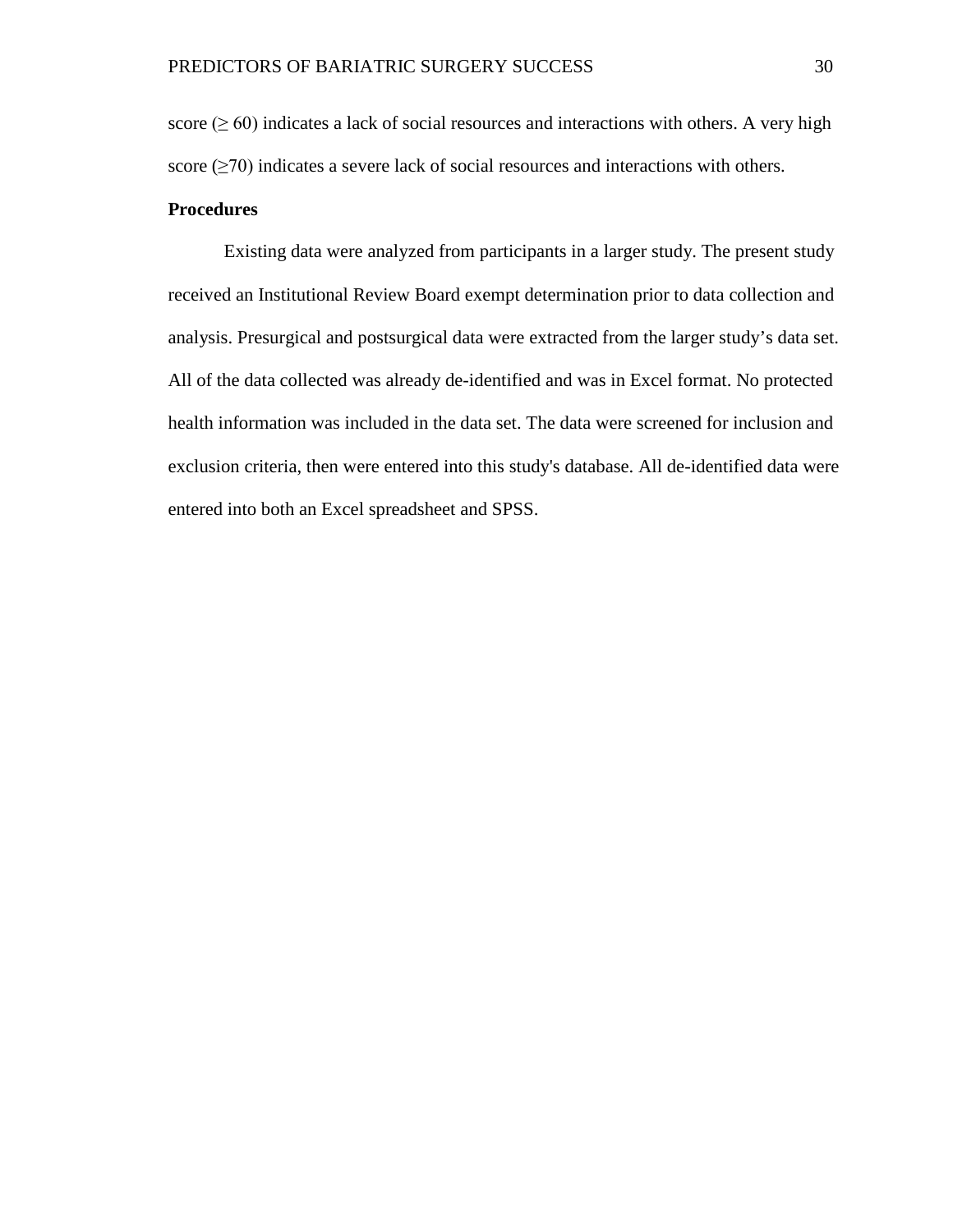score ($\geq 60$) indicates a lack of social resources and interactions with others. A very high score ($\geq 70$) indicates a severe lack of social resources and interactions with others.

**Procedures**

Existing data were analyzed from participants in a larger study. The present study received an Institutional Review Board exempt determination prior to data collection and analysis. Presurgical and postsurgical data were extracted from the larger study's data set. All of the data collected was already de-identified and was in Excel format. No protected health information was included in the data set. The data were screened for inclusion and exclusion criteria, then were entered into this study's database. All de-identified data were entered into both an Excel spreadsheet and SPSS.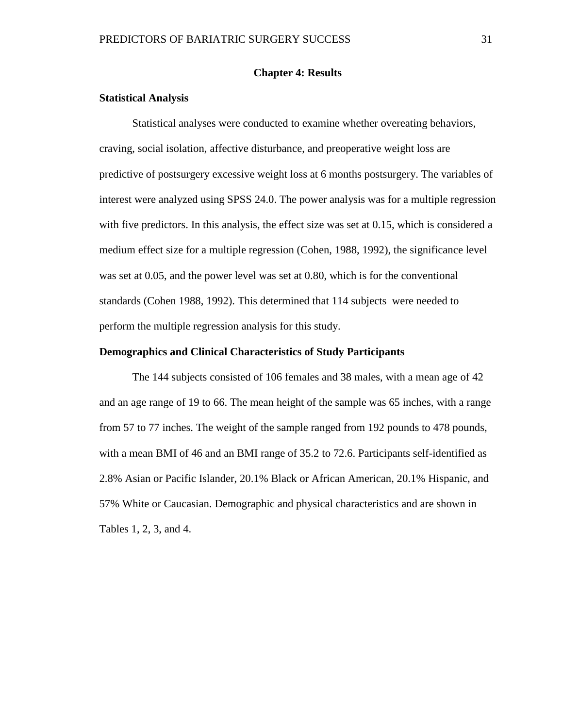# Chapter 4: Results

## Statistical Analysis

Statistical analyses were conducted to examine whether overeating behaviors, craving, social isolation, affective disturbance, and preoperative weight loss are predictive of postsurgery excessive weight loss at 6 months postsurgery. The variables of interest were analyzed using SPSS 24.0. The power analysis was for a multiple regression with five predictors. In this analysis, the effect size was set at 0.15, which is considered a medium effect size for a multiple regression (Cohen, 1988, 1992), the significance level was set at 0.05, and the power level was set at 0.80, which is for the conventional standards (Cohen 1988, 1992). This determined that 114 subjects were needed to perform the multiple regression analysis for this study.

## Demographics and Clinical Characteristics of Study Participants

The 144 subjects consisted of 106 females and 38 males, with a mean age of 42 and an age range of 19 to 66. The mean height of the sample was 65 inches, with a range from 57 to 77 inches. The weight of the sample ranged from 192 pounds to 478 pounds, with a mean BMI of 46 and an BMI range of 35.2 to 72.6. Participants self-identified as 2.8% Asian or Pacific Islander, 20.1% Black or African American, 20.1% Hispanic, and 57% White or Caucasian. Demographic and physical characteristics and are shown in Tables 1, 2, 3, and 4.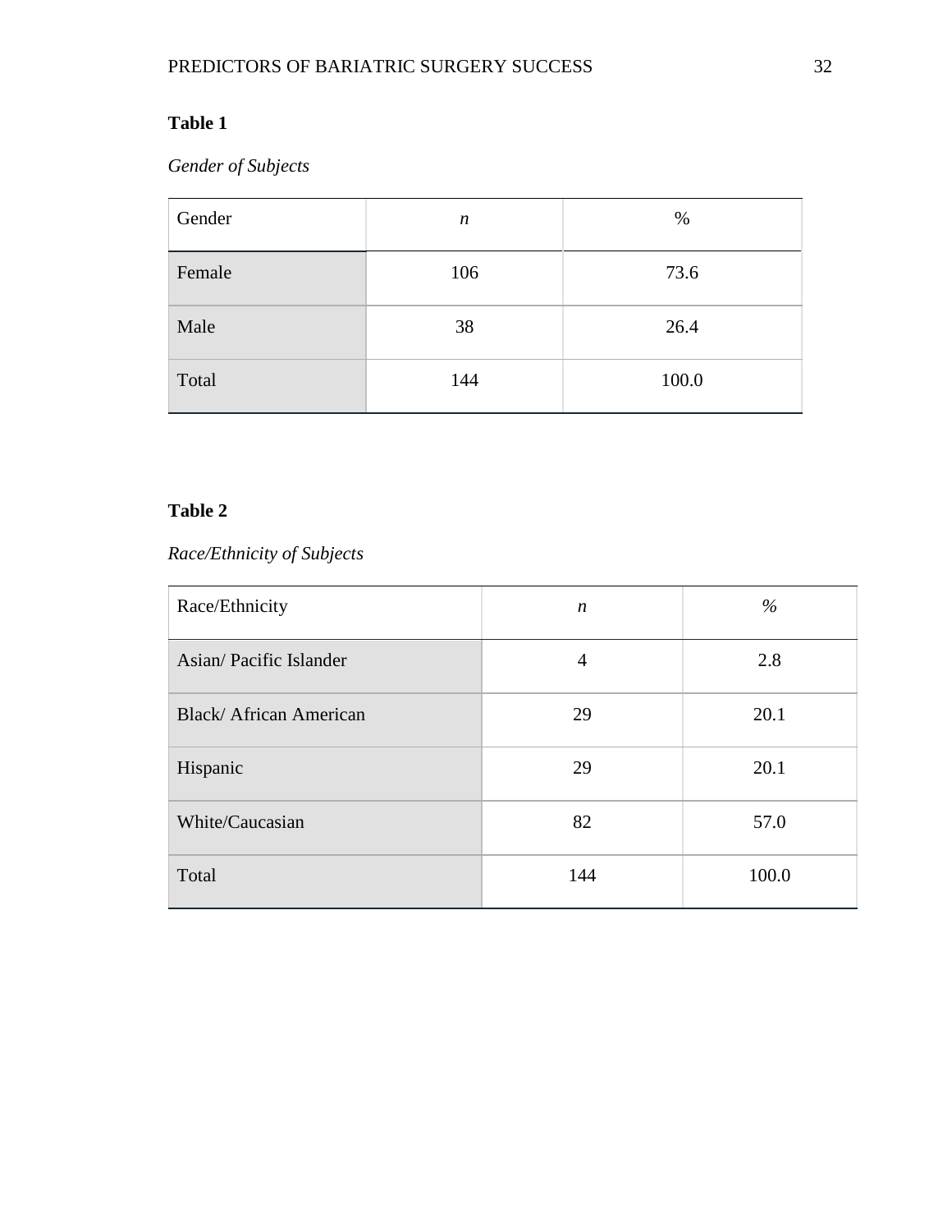**Table 1**

*Gender of Subjects*

| Gender | *n* | % |
|---|---|---|
| Female | 106 | 73.6 |
| Male | 38 | 26.4 |
| Total | 144 | 100.0 |

**Table 2**

*Race/Ethnicity of Subjects*

| Race/Ethnicity | *n* | *%* |
|---|---|---|
| Asian/ Pacific Islander | 4 | 2.8 |
| Black/ African American | 29 | 20.1 |
| Hispanic | 29 | 20.1 |
| White/Caucasian | 82 | 57.0 |
| Total | 144 | 100.0 |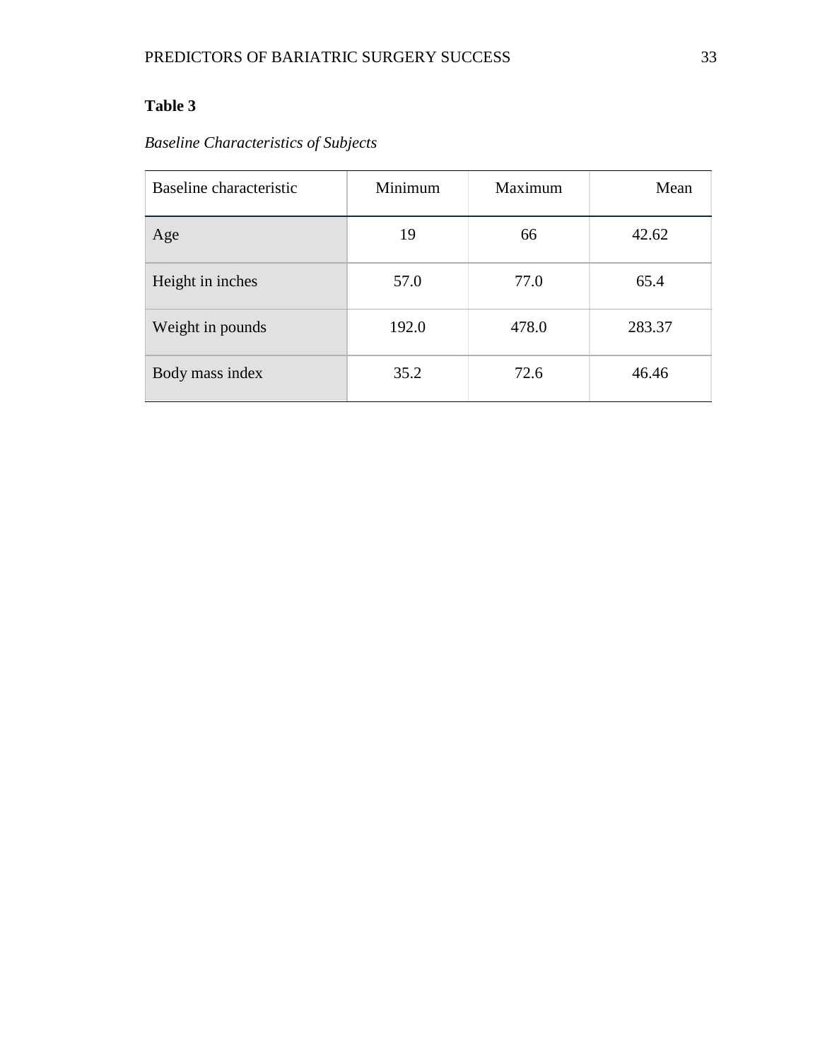**Table 3**

*Baseline Characteristics of Subjects*

| Baseline characteristic | Minimum | Maximum | Mean |
|---|---|---|---|
| Age | 19 | 66 | 42.62 |
| Height in inches | 57.0 | 77.0 | 65.4 |
| Weight in pounds | 192.0 | 478.0 | 283.37 |
| Body mass index | 35.2 | 72.6 | 46.46 |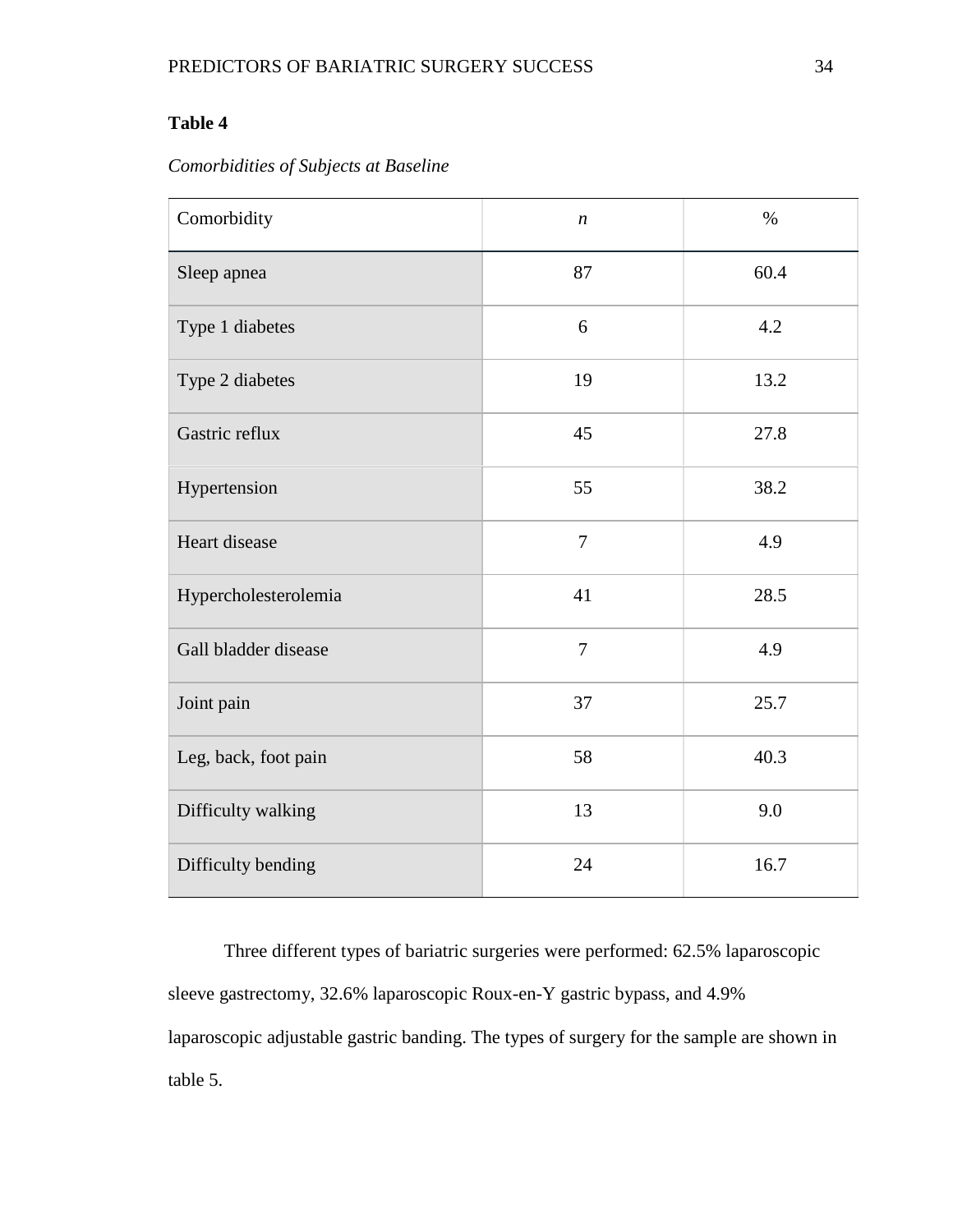**Table 4**

*Comorbidities of Subjects at Baseline*

| Comorbidity | *n* | % |
|---|---|---|
| Sleep apnea | 87 | 60.4 |
| Type 1 diabetes | 6 | 4.2 |
| Type 2 diabetes | 19 | 13.2 |
| Gastric reflux | 45 | 27.8 |
| Hypertension | 55 | 38.2 |
| Heart disease | 7 | 4.9 |
| Hypercholesterolemia | 41 | 28.5 |
| Gall bladder disease | 7 | 4.9 |
| Joint pain | 37 | 25.7 |
| Leg, back, foot pain | 58 | 40.3 |
| Difficulty walking | 13 | 9.0 |
| Difficulty bending | 24 | 16.7 |

Three different types of bariatric surgeries were performed: 62.5% laparoscopic sleeve gastrectomy, 32.6% laparoscopic Roux-en-Y gastric bypass, and 4.9% laparoscopic adjustable gastric banding. The types of surgery for the sample are shown in table 5.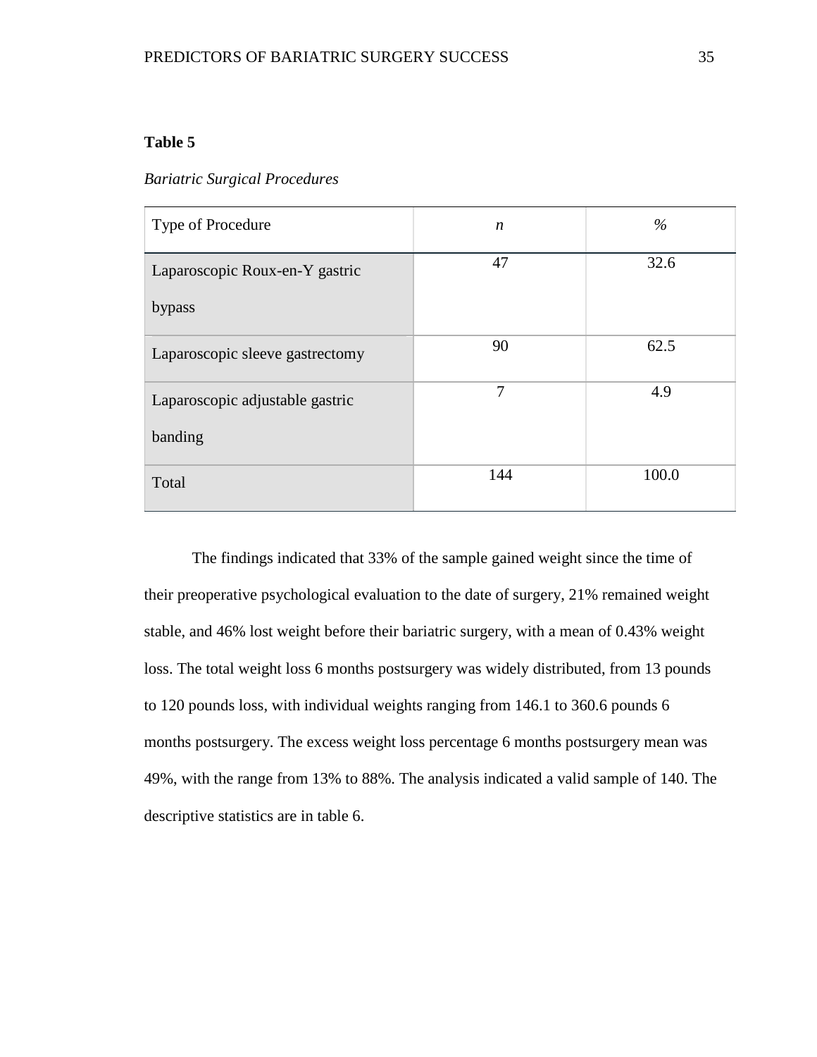**Table 5**

*Bariatric Surgical Procedures*

| Type of Procedure | *n* | % |
|---|---|---|
| Laparoscopic Roux-en-Y gastric bypass | 47 | 32.6 |
| Laparoscopic sleeve gastrectomy | 90 | 62.5 |
| Laparoscopic adjustable gastric banding | 7 | 4.9 |
| Total | 144 | 100.0 |

The findings indicated that 33% of the sample gained weight since the time of their preoperative psychological evaluation to the date of surgery, 21% remained weight stable, and 46% lost weight before their bariatric surgery, with a mean of 0.43% weight loss. The total weight loss 6 months postsurgery was widely distributed, from 13 pounds to 120 pounds loss, with individual weights ranging from 146.1 to 360.6 pounds 6 months postsurgery. The excess weight loss percentage 6 months postsurgery mean was 49%, with the range from 13% to 88%. The analysis indicated a valid sample of 140. The descriptive statistics are in table 6.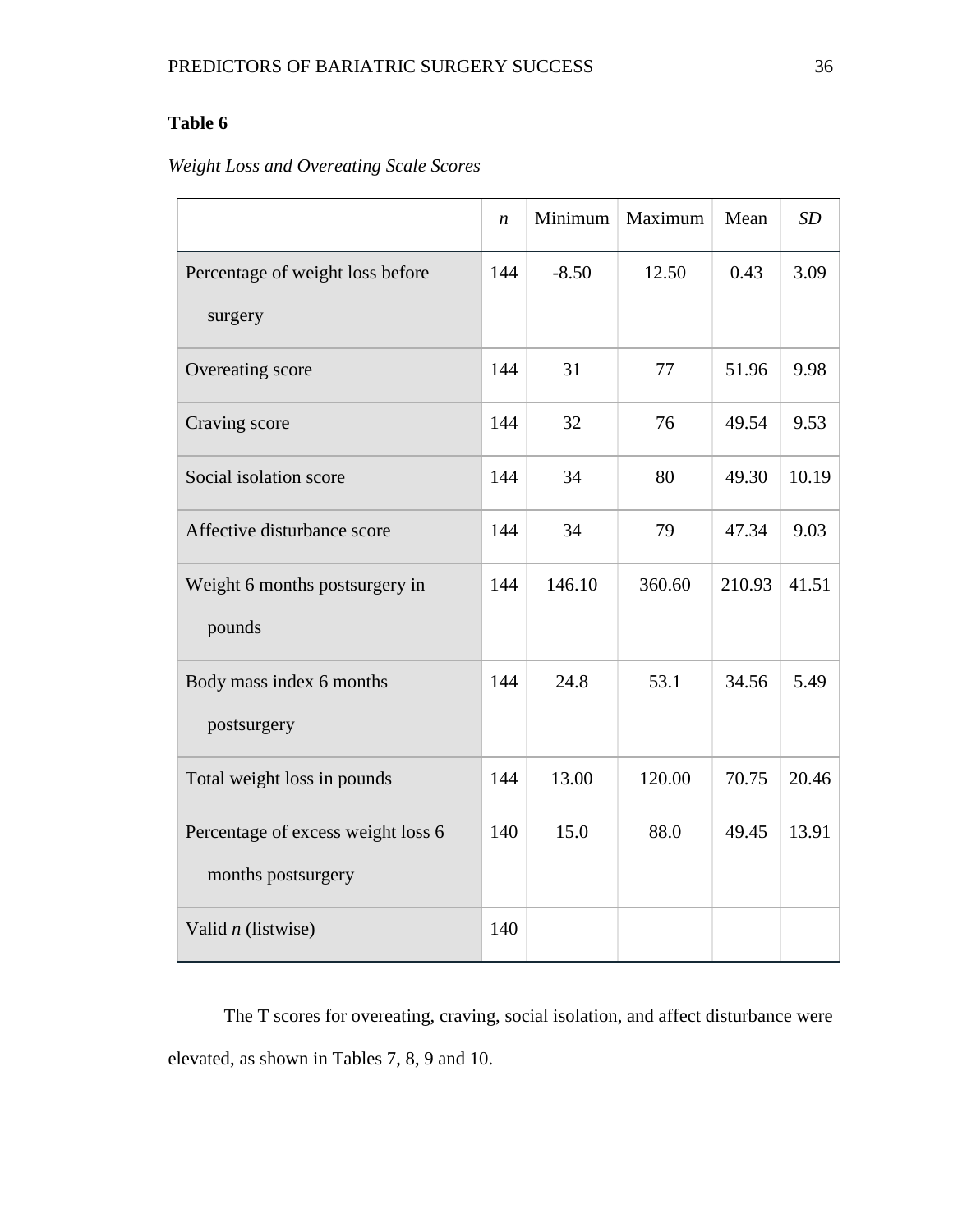**Table 6**

*Weight Loss and Overeating Scale Scores*

| | *n* | Minimum | Maximum | Mean | *SD* |
|---|---|---|---|---|---|
| Percentage of weight loss before surgery | 144 | -8.50 | 12.50 | 0.43 | 3.09 |
| Overeating score | 144 | 31 | 77 | 51.96 | 9.98 |
| Craving score | 144 | 32 | 76 | 49.54 | 9.53 |
| Social isolation score | 144 | 34 | 80 | 49.30 | 10.19 |
| Affective disturbance score | 144 | 34 | 79 | 47.34 | 9.03 |
| Weight 6 months postsurgery in pounds | 144 | 146.10 | 360.60 | 210.93 | 41.51 |
| Body mass index 6 months postsurgery | 144 | 24.8 | 53.1 | 34.56 | 5.49 |
| Total weight loss in pounds | 144 | 13.00 | 120.00 | 70.75 | 20.46 |
| Percentage of excess weight loss 6 months postsurgery | 140 | 15.0 | 88.0 | 49.45 | 13.91 |
| Valid *n* (listwise) | 140 | | | | |

The T scores for overeating, craving, social isolation, and affect disturbance were elevated, as shown in Tables 7, 8, 9 and 10.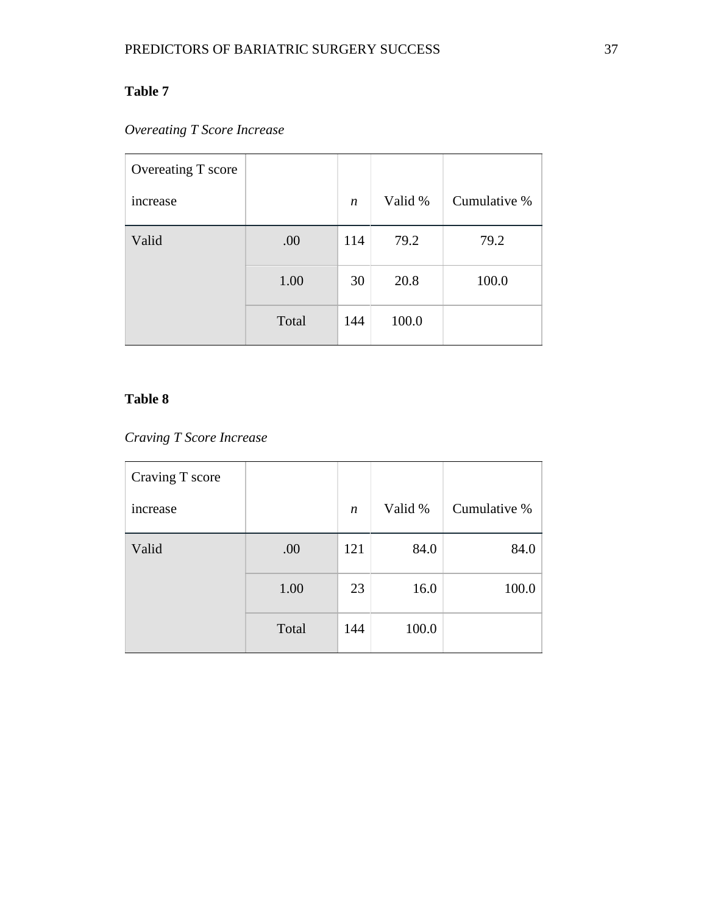**Table 7**

*Overeating T Score Increase*

| Overeating T score increase | | *n* | Valid % | Cumulative % |
|---|---|---|---|---|
| Valid | .00 | 114 | 79.2 | 79.2 |
| | 1.00 | 30 | 20.8 | 100.0 |
| | Total | 144 | 100.0 | |

**Table 8**

*Craving T Score Increase*

| Craving T score increase | | *n* | Valid % | Cumulative % |
|---|---|---|---|---|
| Valid | .00 | 121 | 84.0 | 84.0 |
| | 1.00 | 23 | 16.0 | 100.0 |
| | Total | 144 | 100.0 | |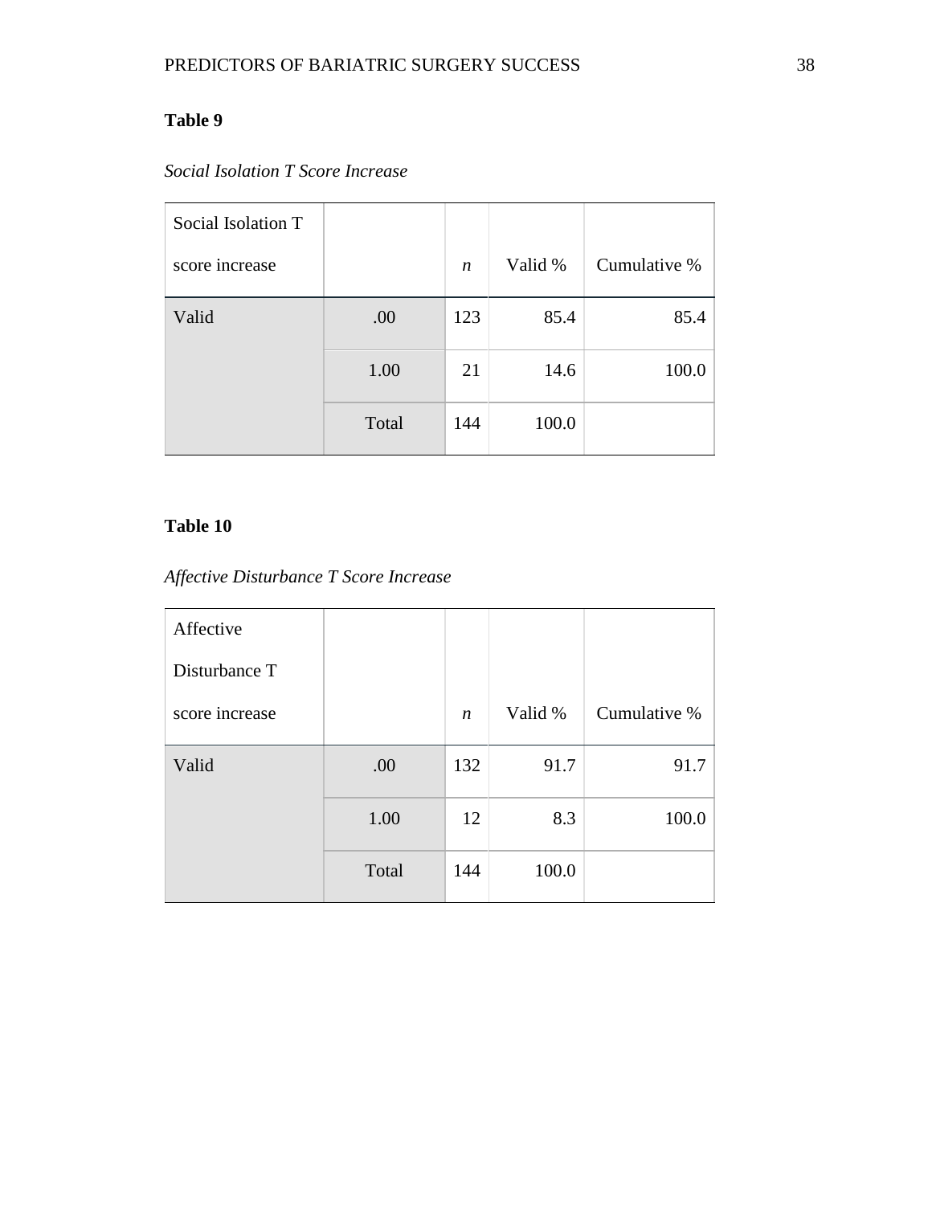**Table 9**

*Social Isolation T Score Increase*

| Social Isolation T score increase | | *n* | Valid % | Cumulative % |
|---|---|---|---|---|
| Valid | .00 | 123 | 85.4 | 85.4 |
| | 1.00 | 21 | 14.6 | 100.0 |
| | Total | 144 | 100.0 | |

**Table 10**

*Affective Disturbance T Score Increase*

| Affective Disturbance T score increase | | *n* | Valid % | Cumulative % |
|---|---|---|---|---|
| Valid | .00 | 132 | 91.7 | 91.7 |
| | 1.00 | 12 | 8.3 | 100.0 |
| | Total | 144 | 100.0 | |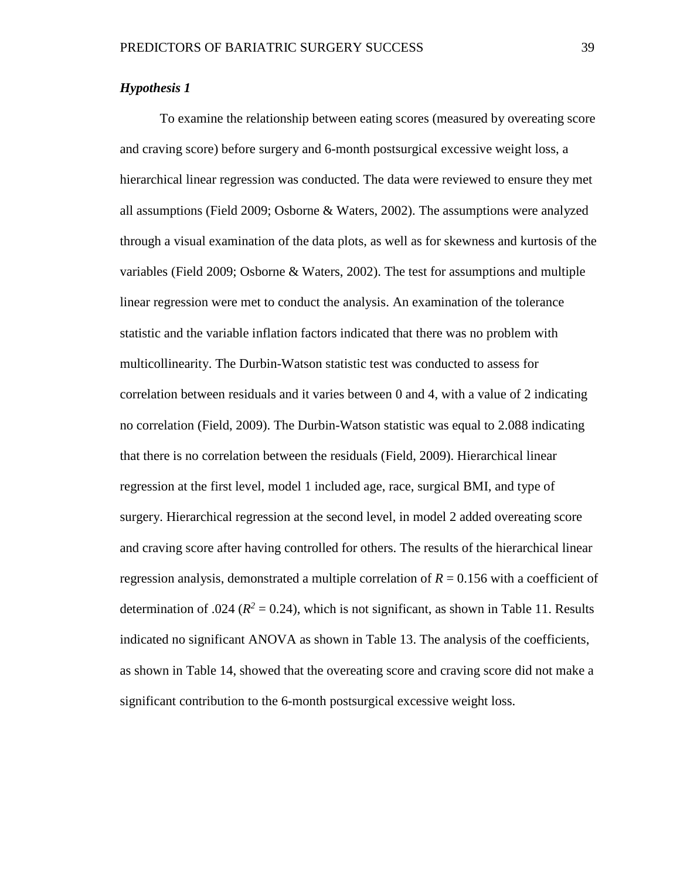### *Hypothesis 1*

To examine the relationship between eating scores (measured by overeating score and craving score) before surgery and 6-month postsurgical excessive weight loss, a hierarchical linear regression was conducted. The data were reviewed to ensure they met all assumptions (Field 2009; Osborne & Waters, 2002). The assumptions were analyzed through a visual examination of the data plots, as well as for skewness and kurtosis of the variables (Field 2009; Osborne & Waters, 2002). The test for assumptions and multiple linear regression were met to conduct the analysis. An examination of the tolerance statistic and the variable inflation factors indicated that there was no problem with multicollinearity. The Durbin-Watson statistic test was conducted to assess for correlation between residuals and it varies between 0 and 4, with a value of 2 indicating no correlation (Field, 2009). The Durbin-Watson statistic was equal to 2.088 indicating that there is no correlation between the residuals (Field, 2009). Hierarchical linear regression at the first level, model 1 included age, race, surgical BMI, and type of surgery. Hierarchical regression at the second level, in model 2 added overeating score and craving score after having controlled for others. The results of the hierarchical linear regression analysis, demonstrated a multiple correlation of $R = 0.156$ with a coefficient of determination of .024 ($R^2 = 0.24$), which is not significant, as shown in Table 11. Results indicated no significant ANOVA as shown in Table 13. The analysis of the coefficients, as shown in Table 14, showed that the overeating score and craving score did not make a significant contribution to the 6-month postsurgical excessive weight loss.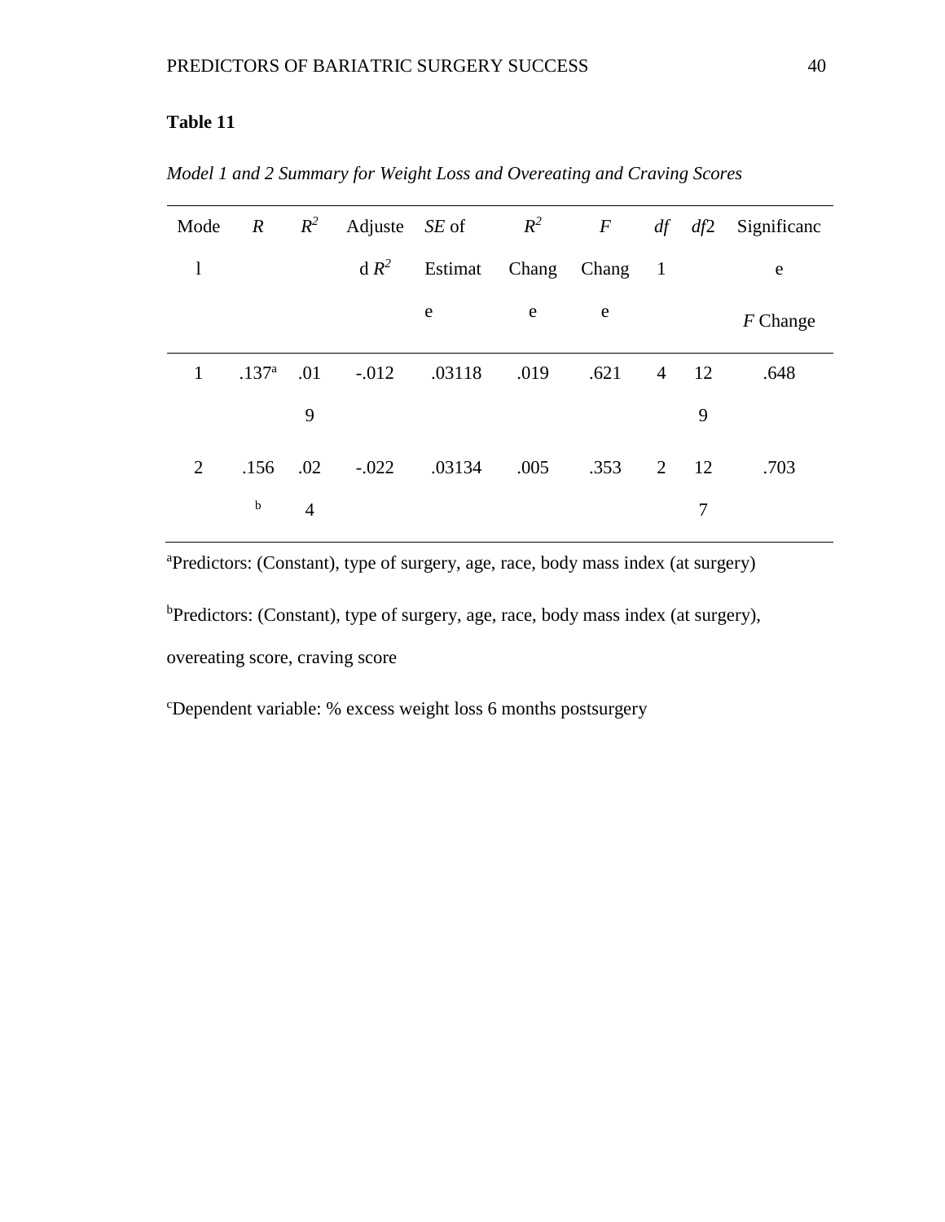**Table 11**

*Model 1 and 2 Summary for Weight Loss and Overeating and Craving Scores*

| Model | *R* | $R^2$ | Adjusted $R^2$ | *SE* of Estimate | $R^2$ Change | *F* Change | *df*1 | *df*2 | Significance *F* Change |
|---|---|---|---|---|---|---|---|---|---|
| 1 | .137[a] | .019 | -.012 | .03118 | .019 | .621 | 4 | 129 | .648 |
| 2 | .156[b] | .024 | -.022 | .03134 | .005 | .353 | 2 | 127 | .703 |

[a]Predictors: (Constant), type of surgery, age, race, body mass index (at surgery)

[b]Predictors: (Constant), type of surgery, age, race, body mass index (at surgery), overeating score, craving score

[c]Dependent variable: % excess weight loss 6 months postsurgery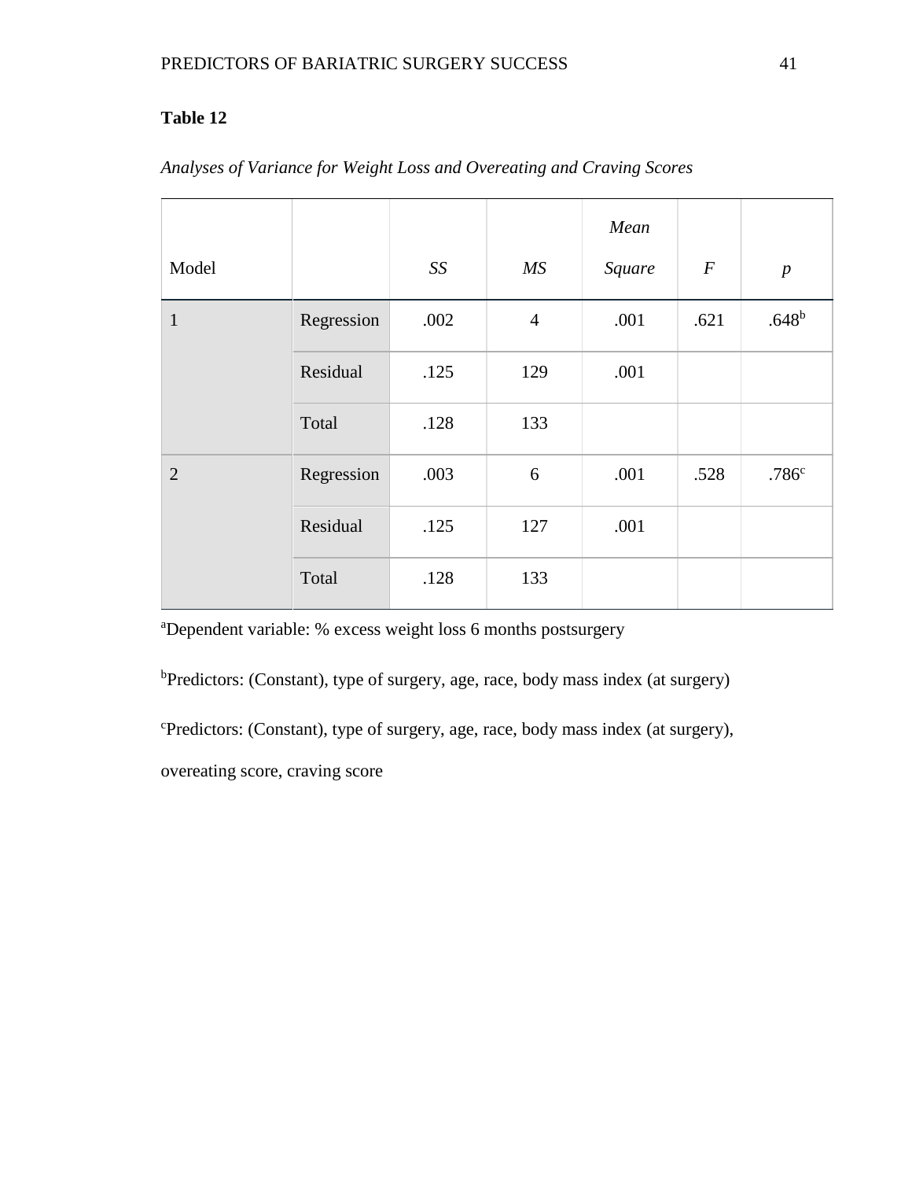**Table 12**

*Analyses of Variance for Weight Loss and Overeating and Craving Scores*

| Model | | *SS* | *MS* | *Mean Square* | *F* | *p* |
|---|---|---|---|---|---|---|
| 1 | Regression | .002 | 4 | .001 | .621 | .648[b] |
| | Residual | .125 | 129 | .001 | | |
| | Total | .128 | 133 | | | |
| 2 | Regression | .003 | 6 | .001 | .528 | .786[c] |
| | Residual | .125 | 127 | .001 | | |
| | Total | .128 | 133 | | | |

[a]Dependent variable: % excess weight loss 6 months postsurgery

[b]Predictors: (Constant), type of surgery, age, race, body mass index (at surgery)

[c]Predictors: (Constant), type of surgery, age, race, body mass index (at surgery), overeating score, craving score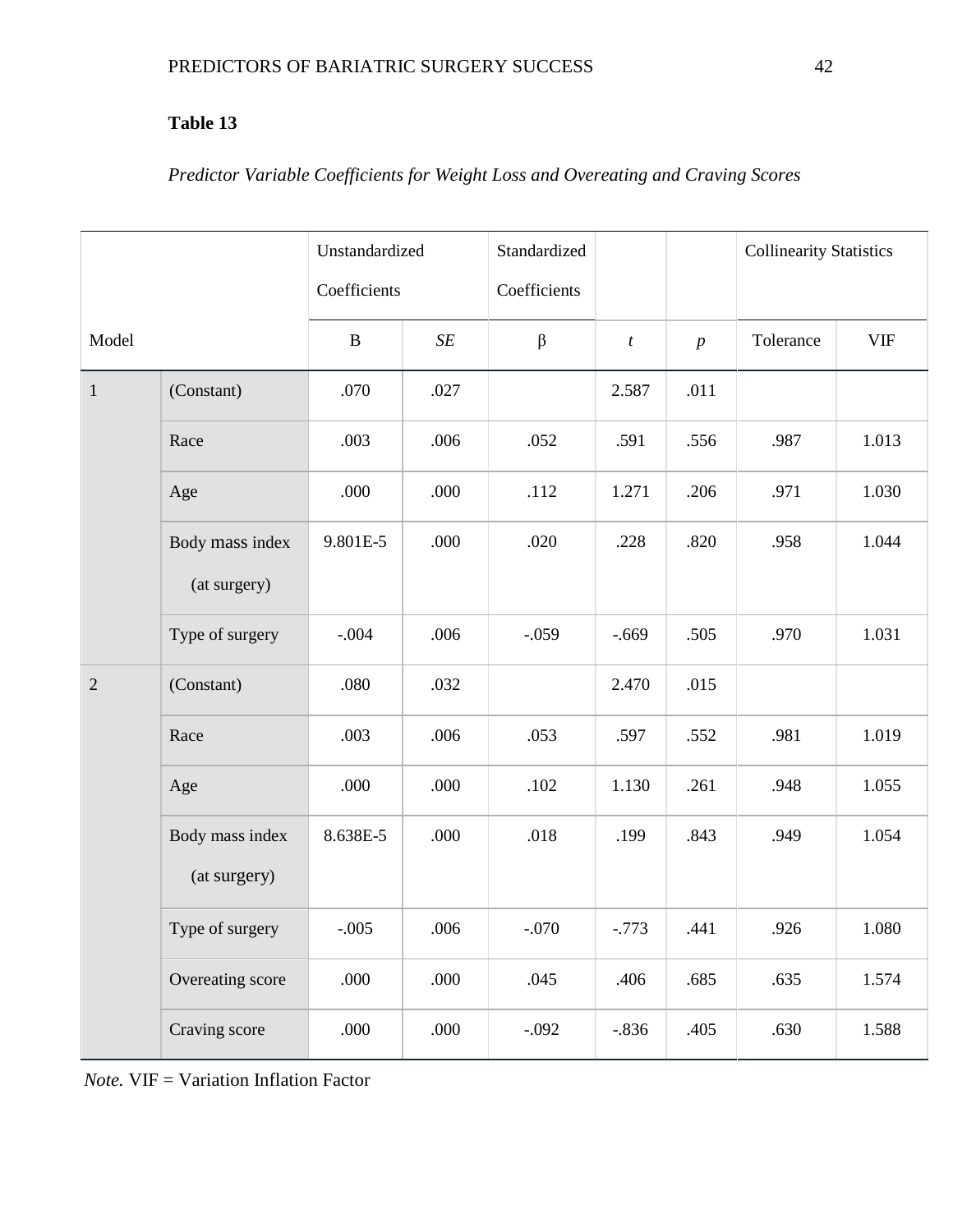**Table 13**

*Predictor Variable Coefficients for Weight Loss and Overeating and Craving Scores*

| Model | | Unstandardized Coefficients | | Standardized Coefficients | | | Collinearity Statistics | |
|---|---|---|---|---|---|---|---|---|
| | | B | *SE* | β | *t* | *p* | Tolerance | VIF |
| 1 | (Constant) | .070 | .027 | | 2.587 | .011 | | |
| | Race | .003 | .006 | .052 | .591 | .556 | .987 | 1.013 |
| | Age | .000 | .000 | .112 | 1.271 | .206 | .971 | 1.030 |
| | Body mass index (at surgery) | 9.801E-5 | .000 | .020 | .228 | .820 | .958 | 1.044 |
| | Type of surgery | -.004 | .006 | -.059 | -.669 | .505 | .970 | 1.031 |
| 2 | (Constant) | .080 | .032 | | 2.470 | .015 | | |
| | Race | .003 | .006 | .053 | .597 | .552 | .981 | 1.019 |
| | Age | .000 | .000 | .102 | 1.130 | .261 | .948 | 1.055 |
| | Body mass index (at surgery) | 8.638E-5 | .000 | .018 | .199 | .843 | .949 | 1.054 |
| | Type of surgery | -.005 | .006 | -.070 | -.773 | .441 | .926 | 1.080 |
| | Overeating score | .000 | .000 | .045 | .406 | .685 | .635 | 1.574 |
| | Craving score | .000 | .000 | -.092 | -.836 | .405 | .630 | 1.588 |

*Note.* VIF = Variation Inflation Factor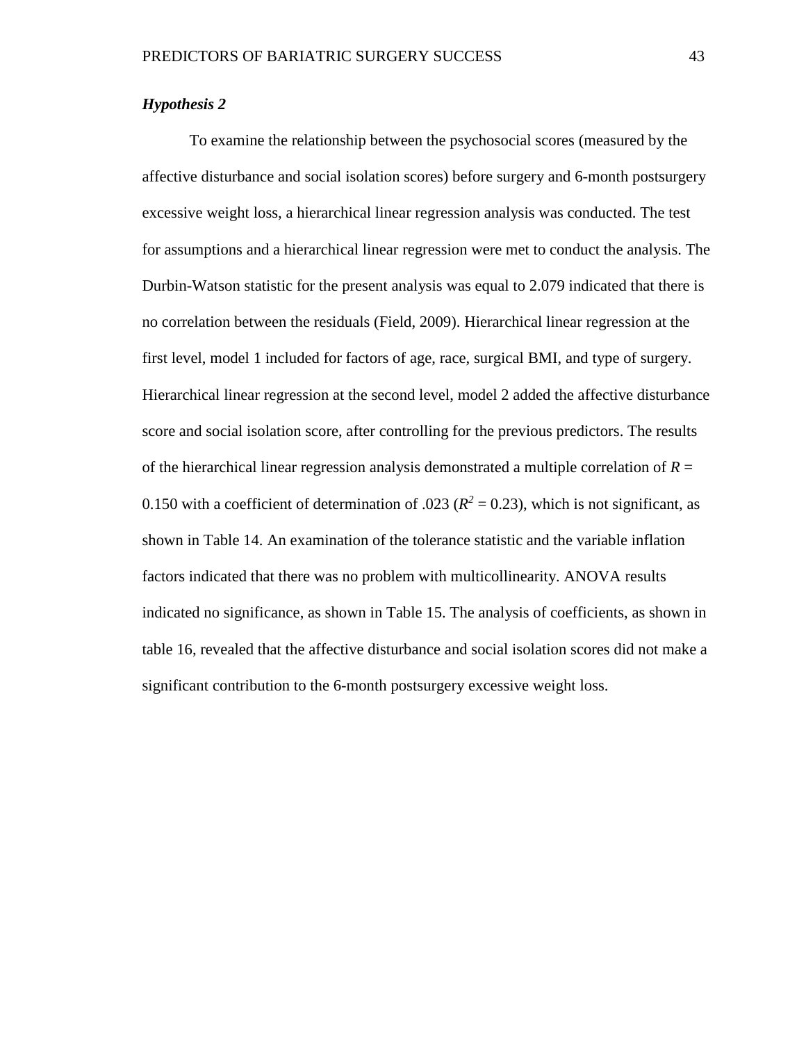### *Hypothesis 2*

To examine the relationship between the psychosocial scores (measured by the affective disturbance and social isolation scores) before surgery and 6-month postsurgery excessive weight loss, a hierarchical linear regression analysis was conducted. The test for assumptions and a hierarchical linear regression were met to conduct the analysis. The Durbin-Watson statistic for the present analysis was equal to 2.079 indicated that there is no correlation between the residuals (Field, 2009). Hierarchical linear regression at the first level, model 1 included for factors of age, race, surgical BMI, and type of surgery. Hierarchical linear regression at the second level, model 2 added the affective disturbance score and social isolation score, after controlling for the previous predictors. The results of the hierarchical linear regression analysis demonstrated a multiple correlation of $R$ = 0.150 with a coefficient of determination of .023 ($R^2$ = 0.23), which is not significant, as shown in Table 14. An examination of the tolerance statistic and the variable inflation factors indicated that there was no problem with multicollinearity. ANOVA results indicated no significance, as shown in Table 15. The analysis of coefficients, as shown in table 16, revealed that the affective disturbance and social isolation scores did not make a significant contribution to the 6-month postsurgery excessive weight loss.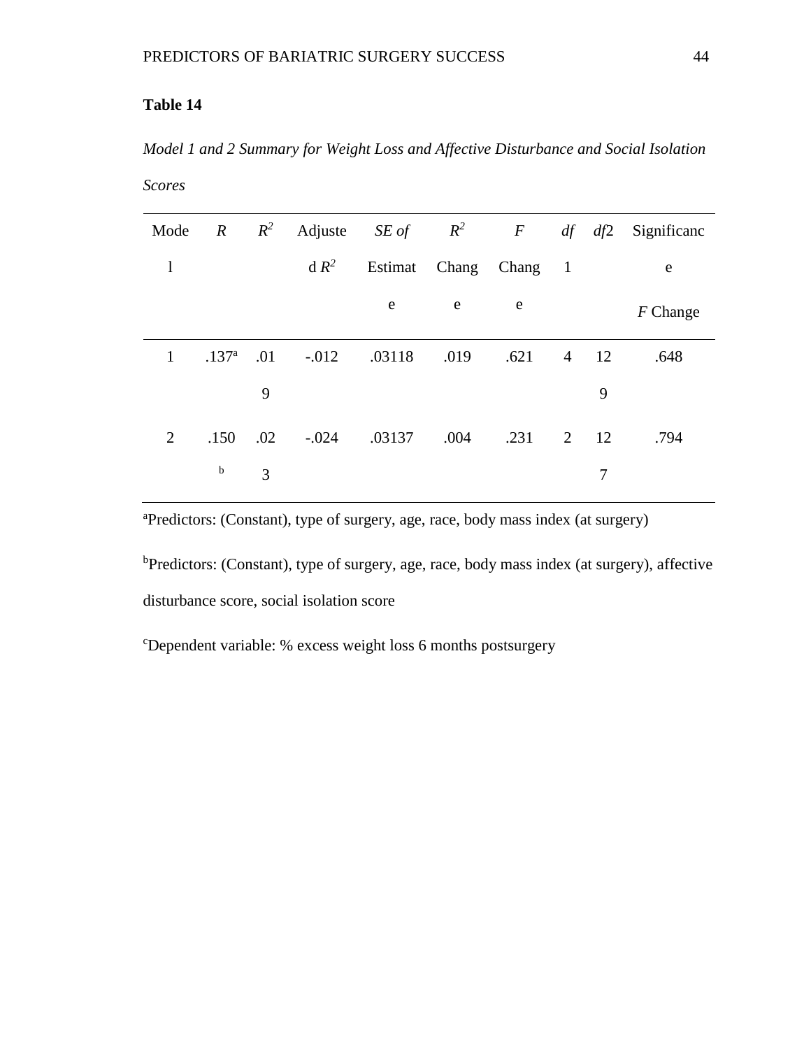**Table 14**

*Model 1 and 2 Summary for Weight Loss and Affective Disturbance and Social Isolation Scores*

| Model | *R* | $R^2$ | Adjusted $R^2$ | *SE of* Estimate | $R^2$ Change | *F* Change | *df*1 | *df*2 | Significance *F* Change |
|---|---|---|---|---|---|---|---|---|---|
| 1 | .137[a] | .019 | -.012 | .03118 | .019 | .621 | 4 | 129 | .648 |
| 2 | .150[b] | .023 | -.024 | .03137 | .004 | .231 | 2 | 127 | .794 |

[a]Predictors: (Constant), type of surgery, age, race, body mass index (at surgery)

[b]Predictors: (Constant), type of surgery, age, race, body mass index (at surgery), affective disturbance score, social isolation score

[c]Dependent variable: % excess weight loss 6 months postsurgery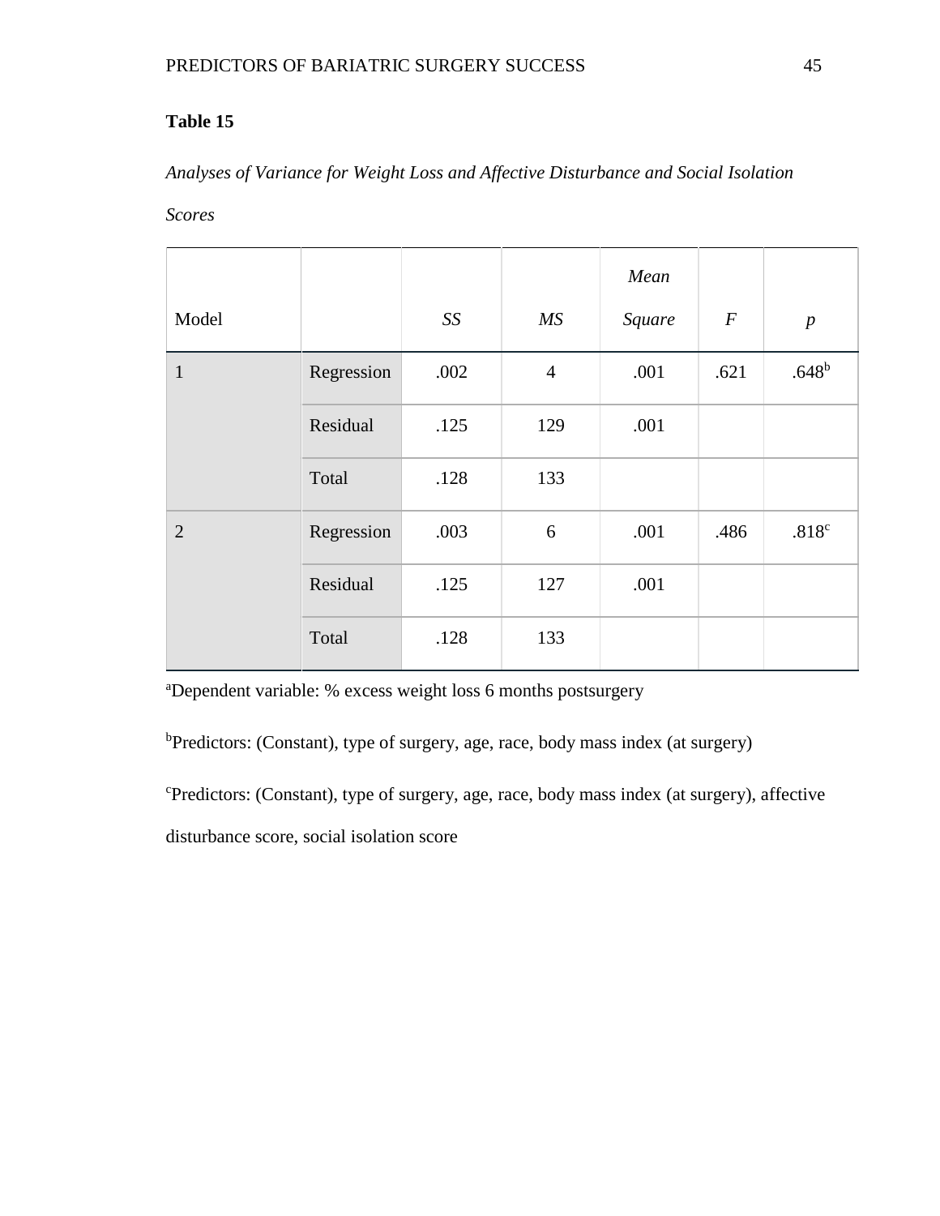**Table 15**

*Analyses of Variance for Weight Loss and Affective Disturbance and Social Isolation Scores*

| Model | | *SS* | *MS* | *Mean Square* | *F* | *p* |
|---|---|---|---|---|---|---|
| 1 | Regression | .002 | 4 | .001 | .621 | .648[b] |
| | Residual | .125 | 129 | .001 | | |
| | Total | .128 | 133 | | | |
| 2 | Regression | .003 | 6 | .001 | .486 | .818[c] |
| | Residual | .125 | 127 | .001 | | |
| | Total | .128 | 133 | | | |

[a]Dependent variable: % excess weight loss 6 months postsurgery

[b]Predictors: (Constant), type of surgery, age, race, body mass index (at surgery)

[c]Predictors: (Constant), type of surgery, age, race, body mass index (at surgery), affective disturbance score, social isolation score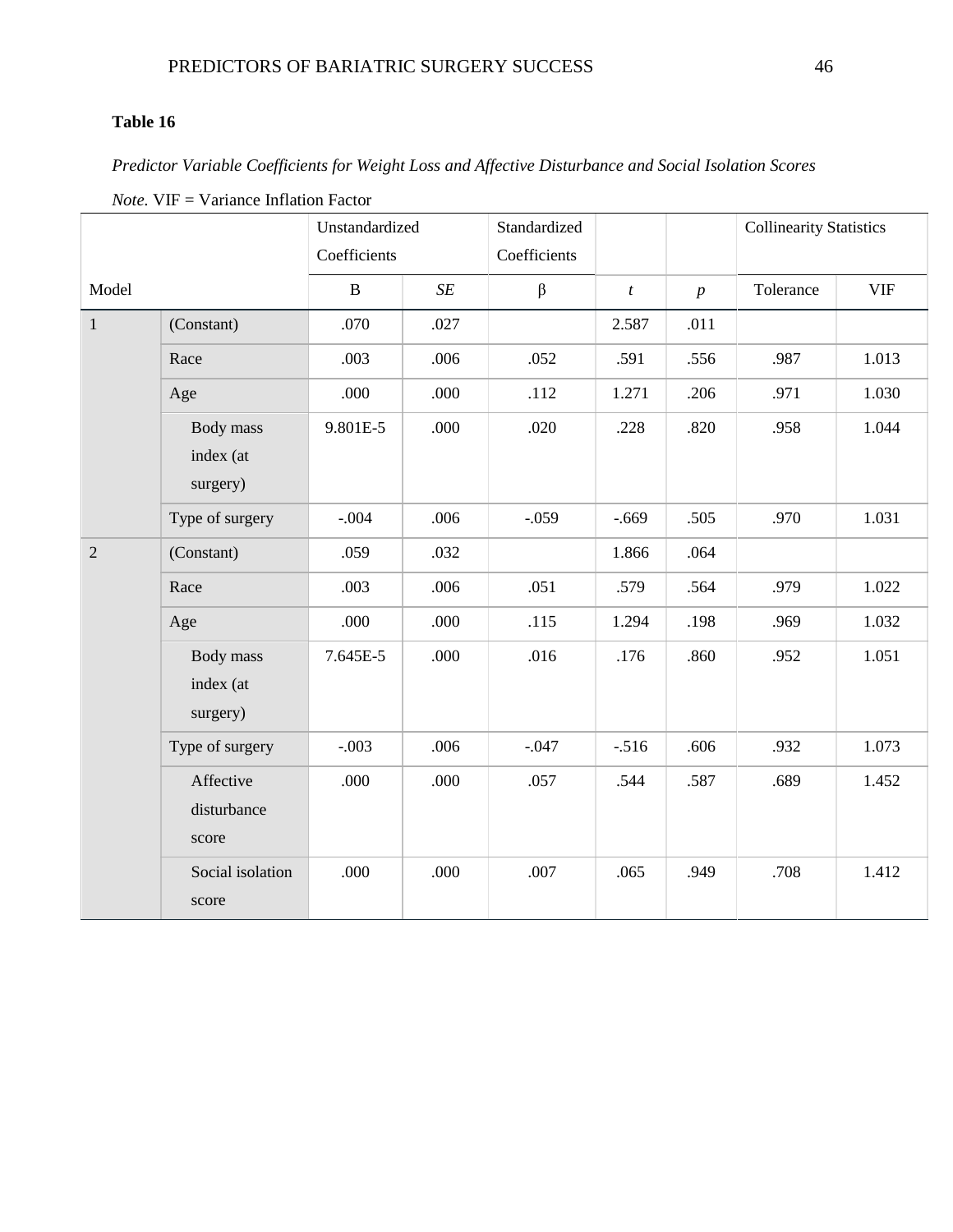**Table 16**

*Predictor Variable Coefficients for Weight Loss and Affective Disturbance and Social Isolation Scores*

*Note.* VIF = Variance Inflation Factor

| | | Unstandardized Coefficients | | Standardized Coefficients | | | Collinearity Statistics | |
|---|---|---|---|---|---|---|---|---|
| Model | | B | *SE* | β | *t* | *p* | Tolerance | VIF |
| 1 | (Constant) | .070 | .027 | | 2.587 | .011 | | |
| | Race | .003 | .006 | .052 | .591 | .556 | .987 | 1.013 |
| | Age | .000 | .000 | .112 | 1.271 | .206 | .971 | 1.030 |
| | Body mass index (at surgery) | 9.801E-5 | .000 | .020 | .228 | .820 | .958 | 1.044 |
| | Type of surgery | -.004 | .006 | -.059 | -.669 | .505 | .970 | 1.031 |
| 2 | (Constant) | .059 | .032 | | 1.866 | .064 | | |
| | Race | .003 | .006 | .051 | .579 | .564 | .979 | 1.022 |
| | Age | .000 | .000 | .115 | 1.294 | .198 | .969 | 1.032 |
| | Body mass index (at surgery) | 7.645E-5 | .000 | .016 | .176 | .860 | .952 | 1.051 |
| | Type of surgery | -.003 | .006 | -.047 | -.516 | .606 | .932 | 1.073 |
| | Affective disturbance score | .000 | .000 | .057 | .544 | .587 | .689 | 1.452 |
| | Social isolation score | .000 | .000 | .007 | .065 | .949 | .708 | 1.412 |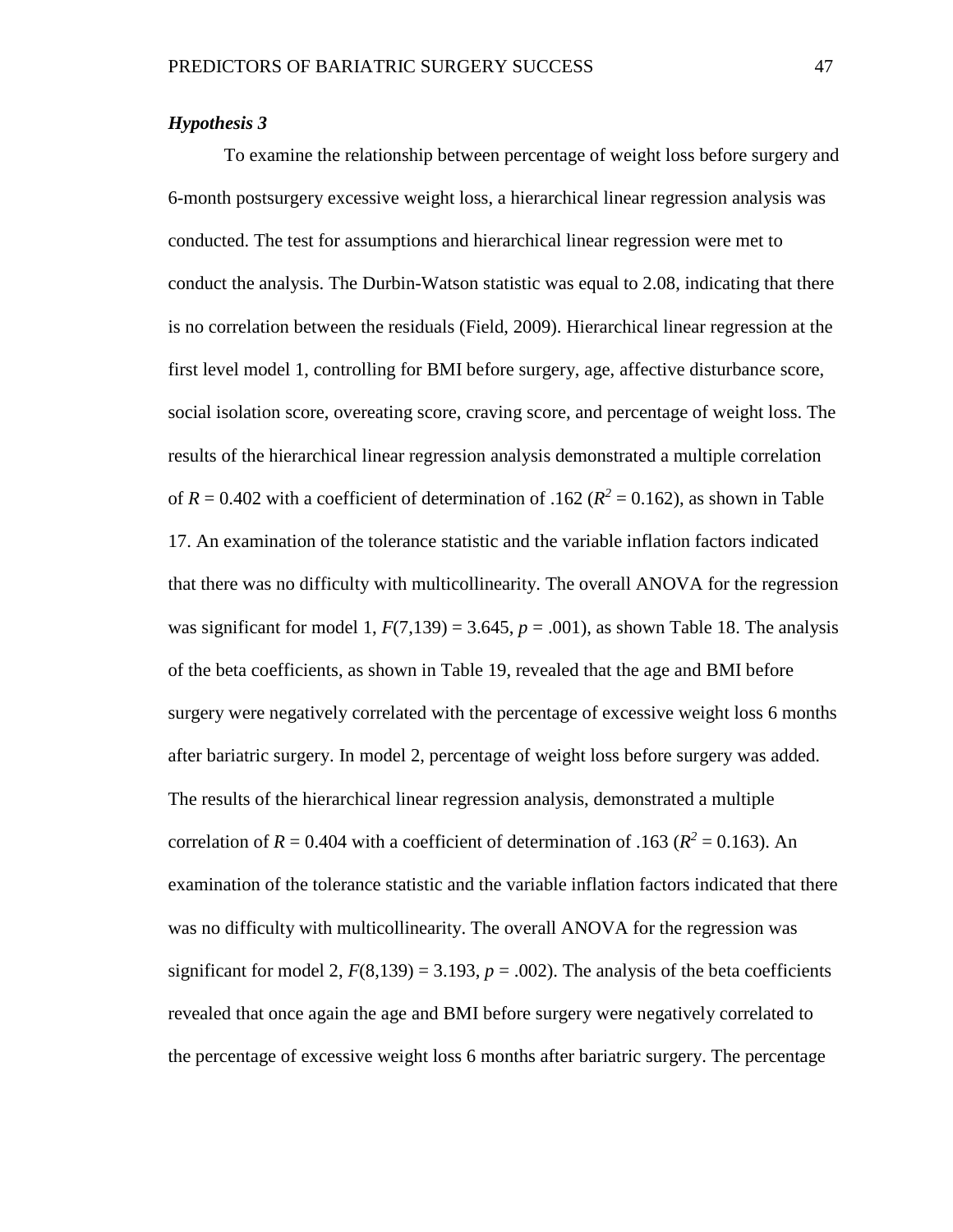***Hypothesis 3***

To examine the relationship between percentage of weight loss before surgery and 6-month postsurgery excessive weight loss, a hierarchical linear regression analysis was conducted. The test for assumptions and hierarchical linear regression were met to conduct the analysis. The Durbin-Watson statistic was equal to 2.08, indicating that there is no correlation between the residuals (Field, 2009). Hierarchical linear regression at the first level model 1, controlling for BMI before surgery, age, affective disturbance score, social isolation score, overeating score, craving score, and percentage of weight loss. The results of the hierarchical linear regression analysis demonstrated a multiple correlation of $R = 0.402$ with a coefficient of determination of .162 ($R^2 = 0.162$), as shown in Table 17. An examination of the tolerance statistic and the variable inflation factors indicated that there was no difficulty with multicollinearity. The overall ANOVA for the regression was significant for model 1, $F(7,139) = 3.645$, $p = .001$), as shown Table 18. The analysis of the beta coefficients, as shown in Table 19, revealed that the age and BMI before surgery were negatively correlated with the percentage of excessive weight loss 6 months after bariatric surgery. In model 2, percentage of weight loss before surgery was added. The results of the hierarchical linear regression analysis, demonstrated a multiple correlation of $R = 0.404$ with a coefficient of determination of .163 ($R^2 = 0.163$). An examination of the tolerance statistic and the variable inflation factors indicated that there was no difficulty with multicollinearity. The overall ANOVA for the regression was significant for model 2, $F(8,139) = 3.193$, $p = .002$). The analysis of the beta coefficients revealed that once again the age and BMI before surgery were negatively correlated to the percentage of excessive weight loss 6 months after bariatric surgery. The percentage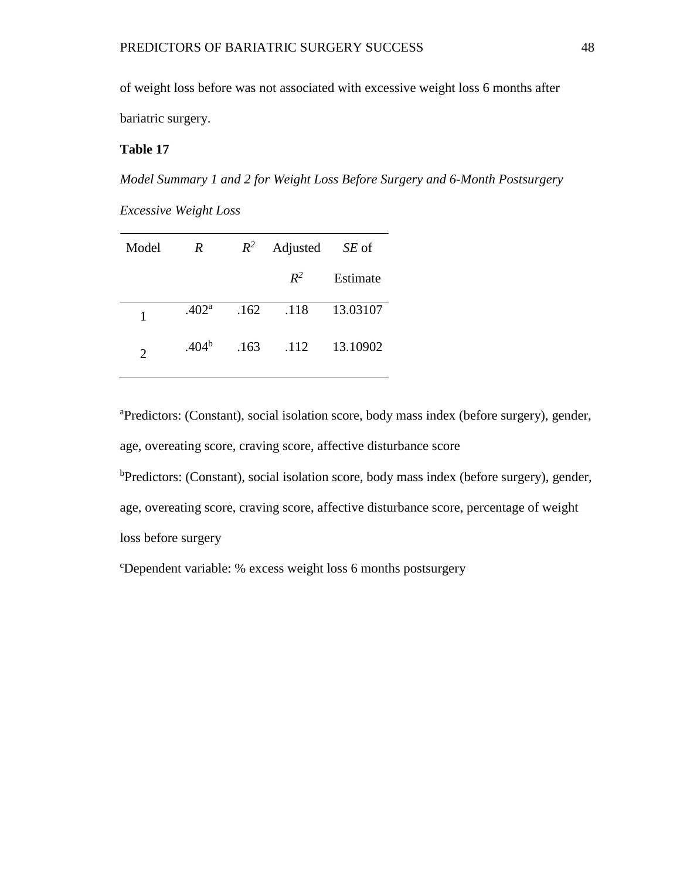of weight loss before was not associated with excessive weight loss 6 months after bariatric surgery.

**Table 17**

*Model Summary 1 and 2 for Weight Loss Before Surgery and 6-Month Postsurgery Excessive Weight Loss*

| Model | *R* | $R^2$ | Adjusted $R^2$ | *SE* of Estimate |
|---|---|---|---|---|
| 1 | .402[a] | .162 | .118 | 13.03107 |
| 2 | .404[b] | .163 | .112 | 13.10902 |

[a]Predictors: (Constant), social isolation score, body mass index (before surgery), gender, age, overeating score, craving score, affective disturbance score

[b]Predictors: (Constant), social isolation score, body mass index (before surgery), gender, age, overeating score, craving score, affective disturbance score, percentage of weight loss before surgery

[c]Dependent variable: % excess weight loss 6 months postsurgery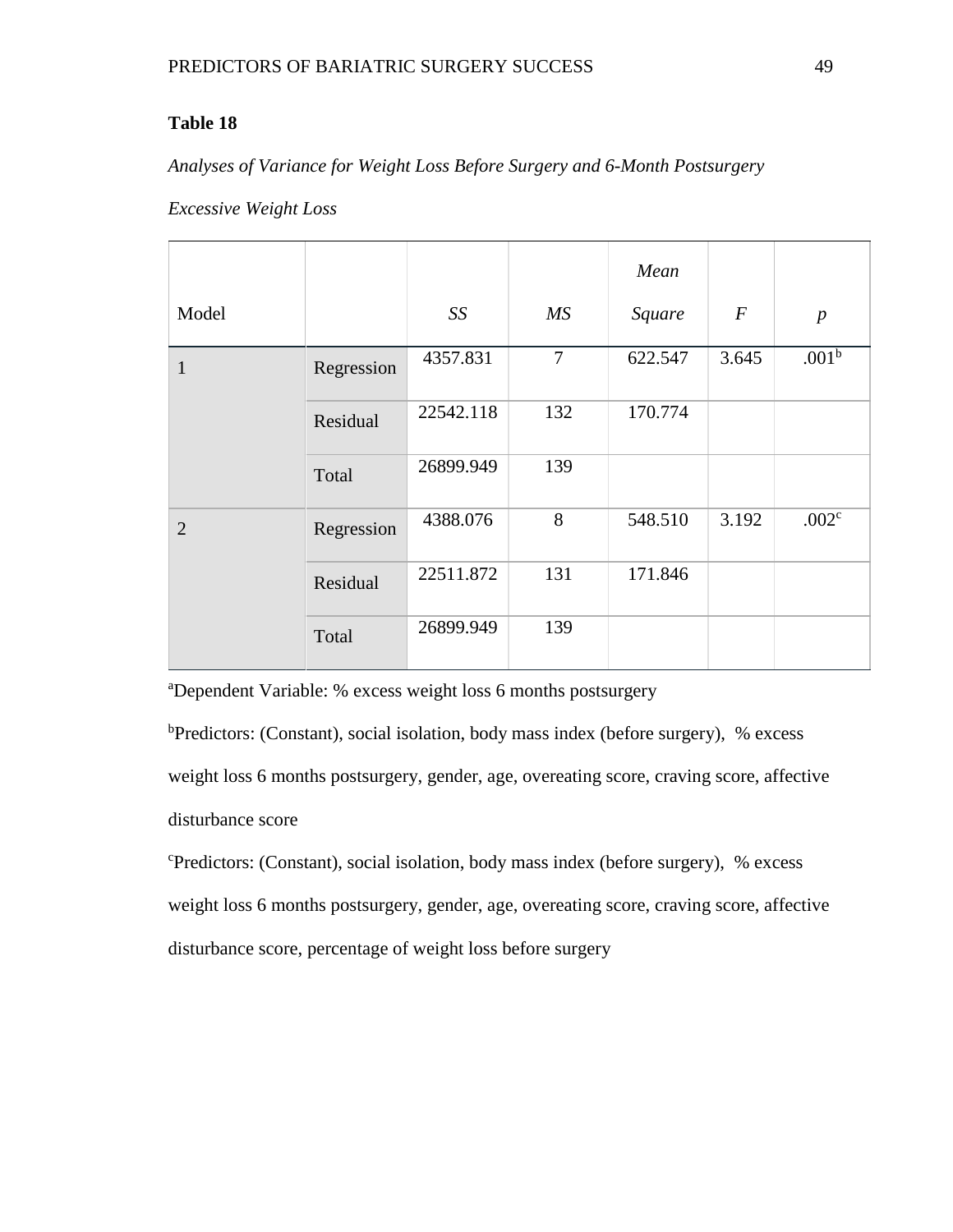**Table 18**

*Analyses of Variance for Weight Loss Before Surgery and 6-Month Postsurgery Excessive Weight Loss*

| Model | | *SS* | *MS* | *Mean Square* | *F* | *p* |
|---|---|---|---|---|---|---|
| 1 | Regression | 4357.831 | 7 | 622.547 | 3.645 | .001[b] |
| | Residual | 22542.118 | 132 | 170.774 | | |
| | Total | 26899.949 | 139 | | | |
| 2 | Regression | 4388.076 | 8 | 548.510 | 3.192 | .002[c] |
| | Residual | 22511.872 | 131 | 171.846 | | |
| | Total | 26899.949 | 139 | | | |

[a]Dependent Variable: % excess weight loss 6 months postsurgery

[b]Predictors: (Constant), social isolation, body mass index (before surgery), % excess weight loss 6 months postsurgery, gender, age, overeating score, craving score, affective disturbance score

[c]Predictors: (Constant), social isolation, body mass index (before surgery), % excess weight loss 6 months postsurgery, gender, age, overeating score, craving score, affective disturbance score, percentage of weight loss before surgery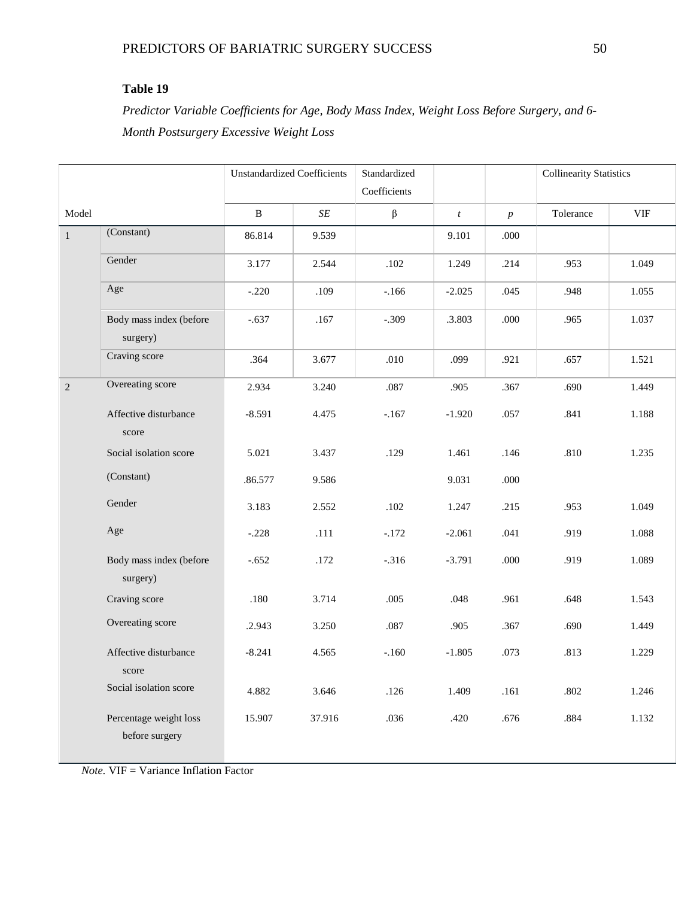**Table 19**

*Predictor Variable Coefficients for Age, Body Mass Index, Weight Loss Before Surgery, and 6-Month Postsurgery Excessive Weight Loss*

| | | Unstandardized Coefficients | | Standardized Coefficients | | | Collinearity Statistics | |
|---|---|---|---|---|---|---|---|---|
| Model | | B | *SE* | β | *t* | *p* | Tolerance | VIF |
| 1 | (Constant) | 86.814 | 9.539 | | 9.101 | .000 | | |
| | Gender | 3.177 | 2.544 | .102 | 1.249 | .214 | .953 | 1.049 |
| | Age | -.220 | .109 | -.166 | -2.025 | .045 | .948 | 1.055 |
| | Body mass index (before surgery) | -.637 | .167 | -.309 | .3.803 | .000 | .965 | 1.037 |
| | Craving score | .364 | 3.677 | .010 | .099 | .921 | .657 | 1.521 |
| 2 | Overeating score | 2.934 | 3.240 | .087 | .905 | .367 | .690 | 1.449 |
| | Affective disturbance score | -8.591 | 4.475 | -.167 | -1.920 | .057 | .841 | 1.188 |
| | Social isolation score | 5.021 | 3.437 | .129 | 1.461 | .146 | .810 | 1.235 |
| | (Constant) | .86.577 | 9.586 | | 9.031 | .000 | | |
| | Gender | 3.183 | 2.552 | .102 | 1.247 | .215 | .953 | 1.049 |
| | Age | -.228 | .111 | -.172 | -2.061 | .041 | .919 | 1.088 |
| | Body mass index (before surgery) | -.652 | .172 | -.316 | -3.791 | .000 | .919 | 1.089 |
| | Craving score | .180 | 3.714 | .005 | .048 | .961 | .648 | 1.543 |
| | Overeating score | .2.943 | 3.250 | .087 | .905 | .367 | .690 | 1.449 |
| | Affective disturbance score | -8.241 | 4.565 | -.160 | -1.805 | .073 | .813 | 1.229 |
| | Social isolation score | 4.882 | 3.646 | .126 | 1.409 | .161 | .802 | 1.246 |
| | Percentage weight loss before surgery | 15.907 | 37.916 | .036 | .420 | .676 | .884 | 1.132 |

*Note.* VIF = Variance Inflation Factor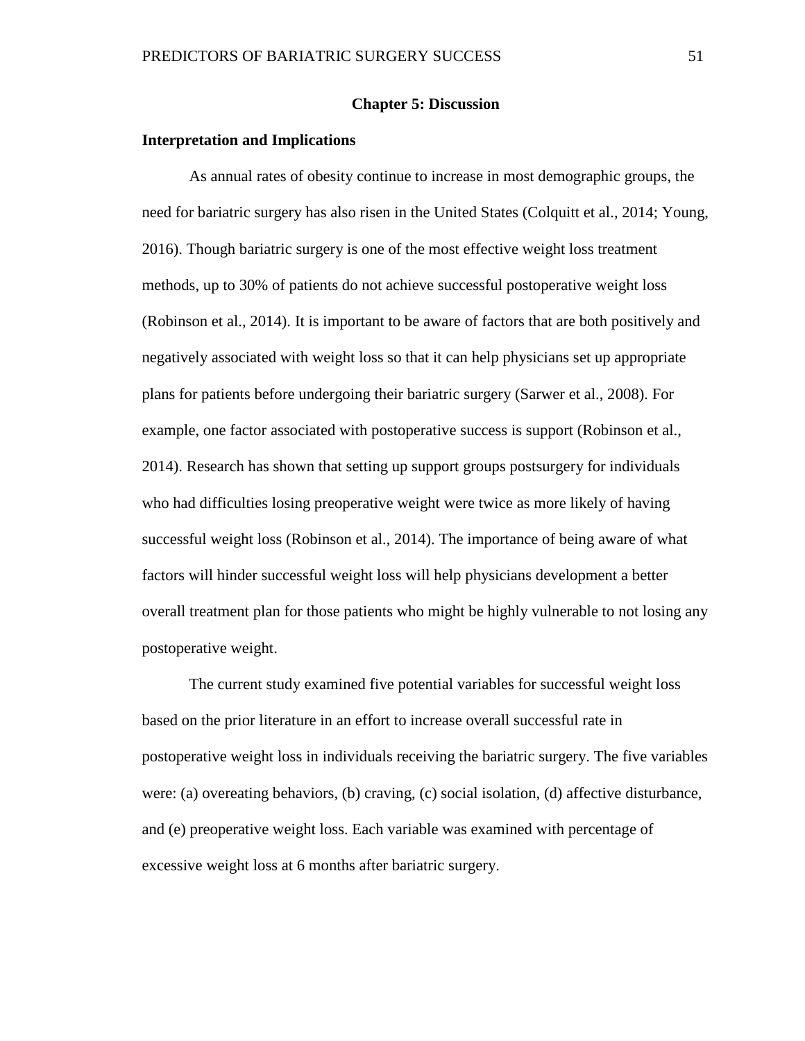# Chapter 5: Discussion

## Interpretation and Implications

As annual rates of obesity continue to increase in most demographic groups, the need for bariatric surgery has also risen in the United States (Colquitt et al., 2014; Young, 2016). Though bariatric surgery is one of the most effective weight loss treatment methods, up to 30% of patients do not achieve successful postoperative weight loss (Robinson et al., 2014). It is important to be aware of factors that are both positively and negatively associated with weight loss so that it can help physicians set up appropriate plans for patients before undergoing their bariatric surgery (Sarwer et al., 2008). For example, one factor associated with postoperative success is support (Robinson et al., 2014). Research has shown that setting up support groups postsurgery for individuals who had difficulties losing preoperative weight were twice as more likely of having successful weight loss (Robinson et al., 2014). The importance of being aware of what factors will hinder successful weight loss will help physicians development a better overall treatment plan for those patients who might be highly vulnerable to not losing any postoperative weight.

The current study examined five potential variables for successful weight loss based on the prior literature in an effort to increase overall successful rate in postoperative weight loss in individuals receiving the bariatric surgery. The five variables were: (a) overeating behaviors, (b) craving, (c) social isolation, (d) affective disturbance, and (e) preoperative weight loss. Each variable was examined with percentage of excessive weight loss at 6 months after bariatric surgery.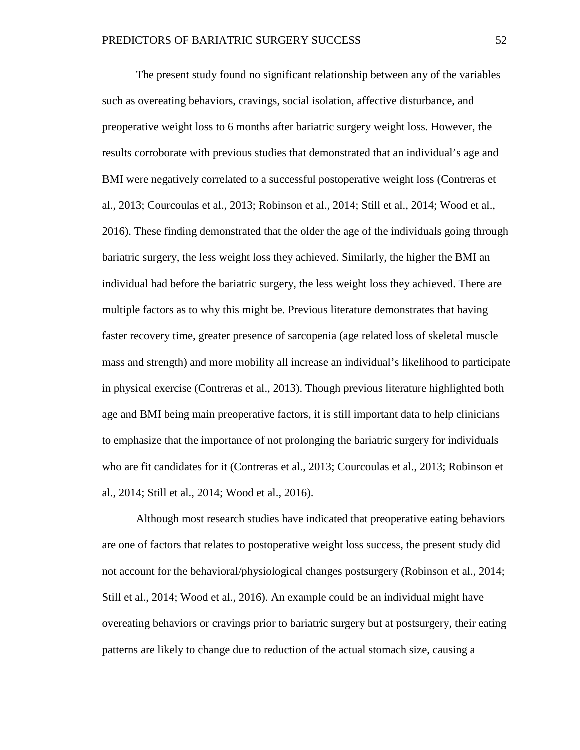The present study found no significant relationship between any of the variables such as overeating behaviors, cravings, social isolation, affective disturbance, and preoperative weight loss to 6 months after bariatric surgery weight loss. However, the results corroborate with previous studies that demonstrated that an individual's age and BMI were negatively correlated to a successful postoperative weight loss (Contreras et al., 2013; Courcoulas et al., 2013; Robinson et al., 2014; Still et al., 2014; Wood et al., 2016). These finding demonstrated that the older the age of the individuals going through bariatric surgery, the less weight loss they achieved. Similarly, the higher the BMI an individual had before the bariatric surgery, the less weight loss they achieved. There are multiple factors as to why this might be. Previous literature demonstrates that having faster recovery time, greater presence of sarcopenia (age related loss of skeletal muscle mass and strength) and more mobility all increase an individual's likelihood to participate in physical exercise (Contreras et al., 2013). Though previous literature highlighted both age and BMI being main preoperative factors, it is still important data to help clinicians to emphasize that the importance of not prolonging the bariatric surgery for individuals who are fit candidates for it (Contreras et al., 2013; Courcoulas et al., 2013; Robinson et al., 2014; Still et al., 2014; Wood et al., 2016).

Although most research studies have indicated that preoperative eating behaviors are one of factors that relates to postoperative weight loss success, the present study did not account for the behavioral/physiological changes postsurgery (Robinson et al., 2014; Still et al., 2014; Wood et al., 2016). An example could be an individual might have overeating behaviors or cravings prior to bariatric surgery but at postsurgery, their eating patterns are likely to change due to reduction of the actual stomach size, causing a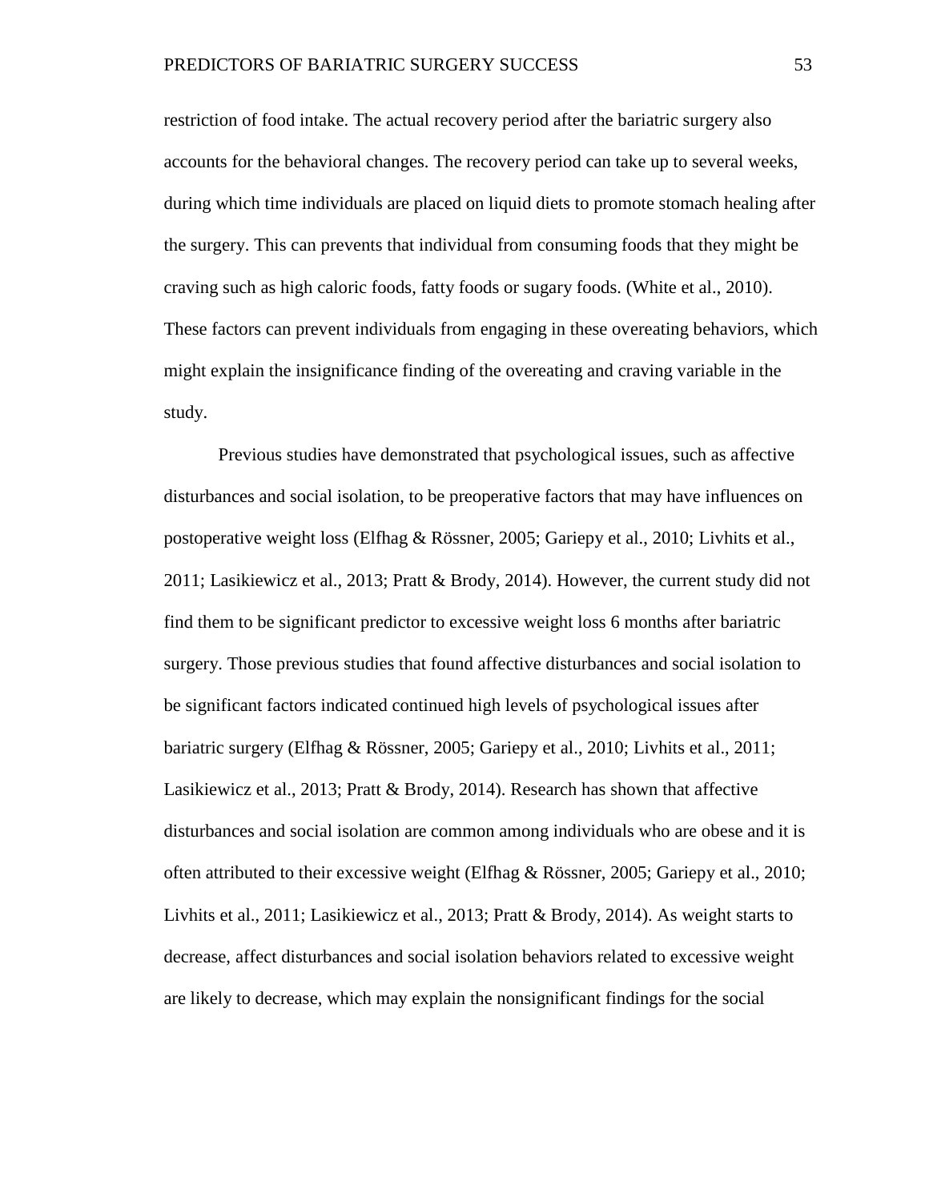restriction of food intake. The actual recovery period after the bariatric surgery also accounts for the behavioral changes. The recovery period can take up to several weeks, during which time individuals are placed on liquid diets to promote stomach healing after the surgery. This can prevents that individual from consuming foods that they might be craving such as high caloric foods, fatty foods or sugary foods. (White et al., 2010). These factors can prevent individuals from engaging in these overeating behaviors, which might explain the insignificance finding of the overeating and craving variable in the study.

Previous studies have demonstrated that psychological issues, such as affective disturbances and social isolation, to be preoperative factors that may have influences on postoperative weight loss (Elfhag & Rössner, 2005; Gariepy et al., 2010; Livhits et al., 2011; Lasikiewicz et al., 2013; Pratt & Brody, 2014). However, the current study did not find them to be significant predictor to excessive weight loss 6 months after bariatric surgery. Those previous studies that found affective disturbances and social isolation to be significant factors indicated continued high levels of psychological issues after bariatric surgery (Elfhag & Rössner, 2005; Gariepy et al., 2010; Livhits et al., 2011; Lasikiewicz et al., 2013; Pratt & Brody, 2014). Research has shown that affective disturbances and social isolation are common among individuals who are obese and it is often attributed to their excessive weight (Elfhag & Rössner, 2005; Gariepy et al., 2010; Livhits et al., 2011; Lasikiewicz et al., 2013; Pratt & Brody, 2014). As weight starts to decrease, affect disturbances and social isolation behaviors related to excessive weight are likely to decrease, which may explain the nonsignificant findings for the social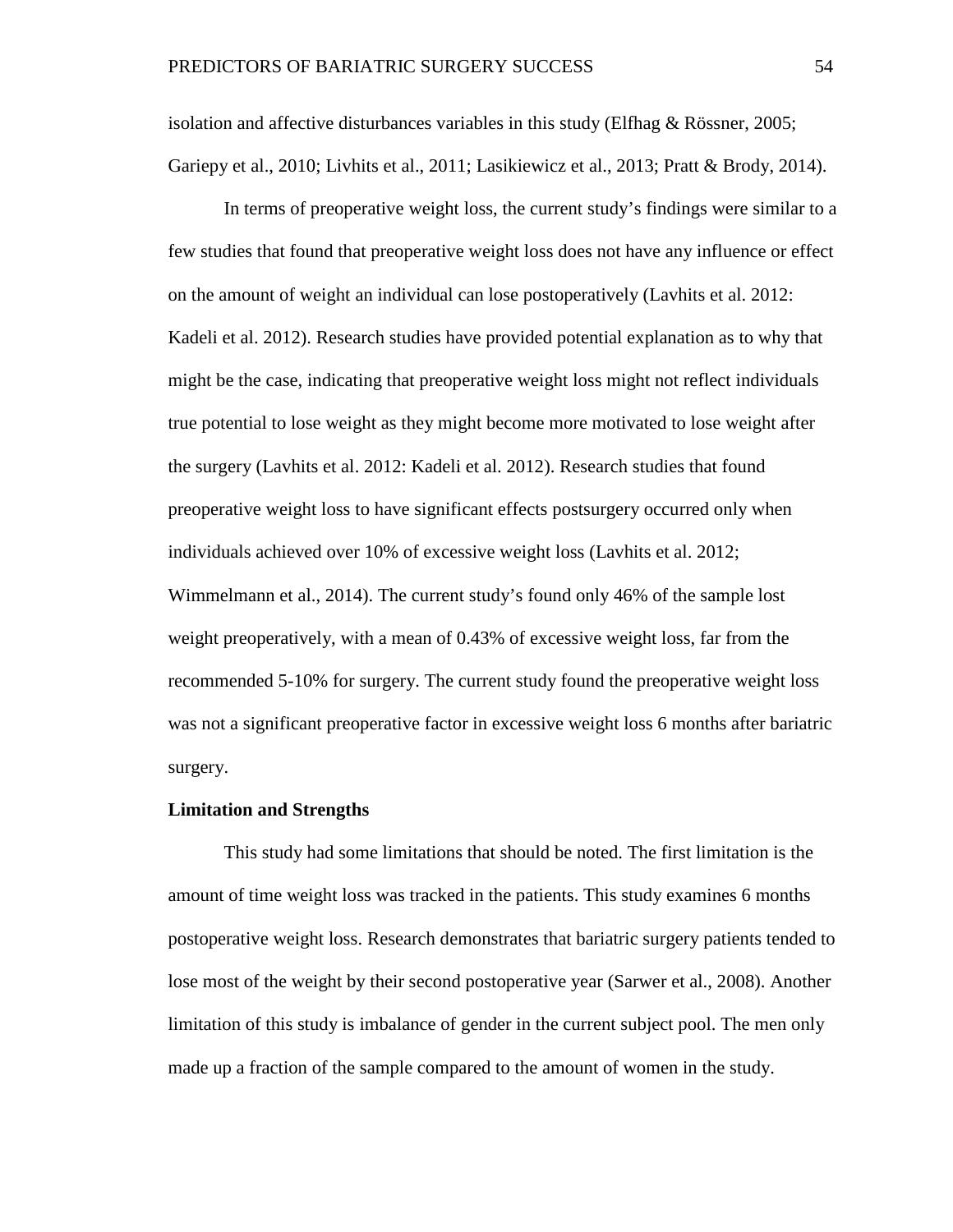isolation and affective disturbances variables in this study (Elfhag & Rössner, 2005; Gariepy et al., 2010; Livhits et al., 2011; Lasikiewicz et al., 2013; Pratt & Brody, 2014).

In terms of preoperative weight loss, the current study's findings were similar to a few studies that found that preoperative weight loss does not have any influence or effect on the amount of weight an individual can lose postoperatively (Lavhits et al. 2012: Kadeli et al. 2012). Research studies have provided potential explanation as to why that might be the case, indicating that preoperative weight loss might not reflect individuals true potential to lose weight as they might become more motivated to lose weight after the surgery (Lavhits et al. 2012: Kadeli et al. 2012). Research studies that found preoperative weight loss to have significant effects postsurgery occurred only when individuals achieved over 10% of excessive weight loss (Lavhits et al. 2012; Wimmelmann et al., 2014). The current study's found only 46% of the sample lost weight preoperatively, with a mean of 0.43% of excessive weight loss, far from the recommended 5-10% for surgery. The current study found the preoperative weight loss was not a significant preoperative factor in excessive weight loss 6 months after bariatric surgery.

**Limitation and Strengths**

This study had some limitations that should be noted. The first limitation is the amount of time weight loss was tracked in the patients. This study examines 6 months postoperative weight loss. Research demonstrates that bariatric surgery patients tended to lose most of the weight by their second postoperative year (Sarwer et al., 2008). Another limitation of this study is imbalance of gender in the current subject pool. The men only made up a fraction of the sample compared to the amount of women in the study.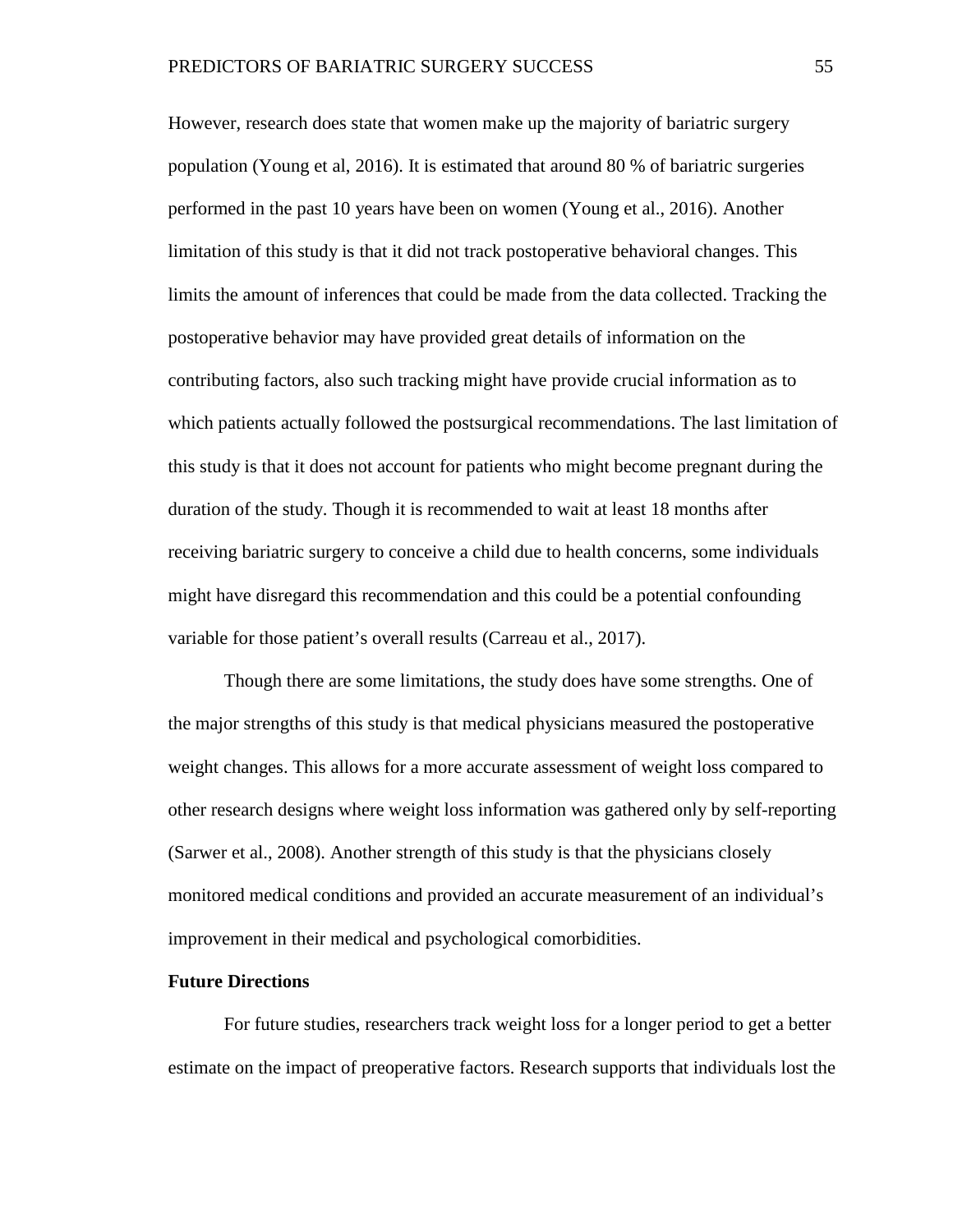However, research does state that women make up the majority of bariatric surgery population (Young et al, 2016). It is estimated that around 80 % of bariatric surgeries performed in the past 10 years have been on women (Young et al., 2016). Another limitation of this study is that it did not track postoperative behavioral changes. This limits the amount of inferences that could be made from the data collected. Tracking the postoperative behavior may have provided great details of information on the contributing factors, also such tracking might have provide crucial information as to which patients actually followed the postsurgical recommendations. The last limitation of this study is that it does not account for patients who might become pregnant during the duration of the study. Though it is recommended to wait at least 18 months after receiving bariatric surgery to conceive a child due to health concerns, some individuals might have disregard this recommendation and this could be a potential confounding variable for those patient's overall results (Carreau et al., 2017).

Though there are some limitations, the study does have some strengths. One of the major strengths of this study is that medical physicians measured the postoperative weight changes. This allows for a more accurate assessment of weight loss compared to other research designs where weight loss information was gathered only by self-reporting (Sarwer et al., 2008). Another strength of this study is that the physicians closely monitored medical conditions and provided an accurate measurement of an individual's improvement in their medical and psychological comorbidities.

**Future Directions**

For future studies, researchers track weight loss for a longer period to get a better estimate on the impact of preoperative factors. Research supports that individuals lost the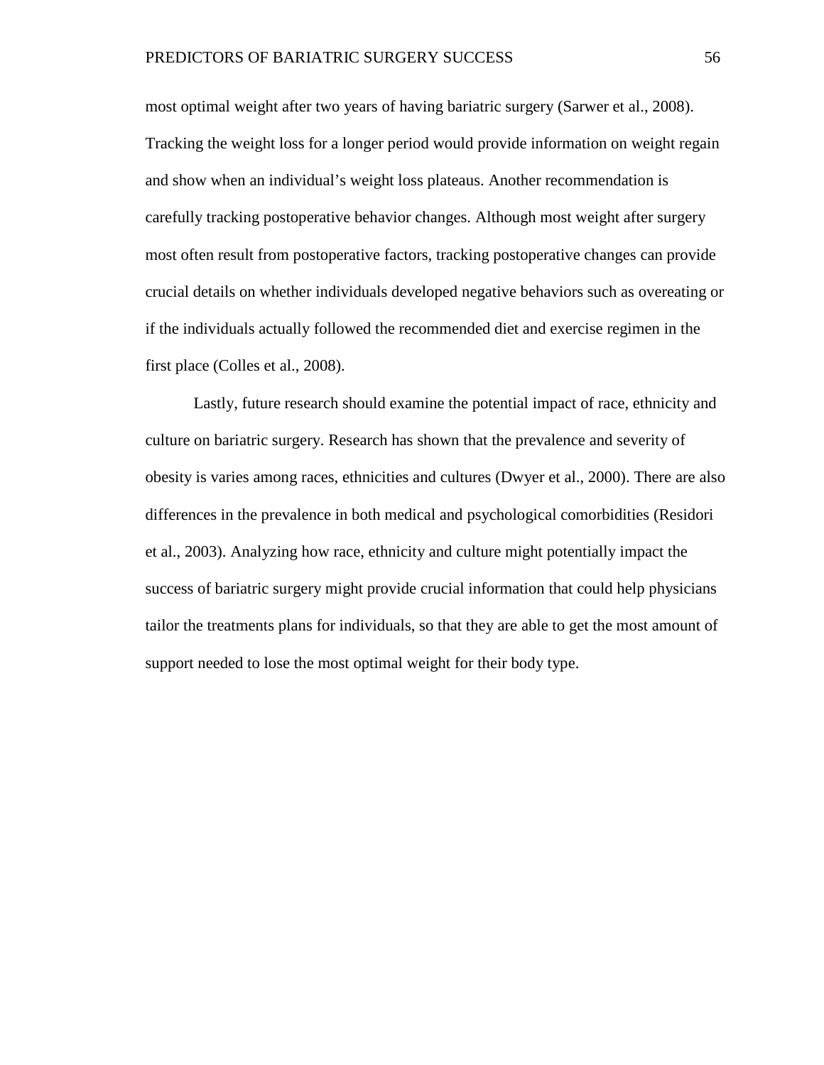most optimal weight after two years of having bariatric surgery (Sarwer et al., 2008). Tracking the weight loss for a longer period would provide information on weight regain and show when an individual's weight loss plateaus. Another recommendation is carefully tracking postoperative behavior changes. Although most weight after surgery most often result from postoperative factors, tracking postoperative changes can provide crucial details on whether individuals developed negative behaviors such as overeating or if the individuals actually followed the recommended diet and exercise regimen in the first place (Colles et al., 2008).

Lastly, future research should examine the potential impact of race, ethnicity and culture on bariatric surgery. Research has shown that the prevalence and severity of obesity is varies among races, ethnicities and cultures (Dwyer et al., 2000). There are also differences in the prevalence in both medical and psychological comorbidities (Residori et al., 2003). Analyzing how race, ethnicity and culture might potentially impact the success of bariatric surgery might provide crucial information that could help physicians tailor the treatments plans for individuals, so that they are able to get the most amount of support needed to lose the most optimal weight for their body type.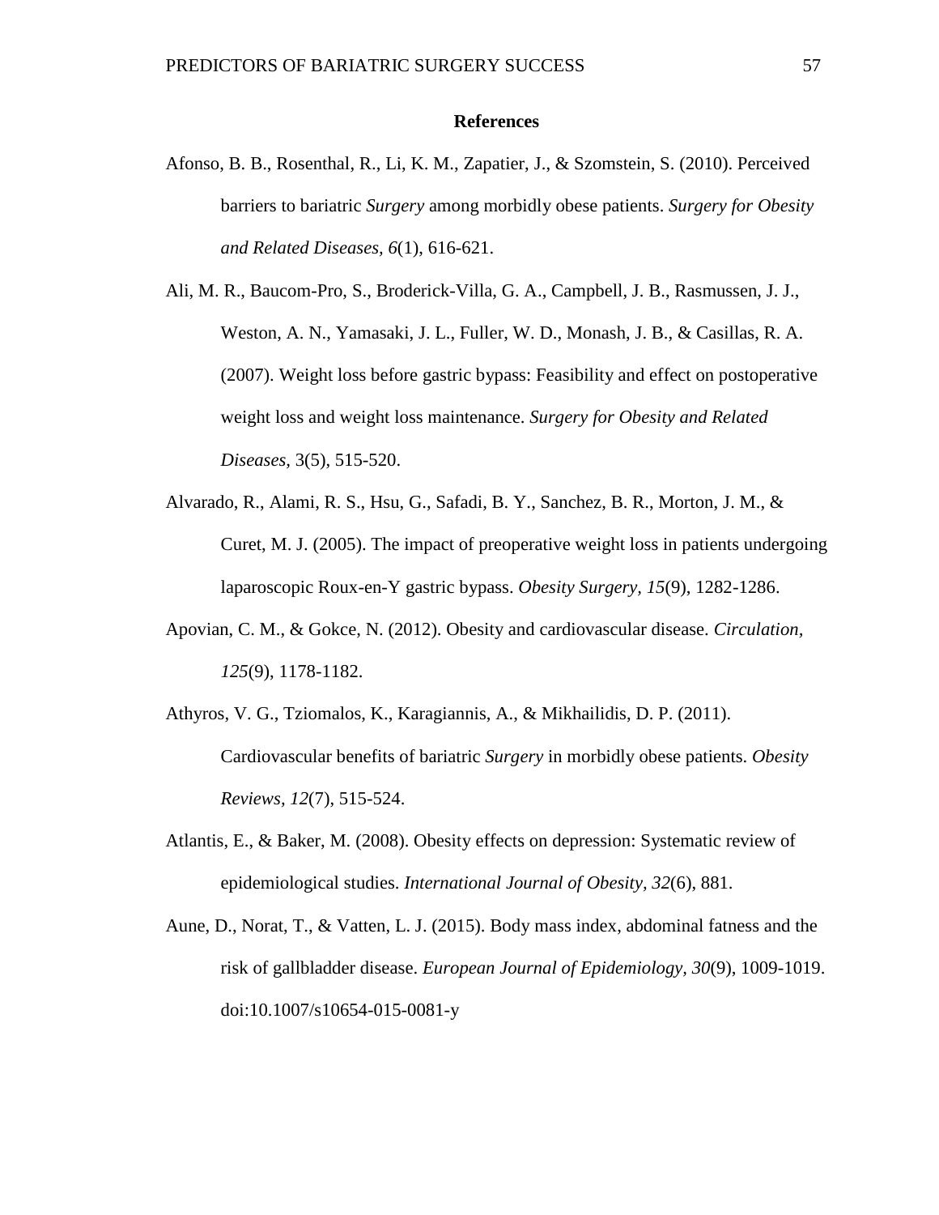## References

Afonso, B. B., Rosenthal, R., Li, K. M., Zapatier, J., & Szomstein, S. (2010). Perceived barriers to bariatric *Surgery* among morbidly obese patients. *Surgery for Obesity and Related Diseases, 6*(1), 616-621.

Ali, M. R., Baucom-Pro, S., Broderick-Villa, G. A., Campbell, J. B., Rasmussen, J. J., Weston, A. N., Yamasaki, J. L., Fuller, W. D., Monash, J. B., & Casillas, R. A. (2007). Weight loss before gastric bypass: Feasibility and effect on postoperative weight loss and weight loss maintenance. *Surgery for Obesity and Related Diseases,* 3(5), 515-520.

Alvarado, R., Alami, R. S., Hsu, G., Safadi, B. Y., Sanchez, B. R., Morton, J. M., & Curet, M. J. (2005). The impact of preoperative weight loss in patients undergoing laparoscopic Roux-en-Y gastric bypass. *Obesity Surgery, 15*(9), 1282-1286.

Apovian, C. M., & Gokce, N. (2012). Obesity and cardiovascular disease. *Circulation, 125*(9), 1178-1182.

Athyros, V. G., Tziomalos, K., Karagiannis, A., & Mikhailidis, D. P. (2011). Cardiovascular benefits of bariatric *Surgery* in morbidly obese patients. *Obesity Reviews, 12*(7), 515-524.

Atlantis, E., & Baker, M. (2008). Obesity effects on depression: Systematic review of epidemiological studies. *International Journal of Obesity, 32*(6), 881.

Aune, D., Norat, T., & Vatten, L. J. (2015). Body mass index, abdominal fatness and the risk of gallbladder disease. *European Journal of Epidemiology, 30*(9), 1009-1019. doi:10.1007/s10654-015-0081-y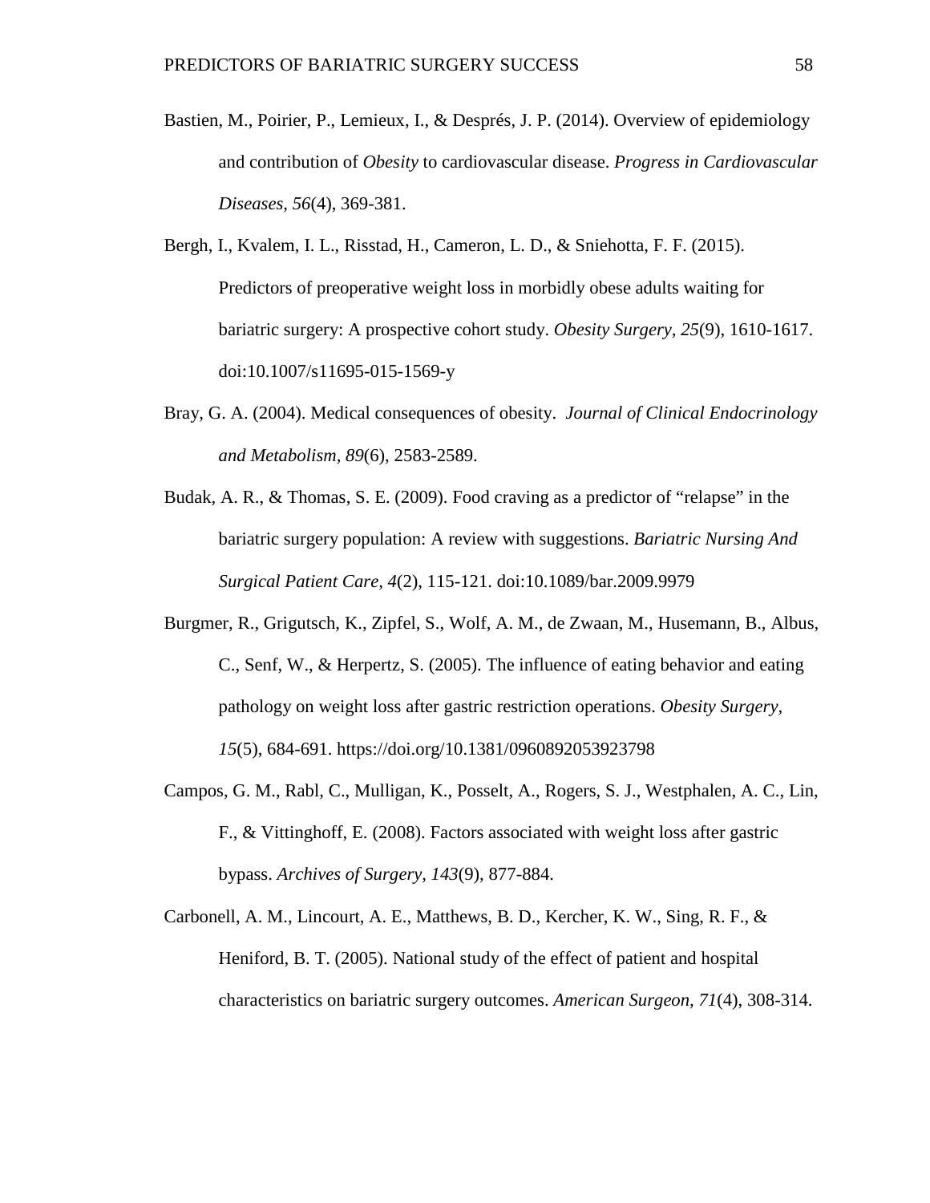Bastien, M., Poirier, P., Lemieux, I., & Després, J. P. (2014). Overview of epidemiology and contribution of *Obesity* to cardiovascular disease. *Progress in Cardiovascular Diseases, 56*(4), 369-381.

Bergh, I., Kvalem, I. L., Risstad, H., Cameron, L. D., & Sniehotta, F. F. (2015). Predictors of preoperative weight loss in morbidly obese adults waiting for bariatric surgery: A prospective cohort study. *Obesity Surgery, 25*(9), 1610-1617. doi:10.1007/s11695-015-1569-y

Bray, G. A. (2004). Medical consequences of obesity. *Journal of Clinical Endocrinology and Metabolism, 89*(6), 2583-2589.

Budak, A. R., & Thomas, S. E. (2009). Food craving as a predictor of "relapse" in the bariatric surgery population: A review with suggestions. *Bariatric Nursing And Surgical Patient Care, 4*(2), 115-121. doi:10.1089/bar.2009.9979

Burgmer, R., Grigutsch, K., Zipfel, S., Wolf, A. M., de Zwaan, M., Husemann, B., Albus, C., Senf, W., & Herpertz, S. (2005). The influence of eating behavior and eating pathology on weight loss after gastric restriction operations. *Obesity Surgery, 15*(5), 684-691. https://doi.org/10.1381/0960892053923798

Campos, G. M., Rabl, C., Mulligan, K., Posselt, A., Rogers, S. J., Westphalen, A. C., Lin, F., & Vittinghoff, E. (2008). Factors associated with weight loss after gastric bypass. *Archives of Surgery, 143*(9), 877-884.

Carbonell, A. M., Lincourt, A. E., Matthews, B. D., Kercher, K. W., Sing, R. F., & Heniford, B. T. (2005). National study of the effect of patient and hospital characteristics on bariatric surgery outcomes. *American Surgeon, 71*(4), 308-314.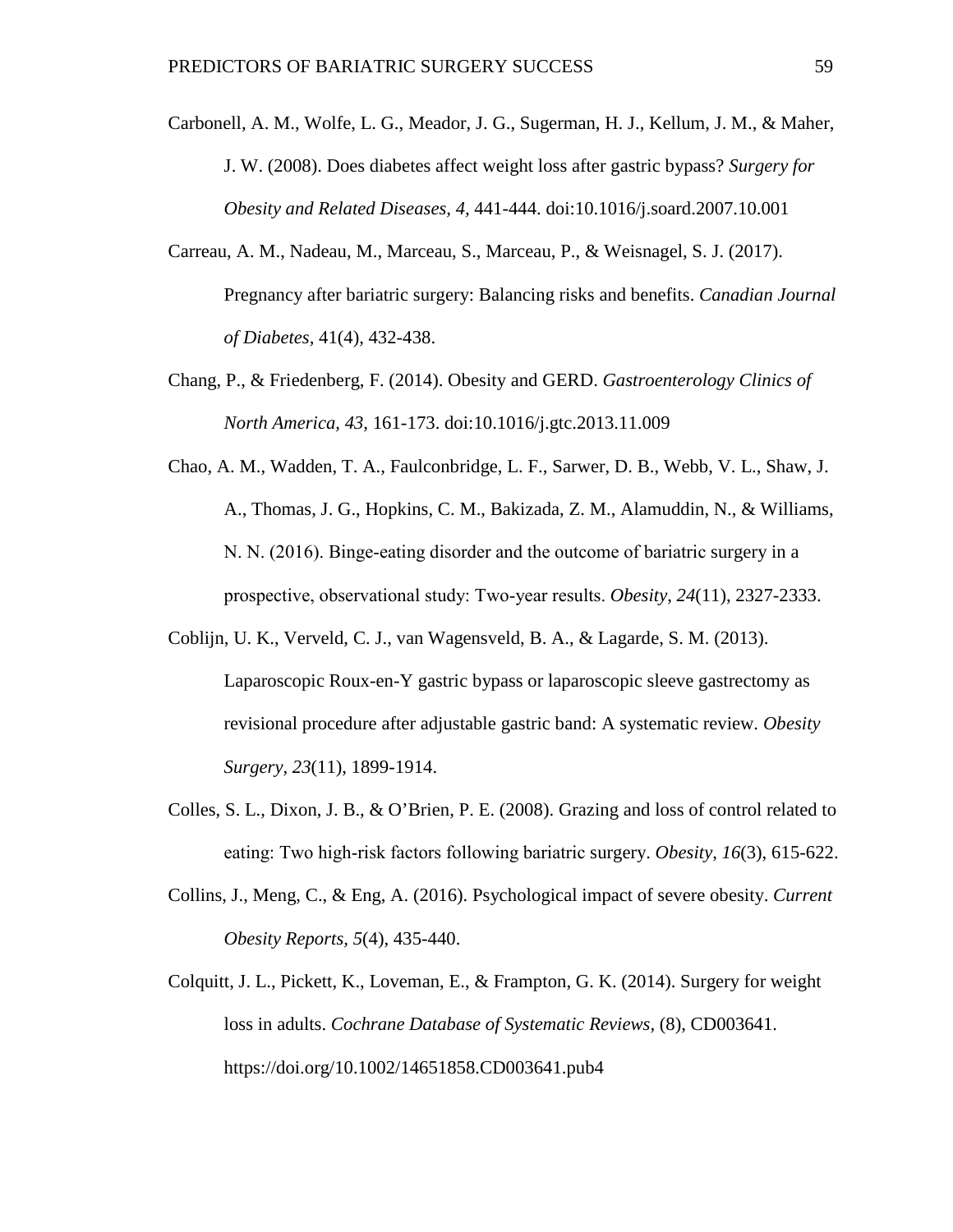Carbonell, A. M., Wolfe, L. G., Meador, J. G., Sugerman, H. J., Kellum, J. M., & Maher, J. W. (2008). Does diabetes affect weight loss after gastric bypass? *Surgery for Obesity and Related Diseases, 4,* 441-444. doi:10.1016/j.soard.2007.10.001

Carreau, A. M., Nadeau, M., Marceau, S., Marceau, P., & Weisnagel, S. J. (2017). Pregnancy after bariatric surgery: Balancing risks and benefits. *Canadian Journal of Diabetes*, 41(4), 432-438.

Chang, P., & Friedenberg, F. (2014). Obesity and GERD. *Gastroenterology Clinics of North America, 43,* 161-173. doi:10.1016/j.gtc.2013.11.009

Chao, A. M., Wadden, T. A., Faulconbridge, L. F., Sarwer, D. B., Webb, V. L., Shaw, J. A., Thomas, J. G., Hopkins, C. M., Bakizada, Z. M., Alamuddin, N., & Williams, N. N. (2016). Binge-eating disorder and the outcome of bariatric surgery in a prospective, observational study: Two-year results. *Obesity*, *24*(11), 2327-2333.

Coblijn, U. K., Verveld, C. J., van Wagensveld, B. A., & Lagarde, S. M. (2013). Laparoscopic Roux-en-Y gastric bypass or laparoscopic sleeve gastrectomy as revisional procedure after adjustable gastric band: A systematic review. *Obesity Surgery, 23*(11), 1899-1914.

Colles, S. L., Dixon, J. B., & O'Brien, P. E. (2008). Grazing and loss of control related to eating: Two high-risk factors following bariatric surgery. *Obesity*, *16*(3), 615-622.

Collins, J., Meng, C., & Eng, A. (2016). Psychological impact of severe obesity. *Current Obesity Reports*, *5*(4), 435-440.

Colquitt, J. L., Pickett, K., Loveman, E., & Frampton, G. K. (2014). Surgery for weight loss in adults. *Cochrane Database of Systematic Reviews*, (8), CD003641. https://doi.org/10.1002/14651858.CD003641.pub4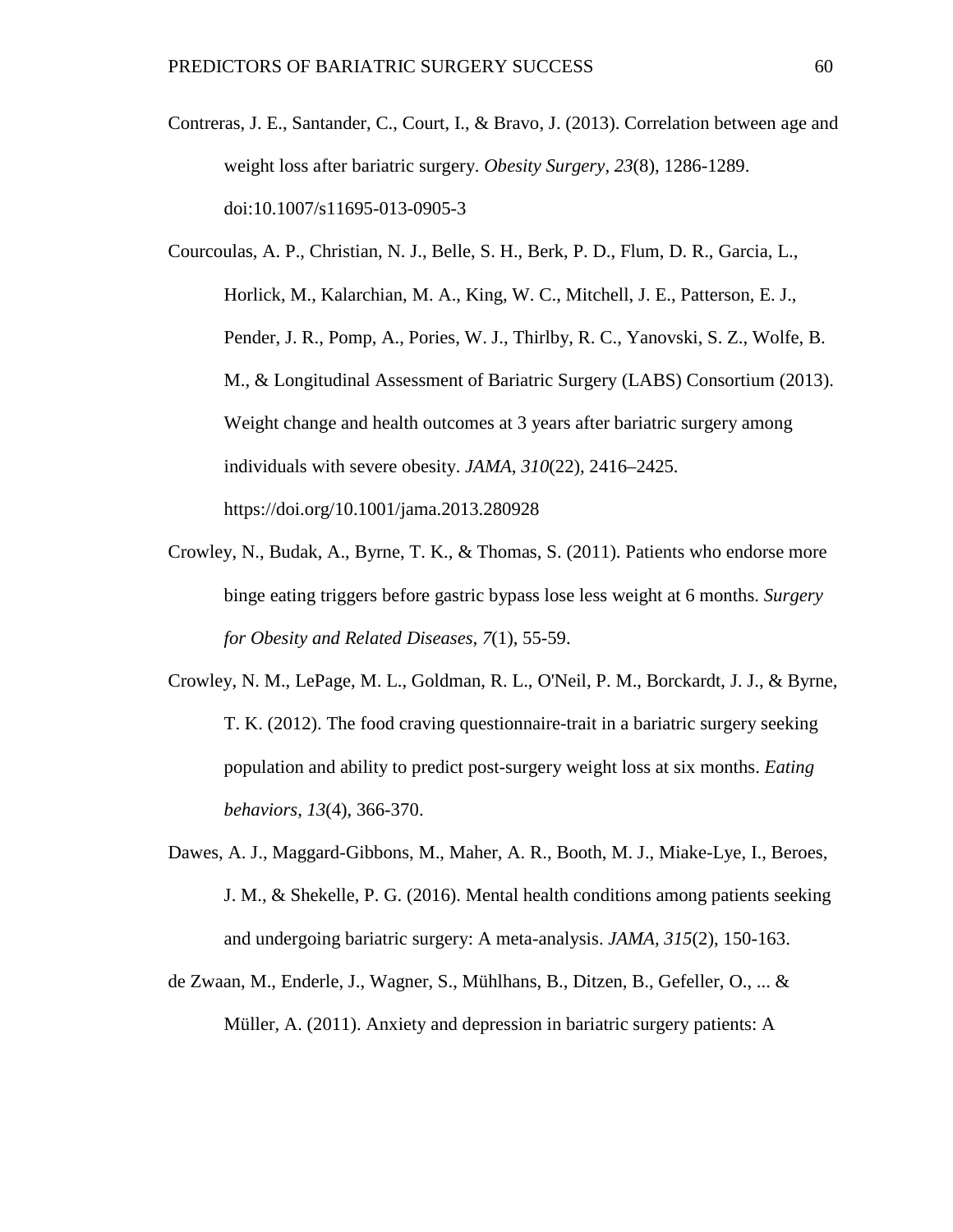Contreras, J. E., Santander, C., Court, I., & Bravo, J. (2013). Correlation between age and weight loss after bariatric surgery. *Obesity Surgery, 23*(8), 1286-1289. doi:10.1007/s11695-013-0905-3

Courcoulas, A. P., Christian, N. J., Belle, S. H., Berk, P. D., Flum, D. R., Garcia, L., Horlick, M., Kalarchian, M. A., King, W. C., Mitchell, J. E., Patterson, E. J., Pender, J. R., Pomp, A., Pories, W. J., Thirlby, R. C., Yanovski, S. Z., Wolfe, B. M., & Longitudinal Assessment of Bariatric Surgery (LABS) Consortium (2013). Weight change and health outcomes at 3 years after bariatric surgery among individuals with severe obesity. *JAMA*, *310*(22), 2416–2425. https://doi.org/10.1001/jama.2013.280928

Crowley, N., Budak, A., Byrne, T. K., & Thomas, S. (2011). Patients who endorse more binge eating triggers before gastric bypass lose less weight at 6 months. *Surgery for Obesity and Related Diseases*, *7*(1), 55-59.

Crowley, N. M., LePage, M. L., Goldman, R. L., O'Neil, P. M., Borckardt, J. J., & Byrne, T. K. (2012). The food craving questionnaire-trait in a bariatric surgery seeking population and ability to predict post-surgery weight loss at six months. *Eating behaviors*, *13*(4), 366-370.

Dawes, A. J., Maggard-Gibbons, M., Maher, A. R., Booth, M. J., Miake-Lye, I., Beroes, J. M., & Shekelle, P. G. (2016). Mental health conditions among patients seeking and undergoing bariatric surgery: A meta-analysis. *JAMA, 315*(2), 150-163.

de Zwaan, M., Enderle, J., Wagner, S., Mühlhans, B., Ditzen, B., Gefeller, O., ... & Müller, A. (2011). Anxiety and depression in bariatric surgery patients: A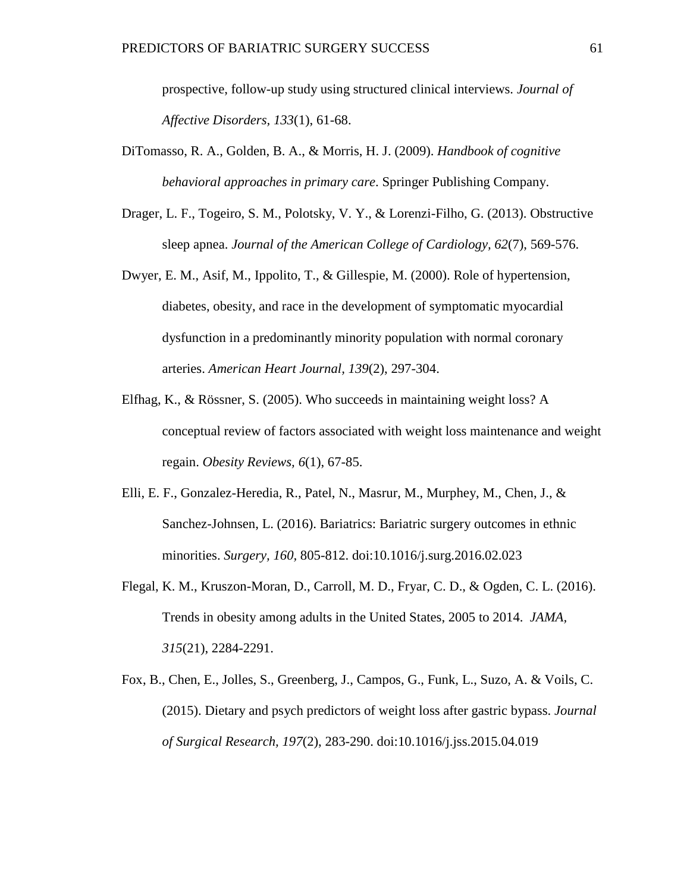prospective, follow-up study using structured clinical interviews. *Journal of Affective Disorders, 133*(1), 61-68.

DiTomasso, R. A., Golden, B. A., & Morris, H. J. (2009). *Handbook of cognitive behavioral approaches in primary care*. Springer Publishing Company.

Drager, L. F., Togeiro, S. M., Polotsky, V. Y., & Lorenzi-Filho, G. (2013). Obstructive sleep apnea. *Journal of the American College of Cardiology, 62*(7), 569-576.

Dwyer, E. M., Asif, M., Ippolito, T., & Gillespie, M. (2000). Role of hypertension, diabetes, obesity, and race in the development of symptomatic myocardial dysfunction in a predominantly minority population with normal coronary arteries. *American Heart Journal, 139*(2), 297-304.

Elfhag, K., & Rössner, S. (2005). Who succeeds in maintaining weight loss? A conceptual review of factors associated with weight loss maintenance and weight regain. *Obesity Reviews, 6*(1), 67-85.

Elli, E. F., Gonzalez-Heredia, R., Patel, N., Masrur, M., Murphey, M., Chen, J., & Sanchez-Johnsen, L. (2016). Bariatrics: Bariatric surgery outcomes in ethnic minorities. *Surgery, 160,* 805-812. doi:10.1016/j.surg.2016.02.023

Flegal, K. M., Kruszon-Moran, D., Carroll, M. D., Fryar, C. D., & Ogden, C. L. (2016). Trends in obesity among adults in the United States, 2005 to 2014. *JAMA, 315*(21), 2284-2291.

Fox, B., Chen, E., Jolles, S., Greenberg, J., Campos, G., Funk, L., Suzo, A. & Voils, C. (2015). Dietary and psych predictors of weight loss after gastric bypass. *Journal of Surgical Research, 197*(2), 283-290. doi:10.1016/j.jss.2015.04.019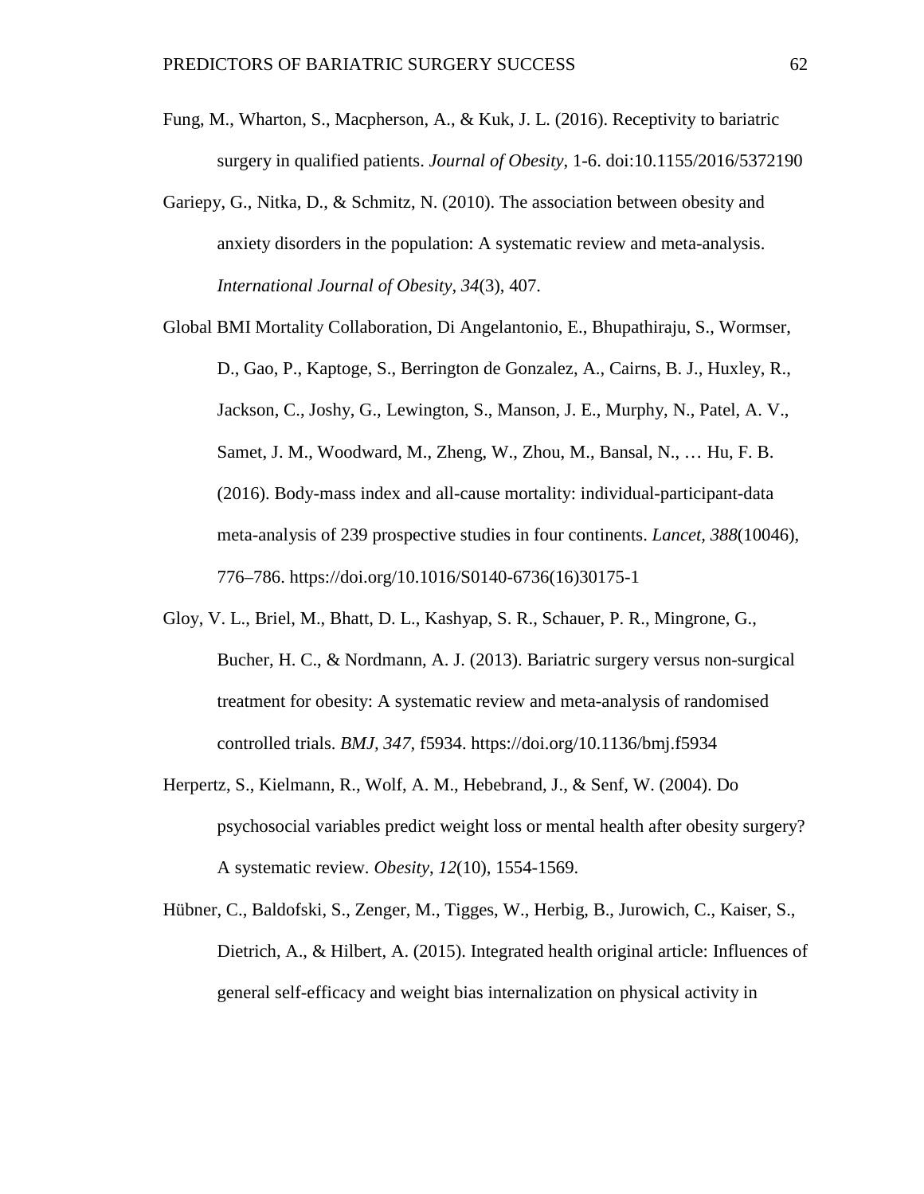Fung, M., Wharton, S., Macpherson, A., & Kuk, J. L. (2016). Receptivity to bariatric surgery in qualified patients. *Journal of Obesity*, 1-6. doi:10.1155/2016/5372190

Gariepy, G., Nitka, D., & Schmitz, N. (2010). The association between obesity and anxiety disorders in the population: A systematic review and meta-analysis. *International Journal of Obesity*, *34*(3), 407.

Global BMI Mortality Collaboration, Di Angelantonio, E., Bhupathiraju, S., Wormser, D., Gao, P., Kaptoge, S., Berrington de Gonzalez, A., Cairns, B. J., Huxley, R., Jackson, C., Joshy, G., Lewington, S., Manson, J. E., Murphy, N., Patel, A. V., Samet, J. M., Woodward, M., Zheng, W., Zhou, M., Bansal, N., … Hu, F. B. (2016). Body-mass index and all-cause mortality: individual-participant-data meta-analysis of 239 prospective studies in four continents. *Lancet, 388*(10046), 776–786. https://doi.org/10.1016/S0140-6736(16)30175-1

Gloy, V. L., Briel, M., Bhatt, D. L., Kashyap, S. R., Schauer, P. R., Mingrone, G., Bucher, H. C., & Nordmann, A. J. (2013). Bariatric surgery versus non-surgical treatment for obesity: A systematic review and meta-analysis of randomised controlled trials. *BMJ*, *347*, f5934. https://doi.org/10.1136/bmj.f5934

Herpertz, S., Kielmann, R., Wolf, A. M., Hebebrand, J., & Senf, W. (2004). Do psychosocial variables predict weight loss or mental health after obesity surgery? A systematic review. *Obesity*, *12*(10), 1554-1569.

Hübner, C., Baldofski, S., Zenger, M., Tigges, W., Herbig, B., Jurowich, C., Kaiser, S., Dietrich, A., & Hilbert, A. (2015). Integrated health original article: Influences of general self-efficacy and weight bias internalization on physical activity in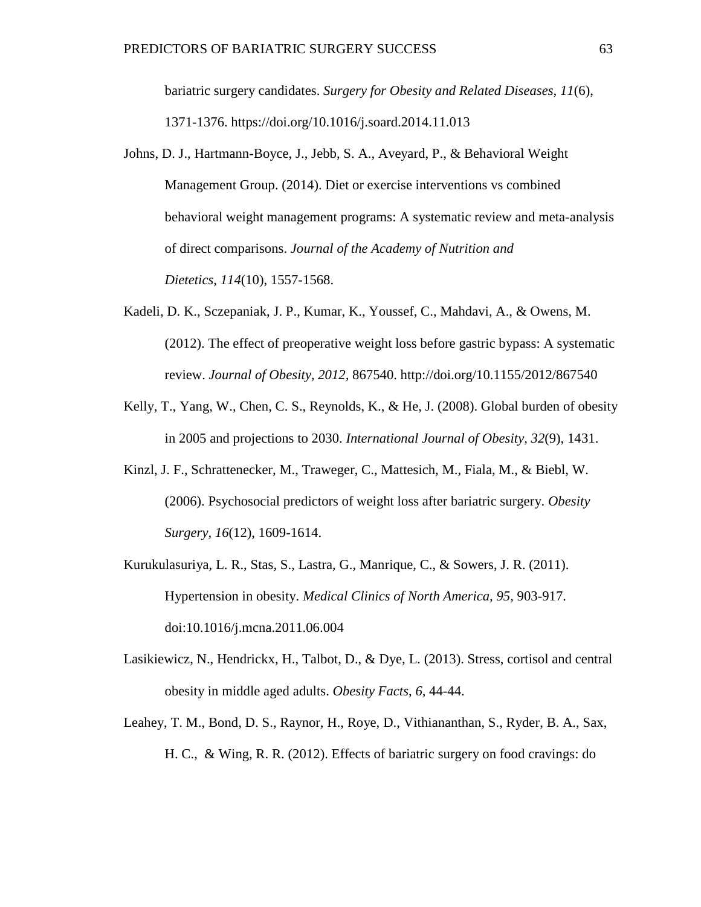bariatric surgery candidates. *Surgery for Obesity and Related Diseases, 11*(6), 1371-1376. https://doi.org/10.1016/j.soard.2014.11.013

Johns, D. J., Hartmann-Boyce, J., Jebb, S. A., Aveyard, P., & Behavioral Weight Management Group. (2014). Diet or exercise interventions vs combined behavioral weight management programs: A systematic review and meta-analysis of direct comparisons. *Journal of the Academy of Nutrition and Dietetics*, *114*(10), 1557-1568.

Kadeli, D. K., Sczepaniak, J. P., Kumar, K., Youssef, C., Mahdavi, A., & Owens, M. (2012). The effect of preoperative weight loss before gastric bypass: A systematic review. *Journal of Obesity, 2012,* 867540. http://doi.org/10.1155/2012/867540

Kelly, T., Yang, W., Chen, C. S., Reynolds, K., & He, J. (2008). Global burden of obesity in 2005 and projections to 2030. *International Journal of Obesity, 32*(9), 1431.

Kinzl, J. F., Schrattenecker, M., Traweger, C., Mattesich, M., Fiala, M., & Biebl, W. (2006). Psychosocial predictors of weight loss after bariatric surgery. *Obesity Surgery*, *16*(12), 1609-1614.

Kurukulasuriya, L. R., Stas, S., Lastra, G., Manrique, C., & Sowers, J. R. (2011). Hypertension in obesity. *Medical Clinics of North America, 95*, 903-917. doi:10.1016/j.mcna.2011.06.004

Lasikiewicz, N., Hendrickx, H., Talbot, D., & Dye, L. (2013). Stress, cortisol and central obesity in middle aged adults. *Obesity Facts, 6,* 44-44.

Leahey, T. M., Bond, D. S., Raynor, H., Roye, D., Vithiananthan, S., Ryder, B. A., Sax, H. C., & Wing, R. R. (2012). Effects of bariatric surgery on food cravings: do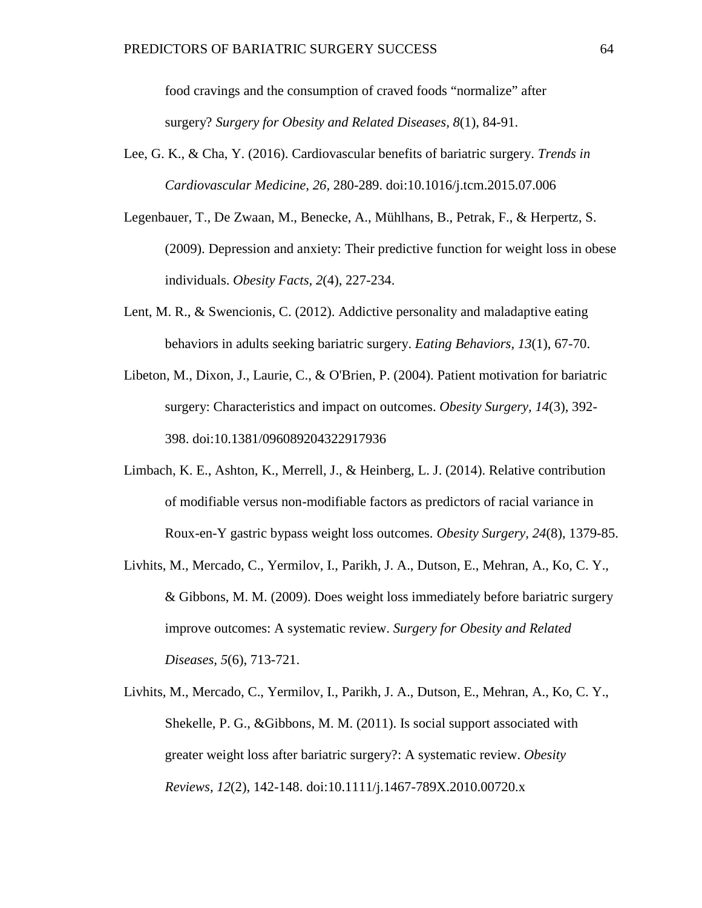food cravings and the consumption of craved foods "normalize" after surgery? *Surgery for Obesity and Related Diseases, 8*(1), 84-91.

Lee, G. K., & Cha, Y. (2016). Cardiovascular benefits of bariatric surgery. *Trends in Cardiovascular Medicine, 26,* 280-289. doi:10.1016/j.tcm.2015.07.006

Legenbauer, T., De Zwaan, M., Benecke, A., Mühlhans, B., Petrak, F., & Herpertz, S. (2009). Depression and anxiety: Their predictive function for weight loss in obese individuals. *Obesity Facts, 2*(4), 227-234.

Lent, M. R., & Swencionis, C. (2012). Addictive personality and maladaptive eating behaviors in adults seeking bariatric surgery. *Eating Behaviors, 13*(1), 67-70.

Libeton, M., Dixon, J., Laurie, C., & O'Brien, P. (2004). Patient motivation for bariatric surgery: Characteristics and impact on outcomes. *Obesity Surgery, 14*(3), 392-398. doi:10.1381/096089204322917936

Limbach, K. E., Ashton, K., Merrell, J., & Heinberg, L. J. (2014). Relative contribution of modifiable versus non-modifiable factors as predictors of racial variance in Roux-en-Y gastric bypass weight loss outcomes. *Obesity Surgery, 24*(8), 1379-85.

Livhits, M., Mercado, C., Yermilov, I., Parikh, J. A., Dutson, E., Mehran, A., Ko, C. Y., & Gibbons, M. M. (2009). Does weight loss immediately before bariatric surgery improve outcomes: A systematic review. *Surgery for Obesity and Related Diseases, 5*(6), 713-721.

Livhits, M., Mercado, C., Yermilov, I., Parikh, J. A., Dutson, E., Mehran, A., Ko, C. Y., Shekelle, P. G., &Gibbons, M. M. (2011). Is social support associated with greater weight loss after bariatric surgery?: A systematic review. *Obesity Reviews, 12*(2), 142-148. doi:10.1111/j.1467-789X.2010.00720.x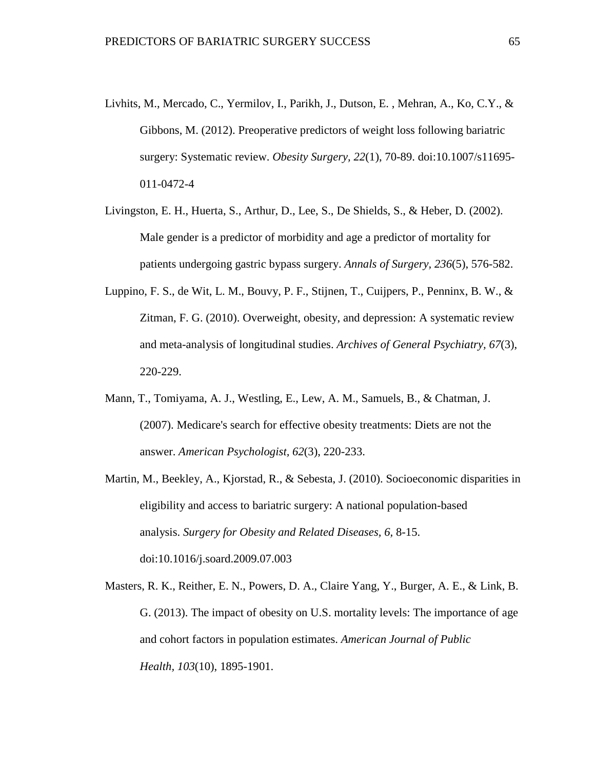Livhits, M., Mercado, C., Yermilov, I., Parikh, J., Dutson, E. , Mehran, A., Ko, C.Y., & Gibbons, M. (2012). Preoperative predictors of weight loss following bariatric surgery: Systematic review. *Obesity Surgery, 22*(1), 70-89. doi:10.1007/s11695-011-0472-4

Livingston, E. H., Huerta, S., Arthur, D., Lee, S., De Shields, S., & Heber, D. (2002). Male gender is a predictor of morbidity and age a predictor of mortality for patients undergoing gastric bypass surgery. *Annals of Surgery, 236*(5), 576-582.

Luppino, F. S., de Wit, L. M., Bouvy, P. F., Stijnen, T., Cuijpers, P., Penninx, B. W., & Zitman, F. G. (2010). Overweight, obesity, and depression: A systematic review and meta-analysis of longitudinal studies. *Archives of General Psychiatry, 67*(3), 220-229.

Mann, T., Tomiyama, A. J., Westling, E., Lew, A. M., Samuels, B., & Chatman, J. (2007). Medicare's search for effective obesity treatments: Diets are not the answer. *American Psychologist, 62*(3), 220-233.

Martin, M., Beekley, A., Kjorstad, R., & Sebesta, J. (2010). Socioeconomic disparities in eligibility and access to bariatric surgery: A national population-based analysis. *Surgery for Obesity and Related Diseases, 6*, 8-15. doi:10.1016/j.soard.2009.07.003

Masters, R. K., Reither, E. N., Powers, D. A., Claire Yang, Y., Burger, A. E., & Link, B. G. (2013). The impact of obesity on U.S. mortality levels: The importance of age and cohort factors in population estimates. *American Journal of Public Health, 103*(10), 1895-1901.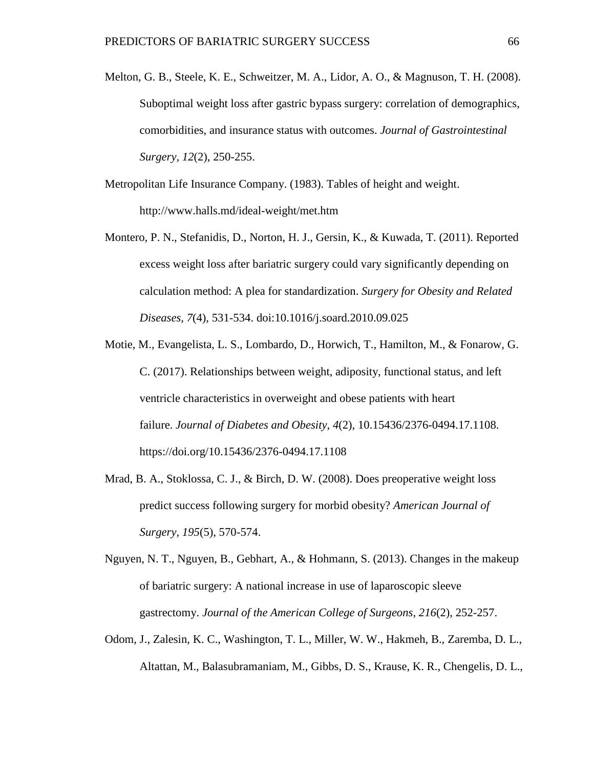Melton, G. B., Steele, K. E., Schweitzer, M. A., Lidor, A. O., & Magnuson, T. H. (2008). Suboptimal weight loss after gastric bypass surgery: correlation of demographics, comorbidities, and insurance status with outcomes. *Journal of Gastrointestinal Surgery, 12*(2), 250-255.

Metropolitan Life Insurance Company. (1983). Tables of height and weight. http://www.halls.md/ideal-weight/met.htm

Montero, P. N., Stefanidis, D., Norton, H. J., Gersin, K., & Kuwada, T. (2011). Reported excess weight loss after bariatric surgery could vary significantly depending on calculation method: A plea for standardization. *Surgery for Obesity and Related Diseases*, *7*(4), 531-534. doi:10.1016/j.soard.2010.09.025

Motie, M., Evangelista, L. S., Lombardo, D., Horwich, T., Hamilton, M., & Fonarow, G. C. (2017). Relationships between weight, adiposity, functional status, and left ventricle characteristics in overweight and obese patients with heart failure. *Journal of Diabetes and Obesity, 4*(2), 10.15436/2376-0494.17.1108. https://doi.org/10.15436/2376-0494.17.1108

Mrad, B. A., Stoklossa, C. J., & Birch, D. W. (2008). Does preoperative weight loss predict success following surgery for morbid obesity? *American Journal of Surgery, 195*(5), 570-574.

Nguyen, N. T., Nguyen, B., Gebhart, A., & Hohmann, S. (2013). Changes in the makeup of bariatric surgery: A national increase in use of laparoscopic sleeve gastrectomy. *Journal of the American College of Surgeons*, *216*(2), 252-257.

Odom, J., Zalesin, K. C., Washington, T. L., Miller, W. W., Hakmeh, B., Zaremba, D. L., Altattan, M., Balasubramaniam, M., Gibbs, D. S., Krause, K. R., Chengelis, D. L.,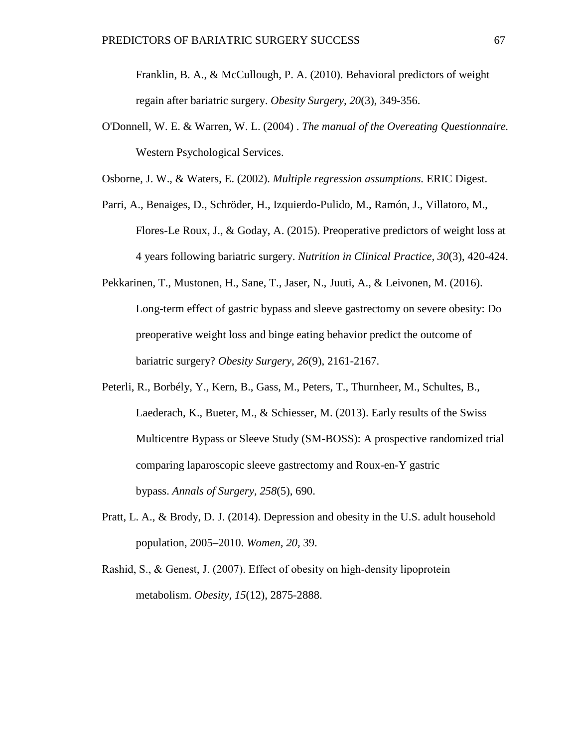Franklin, B. A., & McCullough, P. A. (2010). Behavioral predictors of weight regain after bariatric surgery. *Obesity Surgery, 20*(3), 349-356.

O'Donnell, W. E. & Warren, W. L. (2004) . *The manual of the Overeating Questionnaire.* Western Psychological Services.

Osborne, J. W., & Waters, E. (2002). *Multiple regression assumptions.* ERIC Digest.

Parri, A., Benaiges, D., Schröder, H., Izquierdo-Pulido, M., Ramón, J., Villatoro, M., Flores-Le Roux, J., & Goday, A. (2015). Preoperative predictors of weight loss at 4 years following bariatric surgery. *Nutrition in Clinical Practice, 30*(3), 420-424.

Pekkarinen, T., Mustonen, H., Sane, T., Jaser, N., Juuti, A., & Leivonen, M. (2016). Long-term effect of gastric bypass and sleeve gastrectomy on severe obesity: Do preoperative weight loss and binge eating behavior predict the outcome of bariatric surgery? *Obesity Surgery, 26*(9), 2161-2167.

Peterli, R., Borbély, Y., Kern, B., Gass, M., Peters, T., Thurnheer, M., Schultes, B., Laederach, K., Bueter, M., & Schiesser, M. (2013). Early results of the Swiss Multicentre Bypass or Sleeve Study (SM-BOSS): A prospective randomized trial comparing laparoscopic sleeve gastrectomy and Roux-en-Y gastric bypass. *Annals of Surgery, 258*(5), 690.

Pratt, L. A., & Brody, D. J. (2014). Depression and obesity in the U.S. adult household population, 2005–2010. *Women, 20,* 39.

Rashid, S., & Genest, J. (2007). Effect of obesity on high-density lipoprotein metabolism. *Obesity, 15*(12), 2875-2888.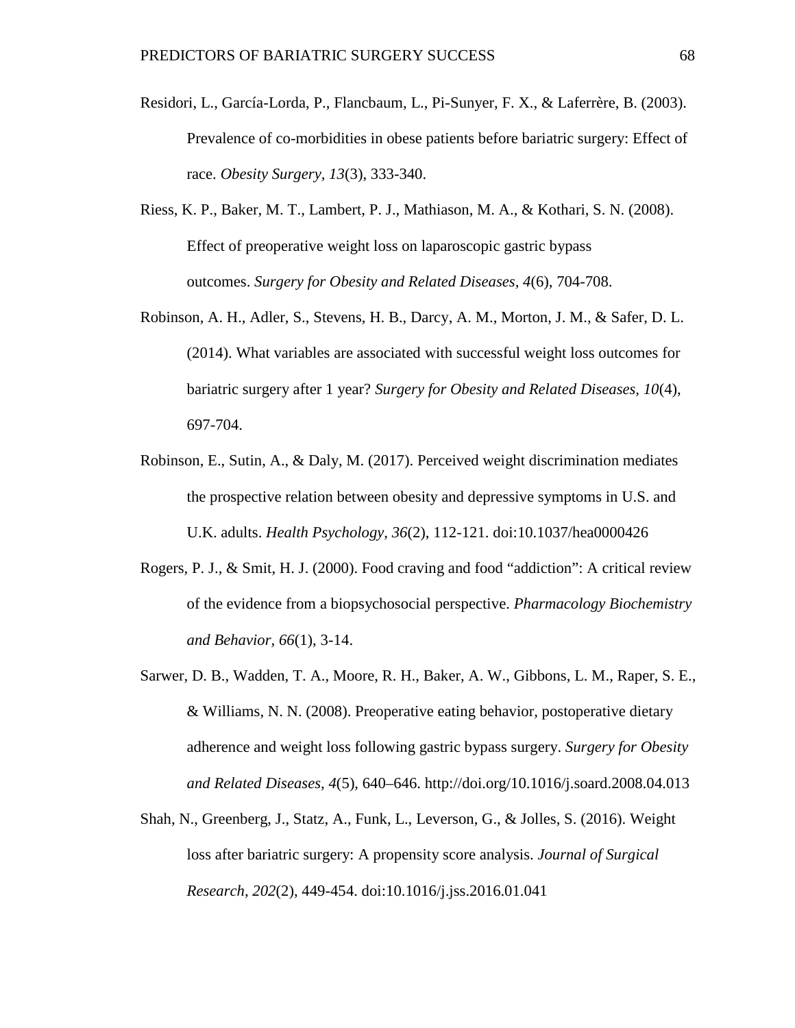Residori, L., García-Lorda, P., Flancbaum, L., Pi-Sunyer, F. X., & Laferrère, B. (2003). Prevalence of co-morbidities in obese patients before bariatric surgery: Effect of race. *Obesity Surgery, 13*(3), 333-340.

Riess, K. P., Baker, M. T., Lambert, P. J., Mathiason, M. A., & Kothari, S. N. (2008). Effect of preoperative weight loss on laparoscopic gastric bypass outcomes. *Surgery for Obesity and Related Diseases, 4*(6), 704-708.

Robinson, A. H., Adler, S., Stevens, H. B., Darcy, A. M., Morton, J. M., & Safer, D. L. (2014). What variables are associated with successful weight loss outcomes for bariatric surgery after 1 year? *Surgery for Obesity and Related Diseases, 10*(4), 697-704.

Robinson, E., Sutin, A., & Daly, M. (2017). Perceived weight discrimination mediates the prospective relation between obesity and depressive symptoms in U.S. and U.K. adults. *Health Psychology, 36*(2), 112-121. doi:10.1037/hea0000426

Rogers, P. J., & Smit, H. J. (2000). Food craving and food "addiction": A critical review of the evidence from a biopsychosocial perspective. *Pharmacology Biochemistry and Behavior, 66*(1), 3-14.

Sarwer, D. B., Wadden, T. A., Moore, R. H., Baker, A. W., Gibbons, L. M., Raper, S. E., & Williams, N. N. (2008). Preoperative eating behavior, postoperative dietary adherence and weight loss following gastric bypass surgery. *Surgery for Obesity and Related Diseases, 4*(5), 640–646. http://doi.org/10.1016/j.soard.2008.04.013

Shah, N., Greenberg, J., Statz, A., Funk, L., Leverson, G., & Jolles, S. (2016). Weight loss after bariatric surgery: A propensity score analysis. *Journal of Surgical Research, 202*(2), 449-454. doi:10.1016/j.jss.2016.01.041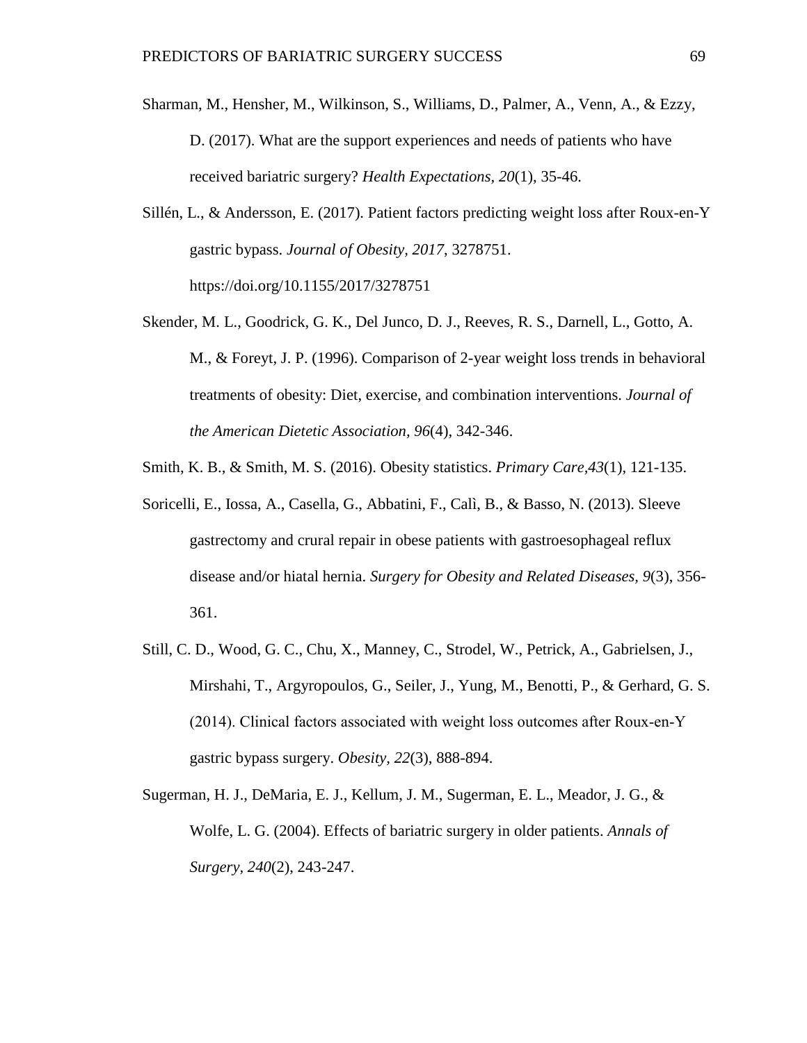Sharman, M., Hensher, M., Wilkinson, S., Williams, D., Palmer, A., Venn, A., & Ezzy, D. (2017). What are the support experiences and needs of patients who have received bariatric surgery? *Health Expectations, 20*(1), 35-46.

Sillén, L., & Andersson, E. (2017). Patient factors predicting weight loss after Roux-en-Y gastric bypass. *Journal of Obesity, 2017*, 3278751. https://doi.org/10.1155/2017/3278751

Skender, M. L., Goodrick, G. K., Del Junco, D. J., Reeves, R. S., Darnell, L., Gotto, A. M., & Foreyt, J. P. (1996). Comparison of 2-year weight loss trends in behavioral treatments of obesity: Diet, exercise, and combination interventions. *Journal of the American Dietetic Association, 96*(4), 342-346.

Smith, K. B., & Smith, M. S. (2016). Obesity statistics. *Primary Care,43*(1), 121-135.

Soricelli, E., Iossa, A., Casella, G., Abbatini, F., Calì, B., & Basso, N. (2013). Sleeve gastrectomy and crural repair in obese patients with gastroesophageal reflux disease and/or hiatal hernia. *Surgery for Obesity and Related Diseases, 9*(3), 356-361.

Still, C. D., Wood, G. C., Chu, X., Manney, C., Strodel, W., Petrick, A., Gabrielsen, J., Mirshahi, T., Argyropoulos, G., Seiler, J., Yung, M., Benotti, P., & Gerhard, G. S. (2014). Clinical factors associated with weight loss outcomes after Roux-en-Y gastric bypass surgery. *Obesity, 22*(3), 888-894.

Sugerman, H. J., DeMaria, E. J., Kellum, J. M., Sugerman, E. L., Meador, J. G., & Wolfe, L. G. (2004). Effects of bariatric surgery in older patients. *Annals of Surgery, 240*(2), 243-247.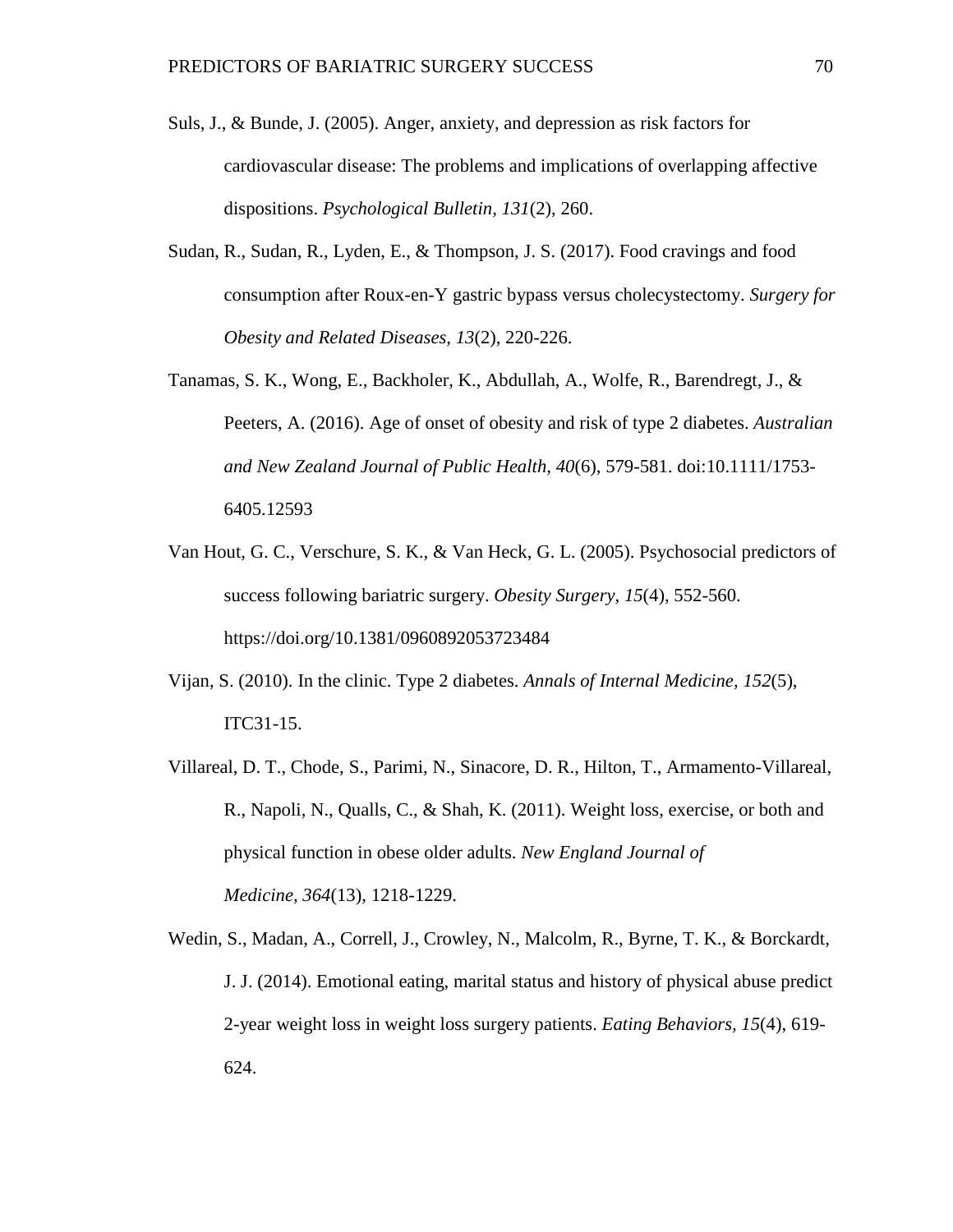Suls, J., & Bunde, J. (2005). Anger, anxiety, and depression as risk factors for cardiovascular disease: The problems and implications of overlapping affective dispositions. *Psychological Bulletin, 131*(2), 260.

Sudan, R., Sudan, R., Lyden, E., & Thompson, J. S. (2017). Food cravings and food consumption after Roux-en-Y gastric bypass versus cholecystectomy. *Surgery for Obesity and Related Diseases, 13*(2), 220-226.

Tanamas, S. K., Wong, E., Backholer, K., Abdullah, A., Wolfe, R., Barendregt, J., & Peeters, A. (2016). Age of onset of obesity and risk of type 2 diabetes. *Australian and New Zealand Journal of Public Health, 40*(6), 579-581. doi:10.1111/1753-6405.12593

Van Hout, G. C., Verschure, S. K., & Van Heck, G. L. (2005). Psychosocial predictors of success following bariatric surgery. *Obesity Surgery, 15*(4), 552-560. https://doi.org/10.1381/0960892053723484

Vijan, S. (2010). In the clinic. Type 2 diabetes. *Annals of Internal Medicine, 152*(5), ITC31-15.

Villareal, D. T., Chode, S., Parimi, N., Sinacore, D. R., Hilton, T., Armamento-Villareal, R., Napoli, N., Qualls, C., & Shah, K. (2011). Weight loss, exercise, or both and physical function in obese older adults. *New England Journal of Medicine, 364*(13), 1218-1229.

Wedin, S., Madan, A., Correll, J., Crowley, N., Malcolm, R., Byrne, T. K., & Borckardt, J. J. (2014). Emotional eating, marital status and history of physical abuse predict 2-year weight loss in weight loss surgery patients. *Eating Behaviors, 15*(4), 619-624.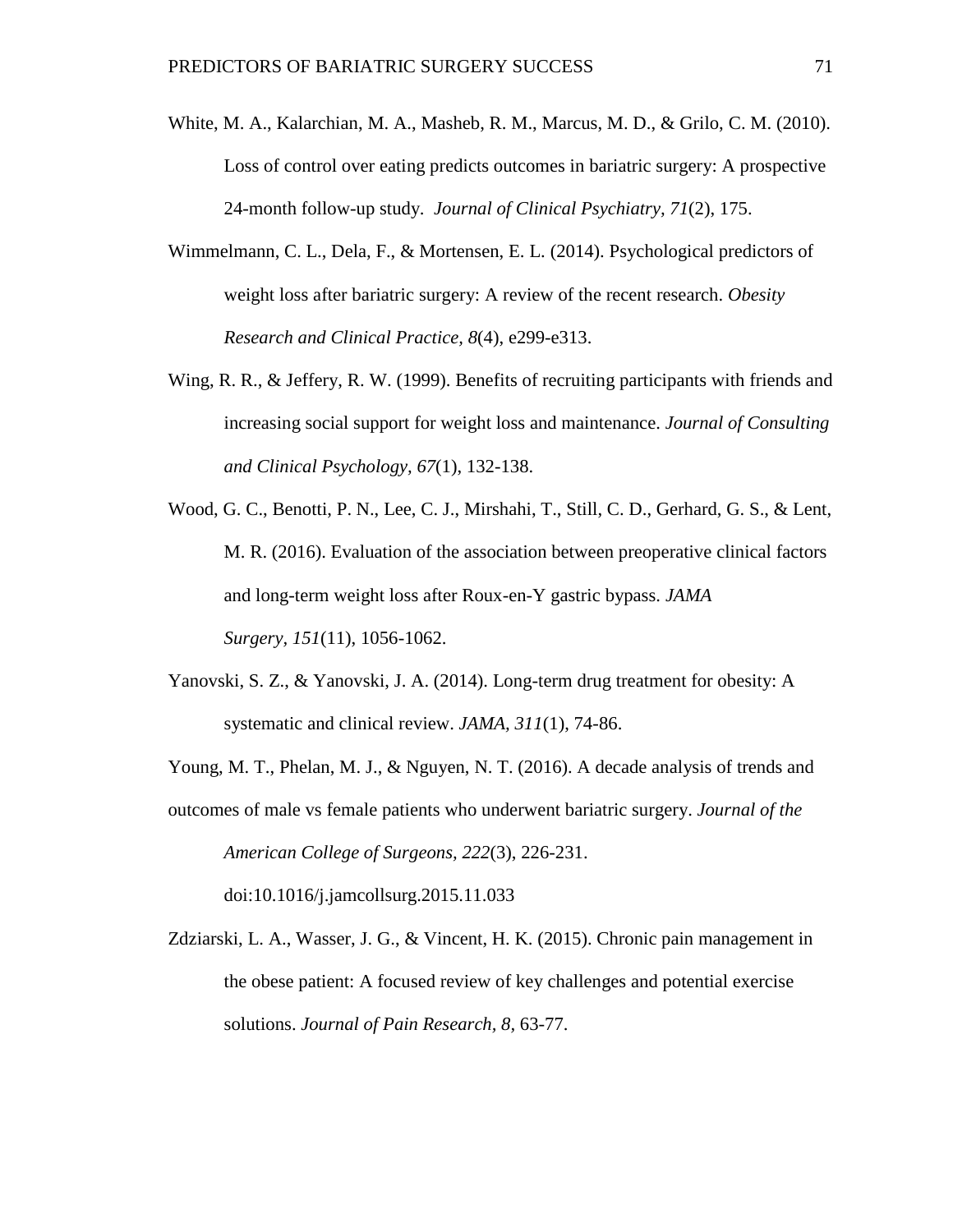White, M. A., Kalarchian, M. A., Masheb, R. M., Marcus, M. D., & Grilo, C. M. (2010). Loss of control over eating predicts outcomes in bariatric surgery: A prospective 24-month follow-up study. *Journal of Clinical Psychiatry, 71*(2), 175.

Wimmelmann, C. L., Dela, F., & Mortensen, E. L. (2014). Psychological predictors of weight loss after bariatric surgery: A review of the recent research. *Obesity Research and Clinical Practice, 8*(4), e299-e313.

Wing, R. R., & Jeffery, R. W. (1999). Benefits of recruiting participants with friends and increasing social support for weight loss and maintenance. *Journal of Consulting and Clinical Psychology, 67*(1), 132-138.

Wood, G. C., Benotti, P. N., Lee, C. J., Mirshahi, T., Still, C. D., Gerhard, G. S., & Lent, M. R. (2016). Evaluation of the association between preoperative clinical factors and long-term weight loss after Roux-en-Y gastric bypass. *JAMA Surgery*, *151*(11), 1056-1062.

Yanovski, S. Z., & Yanovski, J. A. (2014). Long-term drug treatment for obesity: A systematic and clinical review. *JAMA, 311*(1), 74-86.

Young, M. T., Phelan, M. J., & Nguyen, N. T. (2016). A decade analysis of trends and outcomes of male vs female patients who underwent bariatric surgery. *Journal of the American College of Surgeons*, *222*(3), 226-231. doi:10.1016/j.jamcollsurg.2015.11.033

Zdziarski, L. A., Wasser, J. G., & Vincent, H. K. (2015). Chronic pain management in the obese patient: A focused review of key challenges and potential exercise solutions. *Journal of Pain Research*, *8*, 63-77.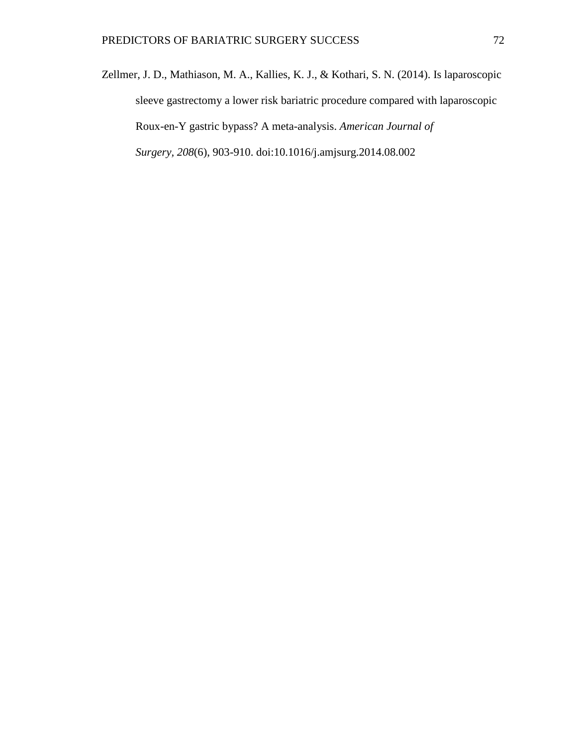Zellmer, J. D., Mathiason, M. A., Kallies, K. J., & Kothari, S. N. (2014). Is laparoscopic sleeve gastrectomy a lower risk bariatric procedure compared with laparoscopic Roux-en-Y gastric bypass? A meta-analysis. *American Journal of Surgery, 208*(6), 903-910. doi:10.1016/j.amjsurg.2014.08.002